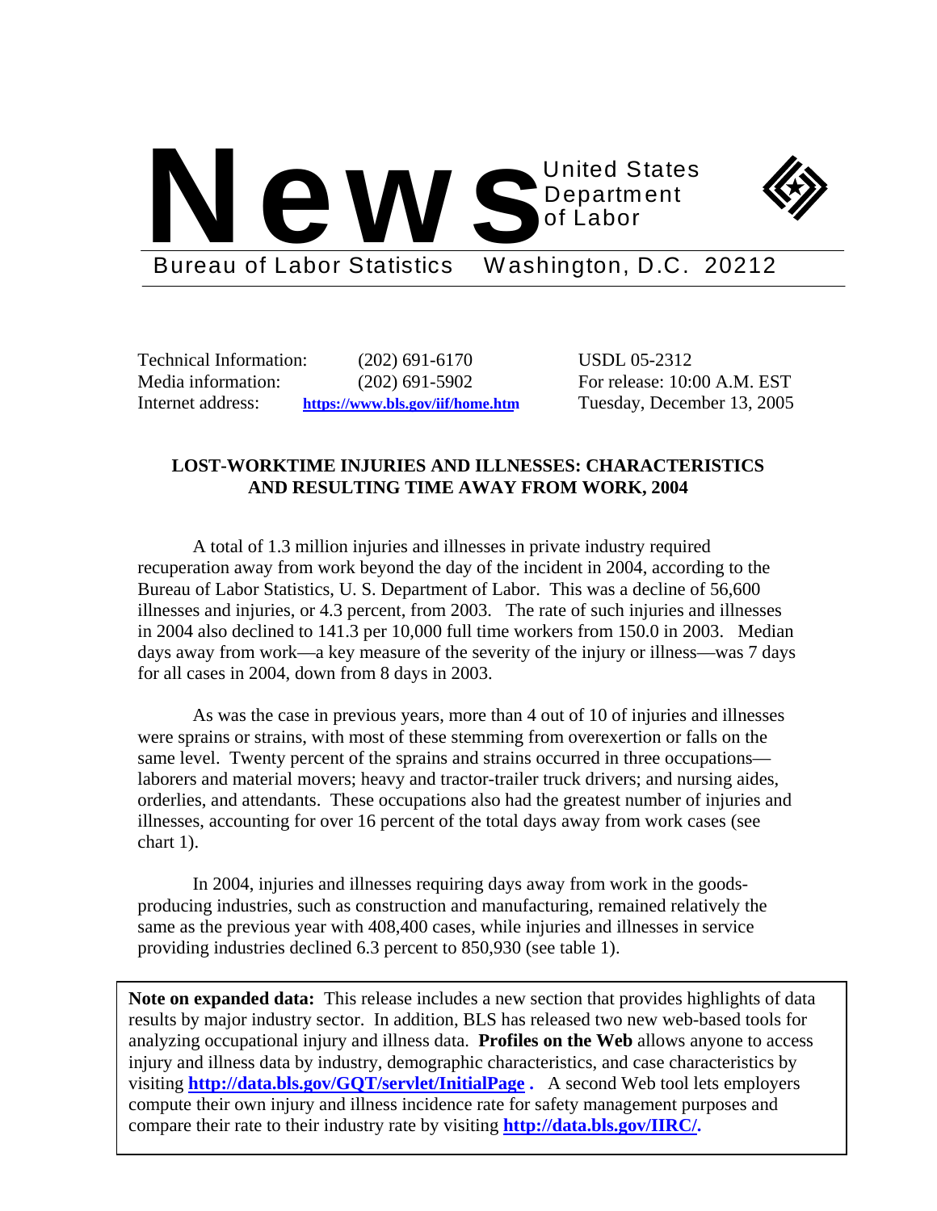# News

United States Department of Labor

Bureau of Labor Statistics Washington, D.C. 20212

| | | |
|---|---|---|
| Technical Information: | (202) 691-6170 | USDL 05-2312 |
| Media information: | (202) 691-5902 | For release: 10:00 A.M. EST |
| Internet address: | **https://www.bls.gov/iif/home.htm** | Tuesday, December 13, 2005 |

## LOST-WORKTIME INJURIES AND ILLNESSES: CHARACTERISTICS AND RESULTING TIME AWAY FROM WORK, 2004

A total of 1.3 million injuries and illnesses in private industry required recuperation away from work beyond the day of the incident in 2004, according to the Bureau of Labor Statistics, U. S. Department of Labor. This was a decline of 56,600 illnesses and injuries, or 4.3 percent, from 2003. The rate of such injuries and illnesses in 2004 also declined to 141.3 per 10,000 full time workers from 150.0 in 2003. Median days away from work—a key measure of the severity of the injury or illness—was 7 days for all cases in 2004, down from 8 days in 2003.

As was the case in previous years, more than 4 out of 10 of injuries and illnesses were sprains or strains, with most of these stemming from overexertion or falls on the same level. Twenty percent of the sprains and strains occurred in three occupations—laborers and material movers; heavy and tractor-trailer truck drivers; and nursing aides, orderlies, and attendants. These occupations also had the greatest number of injuries and illnesses, accounting for over 16 percent of the total days away from work cases (see chart 1).

In 2004, injuries and illnesses requiring days away from work in the goods-producing industries, such as construction and manufacturing, remained relatively the same as the previous year with 408,400 cases, while injuries and illnesses in service providing industries declined 6.3 percent to 850,930 (see table 1).

**Note on expanded data:** This release includes a new section that provides highlights of data results by major industry sector. In addition, BLS has released two new web-based tools for analyzing occupational injury and illness data. **Profiles on the Web** allows anyone to access injury and illness data by industry, demographic characteristics, and case characteristics by visiting **http://data.bls.gov/GQT/servlet/InitialPage .** A second Web tool lets employers compute their own injury and illness incidence rate for safety management purposes and compare their rate to their industry rate by visiting **http://data.bls.gov/IIRC/.**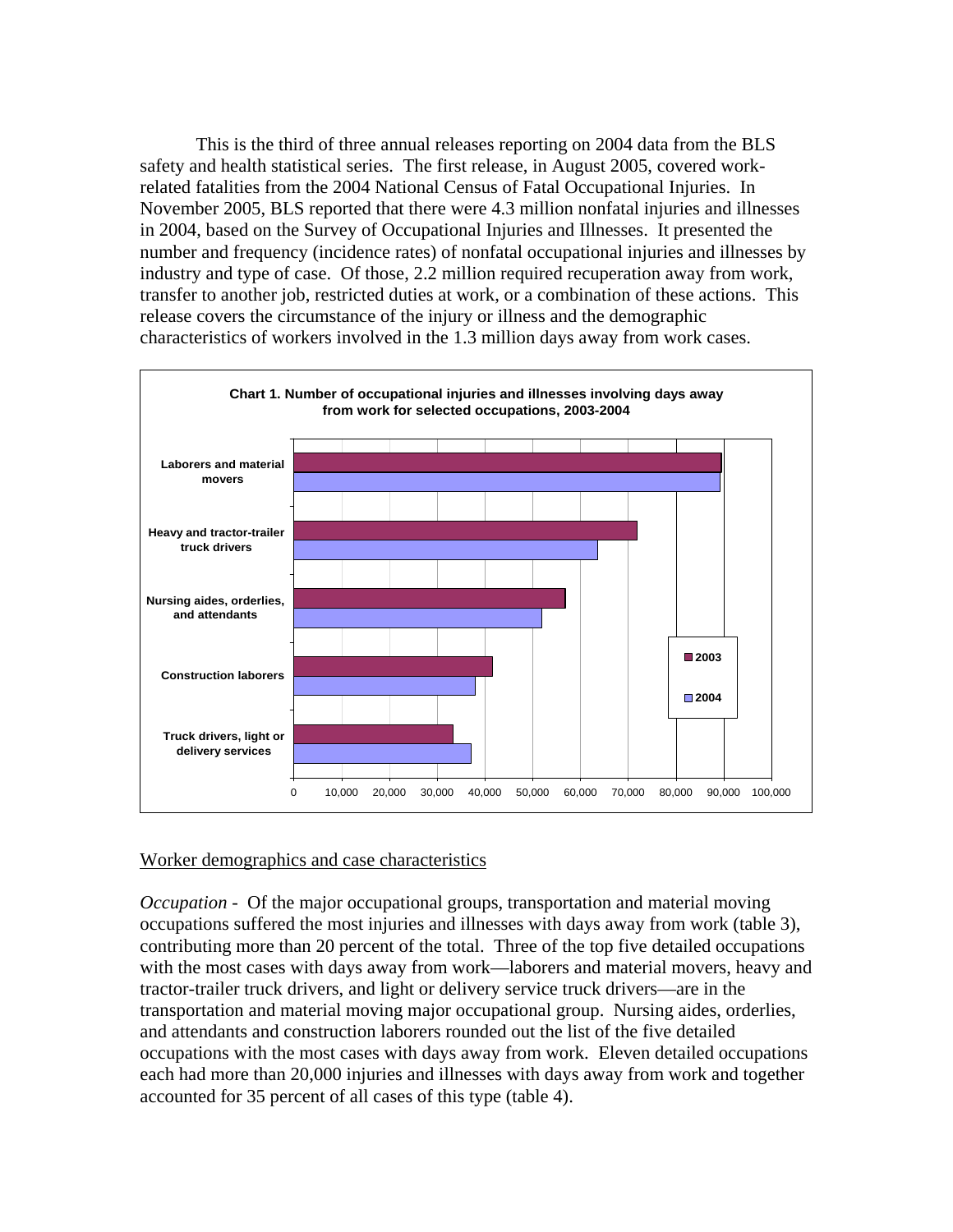This is the third of three annual releases reporting on 2004 data from the BLS safety and health statistical series. The first release, in August 2005, covered work-related fatalities from the 2004 National Census of Fatal Occupational Injuries. In November 2005, BLS reported that there were 4.3 million nonfatal injuries and illnesses in 2004, based on the Survey of Occupational Injuries and Illnesses. It presented the number and frequency (incidence rates) of nonfatal occupational injuries and illnesses by industry and type of case. Of those, 2.2 million required recuperation away from work, transfer to another job, restricted duties at work, or a combination of these actions. This release covers the circumstance of the injury or illness and the demographic characteristics of workers involved in the 1.3 million days away from work cases.

**Chart 1. Number of occupational injuries and illnesses involving days away from work for selected occupations, 2003-2004**

Worker demographics and case characteristics

*Occupation* - Of the major occupational groups, transportation and material moving occupations suffered the most injuries and illnesses with days away from work (table 3), contributing more than 20 percent of the total. Three of the top five detailed occupations with the most cases with days away from work—laborers and material movers, heavy and tractor-trailer truck drivers, and light or delivery service truck drivers—are in the transportation and material moving major occupational group. Nursing aides, orderlies, and attendants and construction laborers rounded out the list of the five detailed occupations with the most cases with days away from work. Eleven detailed occupations each had more than 20,000 injuries and illnesses with days away from work and together accounted for 35 percent of all cases of this type (table 4).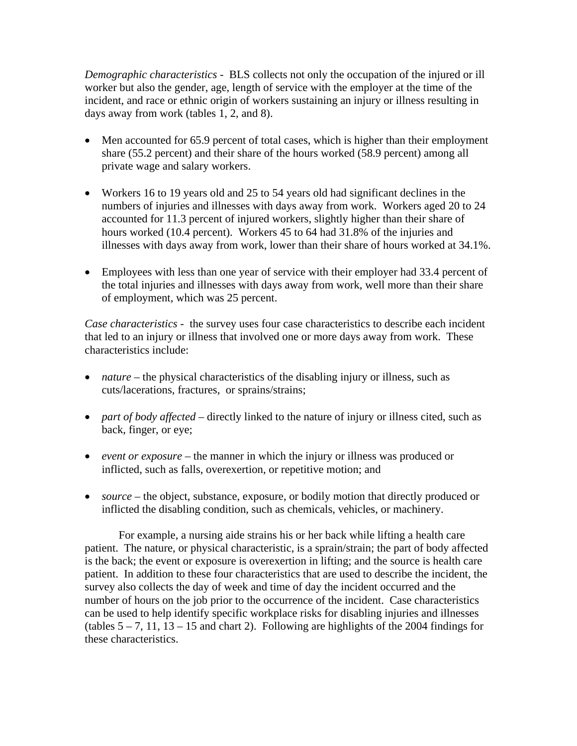*Demographic characteristics* - BLS collects not only the occupation of the injured or ill worker but also the gender, age, length of service with the employer at the time of the incident, and race or ethnic origin of workers sustaining an injury or illness resulting in days away from work (tables 1, 2, and 8).

- Men accounted for 65.9 percent of total cases, which is higher than their employment share (55.2 percent) and their share of the hours worked (58.9 percent) among all private wage and salary workers.

- Workers 16 to 19 years old and 25 to 54 years old had significant declines in the numbers of injuries and illnesses with days away from work. Workers aged 20 to 24 accounted for 11.3 percent of injured workers, slightly higher than their share of hours worked (10.4 percent). Workers 45 to 64 had 31.8% of the injuries and illnesses with days away from work, lower than their share of hours worked at 34.1%.

- Employees with less than one year of service with their employer had 33.4 percent of the total injuries and illnesses with days away from work, well more than their share of employment, which was 25 percent.

*Case characteristics* - the survey uses four case characteristics to describe each incident that led to an injury or illness that involved one or more days away from work. These characteristics include:

- *nature* – the physical characteristics of the disabling injury or illness, such as cuts/lacerations, fractures, or sprains/strains;

- *part of body affected* – directly linked to the nature of injury or illness cited, such as back, finger, or eye;

- *event or exposure* – the manner in which the injury or illness was produced or inflicted, such as falls, overexertion, or repetitive motion; and

- *source* – the object, substance, exposure, or bodily motion that directly produced or inflicted the disabling condition, such as chemicals, vehicles, or machinery.

For example, a nursing aide strains his or her back while lifting a health care patient. The nature, or physical characteristic, is a sprain/strain; the part of body affected is the back; the event or exposure is overexertion in lifting; and the source is health care patient. In addition to these four characteristics that are used to describe the incident, the survey also collects the day of week and time of day the incident occurred and the number of hours on the job prior to the occurrence of the incident. Case characteristics can be used to help identify specific workplace risks for disabling injuries and illnesses (tables 5 – 7, 11, 13 – 15 and chart 2). Following are highlights of the 2004 findings for these characteristics.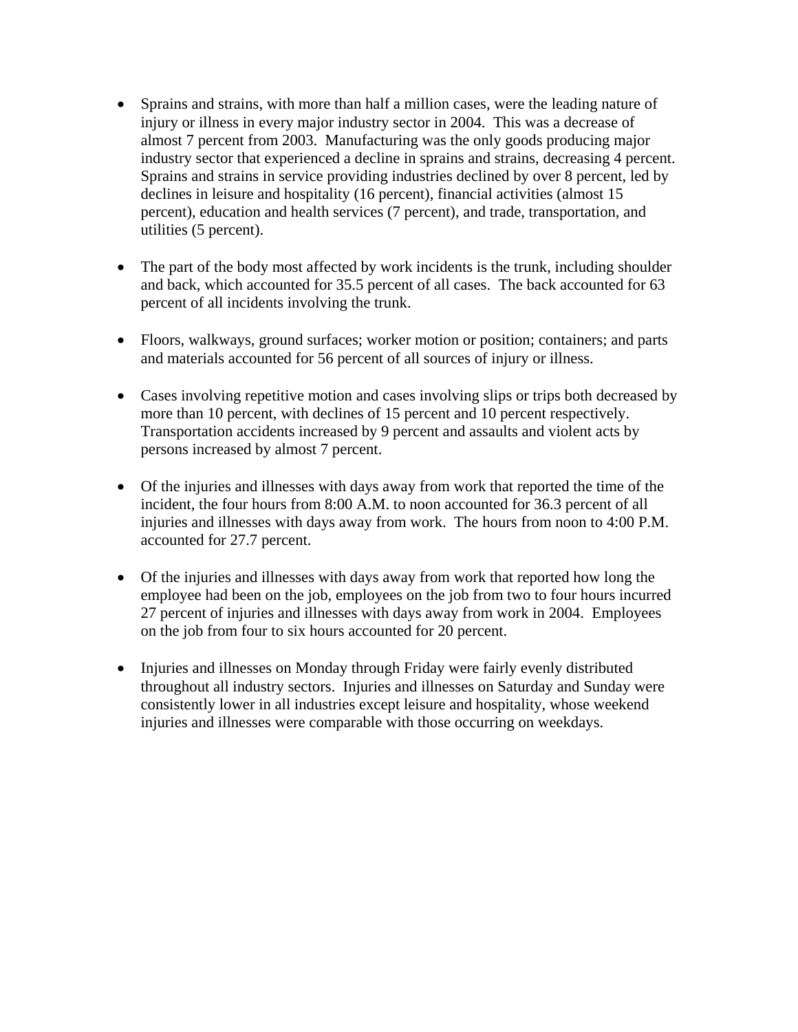- Sprains and strains, with more than half a million cases, were the leading nature of injury or illness in every major industry sector in 2004. This was a decrease of almost 7 percent from 2003. Manufacturing was the only goods producing major industry sector that experienced a decline in sprains and strains, decreasing 4 percent. Sprains and strains in service providing industries declined by over 8 percent, led by declines in leisure and hospitality (16 percent), financial activities (almost 15 percent), education and health services (7 percent), and trade, transportation, and utilities (5 percent).

- The part of the body most affected by work incidents is the trunk, including shoulder and back, which accounted for 35.5 percent of all cases. The back accounted for 63 percent of all incidents involving the trunk.

- Floors, walkways, ground surfaces; worker motion or position; containers; and parts and materials accounted for 56 percent of all sources of injury or illness.

- Cases involving repetitive motion and cases involving slips or trips both decreased by more than 10 percent, with declines of 15 percent and 10 percent respectively. Transportation accidents increased by 9 percent and assaults and violent acts by persons increased by almost 7 percent.

- Of the injuries and illnesses with days away from work that reported the time of the incident, the four hours from 8:00 A.M. to noon accounted for 36.3 percent of all injuries and illnesses with days away from work. The hours from noon to 4:00 P.M. accounted for 27.7 percent.

- Of the injuries and illnesses with days away from work that reported how long the employee had been on the job, employees on the job from two to four hours incurred 27 percent of injuries and illnesses with days away from work in 2004. Employees on the job from four to six hours accounted for 20 percent.

- Injuries and illnesses on Monday through Friday were fairly evenly distributed throughout all industry sectors. Injuries and illnesses on Saturday and Sunday were consistently lower in all industries except leisure and hospitality, whose weekend injuries and illnesses were comparable with those occurring on weekdays.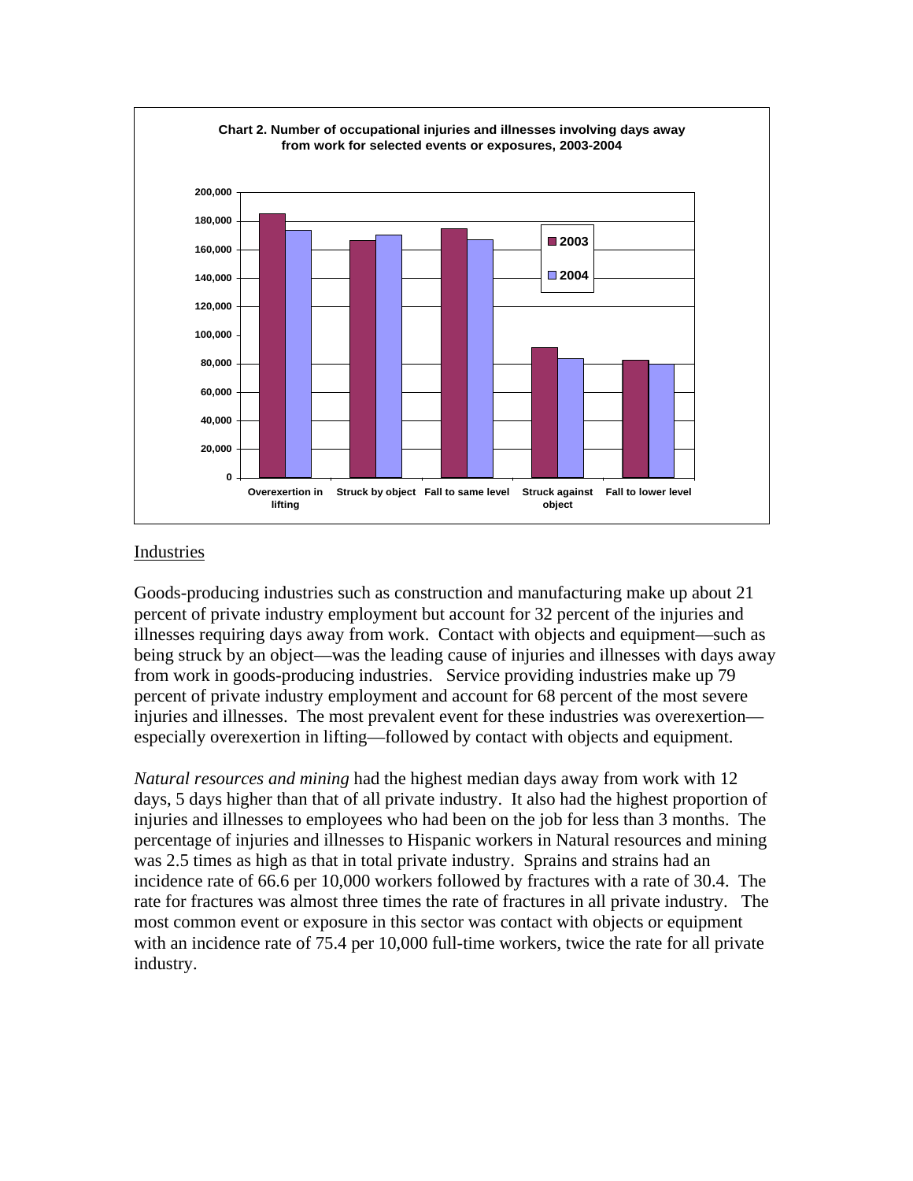**Chart 2. Number of occupational injuries and illnesses involving days away from work for selected events or exposures, 2003-2004**

## Industries

Goods-producing industries such as construction and manufacturing make up about 21 percent of private industry employment but account for 32 percent of the injuries and illnesses requiring days away from work. Contact with objects and equipment—such as being struck by an object—was the leading cause of injuries and illnesses with days away from work in goods-producing industries. Service providing industries make up 79 percent of private industry employment and account for 68 percent of the most severe injuries and illnesses. The most prevalent event for these industries was overexertion—especially overexertion in lifting—followed by contact with objects and equipment.

*Natural resources and mining* had the highest median days away from work with 12 days, 5 days higher than that of all private industry. It also had the highest proportion of injuries and illnesses to employees who had been on the job for less than 3 months. The percentage of injuries and illnesses to Hispanic workers in Natural resources and mining was 2.5 times as high as that in total private industry. Sprains and strains had an incidence rate of 66.6 per 10,000 workers followed by fractures with a rate of 30.4. The rate for fractures was almost three times the rate of fractures in all private industry. The most common event or exposure in this sector was contact with objects or equipment with an incidence rate of 75.4 per 10,000 full-time workers, twice the rate for all private industry.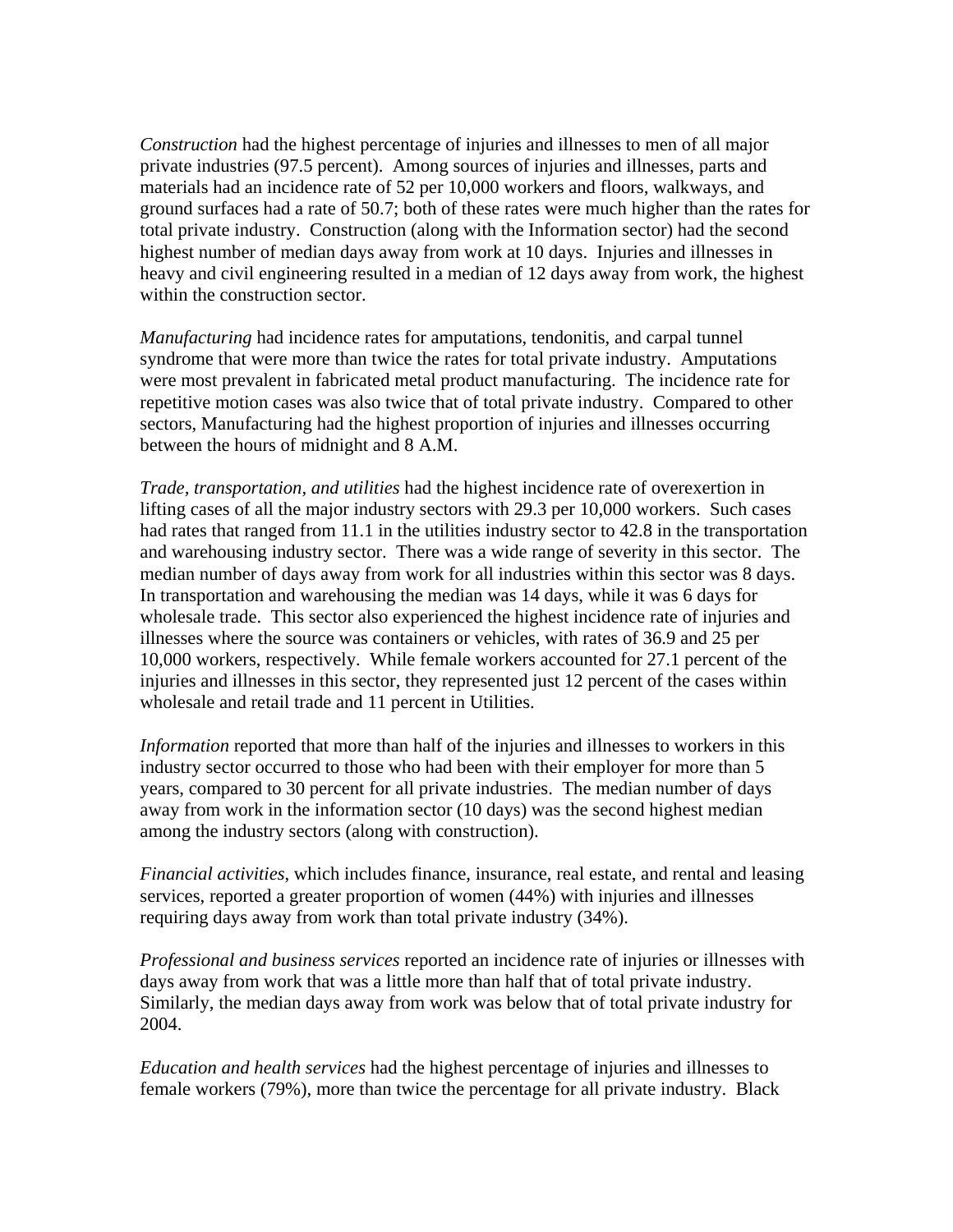*Construction* had the highest percentage of injuries and illnesses to men of all major private industries (97.5 percent). Among sources of injuries and illnesses, parts and materials had an incidence rate of 52 per 10,000 workers and floors, walkways, and ground surfaces had a rate of 50.7; both of these rates were much higher than the rates for total private industry. Construction (along with the Information sector) had the second highest number of median days away from work at 10 days. Injuries and illnesses in heavy and civil engineering resulted in a median of 12 days away from work, the highest within the construction sector.

*Manufacturing* had incidence rates for amputations, tendonitis, and carpal tunnel syndrome that were more than twice the rates for total private industry. Amputations were most prevalent in fabricated metal product manufacturing. The incidence rate for repetitive motion cases was also twice that of total private industry. Compared to other sectors, Manufacturing had the highest proportion of injuries and illnesses occurring between the hours of midnight and 8 A.M.

*Trade, transportation, and utilities* had the highest incidence rate of overexertion in lifting cases of all the major industry sectors with 29.3 per 10,000 workers. Such cases had rates that ranged from 11.1 in the utilities industry sector to 42.8 in the transportation and warehousing industry sector. There was a wide range of severity in this sector. The median number of days away from work for all industries within this sector was 8 days. In transportation and warehousing the median was 14 days, while it was 6 days for wholesale trade. This sector also experienced the highest incidence rate of injuries and illnesses where the source was containers or vehicles, with rates of 36.9 and 25 per 10,000 workers, respectively. While female workers accounted for 27.1 percent of the injuries and illnesses in this sector, they represented just 12 percent of the cases within wholesale and retail trade and 11 percent in Utilities.

*Information* reported that more than half of the injuries and illnesses to workers in this industry sector occurred to those who had been with their employer for more than 5 years, compared to 30 percent for all private industries. The median number of days away from work in the information sector (10 days) was the second highest median among the industry sectors (along with construction).

*Financial activities*, which includes finance, insurance, real estate, and rental and leasing services, reported a greater proportion of women (44%) with injuries and illnesses requiring days away from work than total private industry (34%).

*Professional and business services* reported an incidence rate of injuries or illnesses with days away from work that was a little more than half that of total private industry. Similarly, the median days away from work was below that of total private industry for 2004.

*Education and health services* had the highest percentage of injuries and illnesses to female workers (79%), more than twice the percentage for all private industry. Black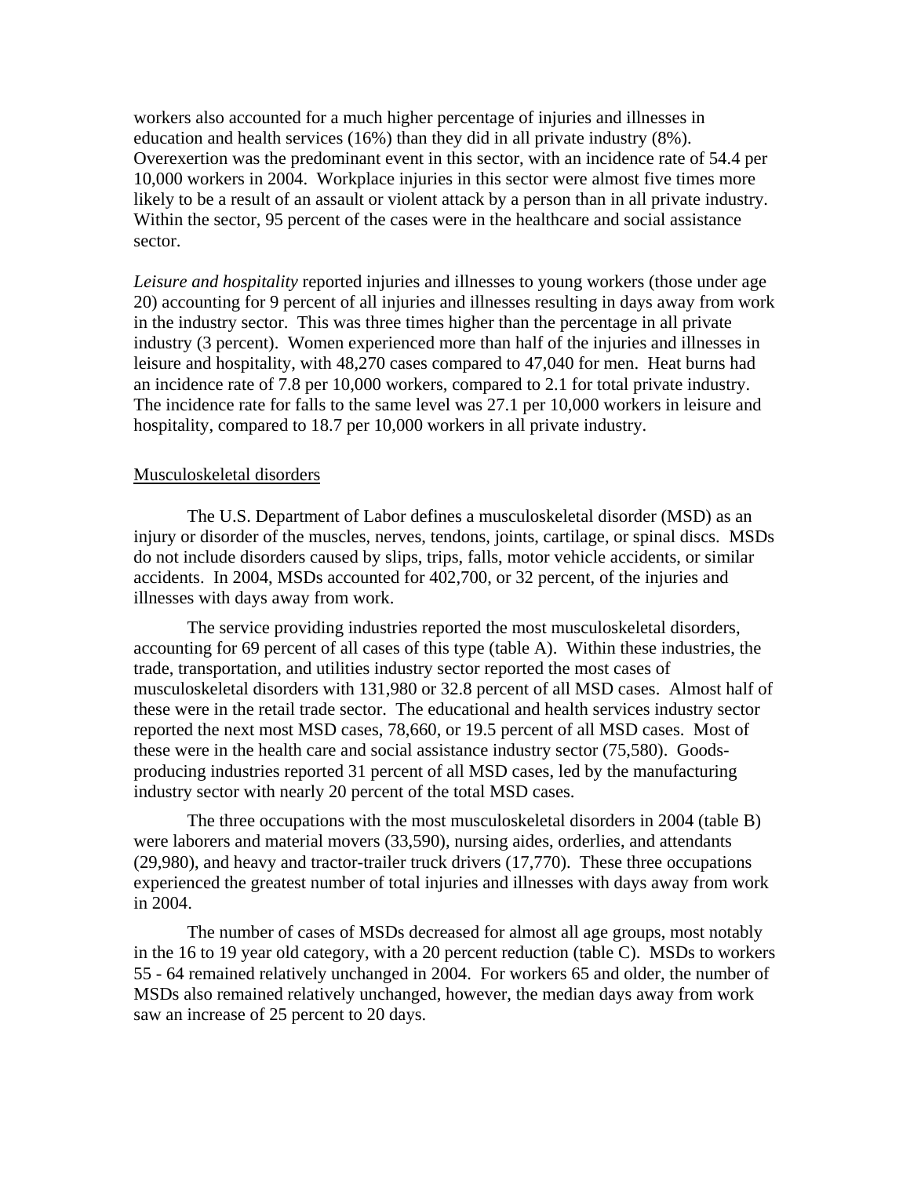workers also accounted for a much higher percentage of injuries and illnesses in education and health services (16%) than they did in all private industry (8%). Overexertion was the predominant event in this sector, with an incidence rate of 54.4 per 10,000 workers in 2004. Workplace injuries in this sector were almost five times more likely to be a result of an assault or violent attack by a person than in all private industry. Within the sector, 95 percent of the cases were in the healthcare and social assistance sector.

*Leisure and hospitality* reported injuries and illnesses to young workers (those under age 20) accounting for 9 percent of all injuries and illnesses resulting in days away from work in the industry sector. This was three times higher than the percentage in all private industry (3 percent). Women experienced more than half of the injuries and illnesses in leisure and hospitality, with 48,270 cases compared to 47,040 for men. Heat burns had an incidence rate of 7.8 per 10,000 workers, compared to 2.1 for total private industry. The incidence rate for falls to the same level was 27.1 per 10,000 workers in leisure and hospitality, compared to 18.7 per 10,000 workers in all private industry.

## Musculoskeletal disorders

The U.S. Department of Labor defines a musculoskeletal disorder (MSD) as an injury or disorder of the muscles, nerves, tendons, joints, cartilage, or spinal discs. MSDs do not include disorders caused by slips, trips, falls, motor vehicle accidents, or similar accidents. In 2004, MSDs accounted for 402,700, or 32 percent, of the injuries and illnesses with days away from work.

The service providing industries reported the most musculoskeletal disorders, accounting for 69 percent of all cases of this type (table A). Within these industries, the trade, transportation, and utilities industry sector reported the most cases of musculoskeletal disorders with 131,980 or 32.8 percent of all MSD cases. Almost half of these were in the retail trade sector. The educational and health services industry sector reported the next most MSD cases, 78,660, or 19.5 percent of all MSD cases. Most of these were in the health care and social assistance industry sector (75,580). Goods-producing industries reported 31 percent of all MSD cases, led by the manufacturing industry sector with nearly 20 percent of the total MSD cases.

The three occupations with the most musculoskeletal disorders in 2004 (table B) were laborers and material movers (33,590), nursing aides, orderlies, and attendants (29,980), and heavy and tractor-trailer truck drivers (17,770). These three occupations experienced the greatest number of total injuries and illnesses with days away from work in 2004.

The number of cases of MSDs decreased for almost all age groups, most notably in the 16 to 19 year old category, with a 20 percent reduction (table C). MSDs to workers 55 - 64 remained relatively unchanged in 2004. For workers 65 and older, the number of MSDs also remained relatively unchanged, however, the median days away from work saw an increase of 25 percent to 20 days.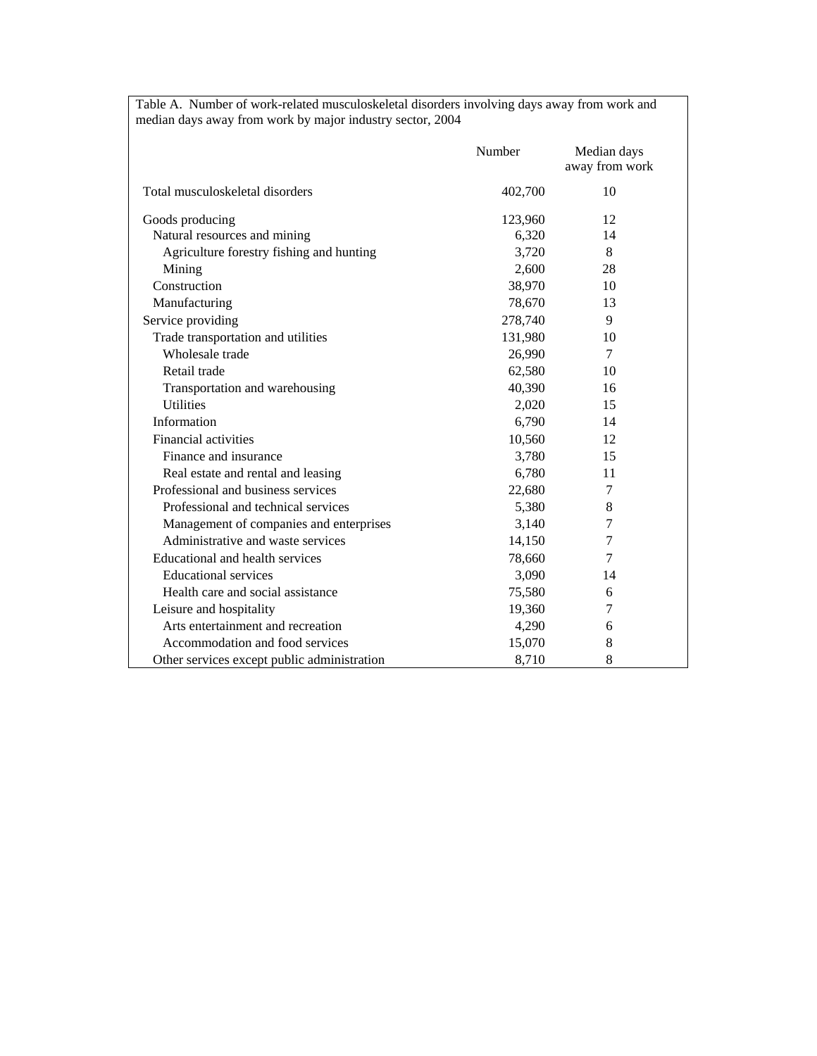Table A. Number of work-related musculoskeletal disorders involving days away from work and median days away from work by major industry sector, 2004

| | Number | Median days away from work |
|---|---|---|
| Total musculoskeletal disorders | 402,700 | 10 |
| Goods producing | 123,960 | 12 |
| Natural resources and mining | 6,320 | 14 |
| Agriculture forestry fishing and hunting | 3,720 | 8 |
| Mining | 2,600 | 28 |
| Construction | 38,970 | 10 |
| Manufacturing | 78,670 | 13 |
| Service providing | 278,740 | 9 |
| Trade transportation and utilities | 131,980 | 10 |
| Wholesale trade | 26,990 | 7 |
| Retail trade | 62,580 | 10 |
| Transportation and warehousing | 40,390 | 16 |
| Utilities | 2,020 | 15 |
| Information | 6,790 | 14 |
| Financial activities | 10,560 | 12 |
| Finance and insurance | 3,780 | 15 |
| Real estate and rental and leasing | 6,780 | 11 |
| Professional and business services | 22,680 | 7 |
| Professional and technical services | 5,380 | 8 |
| Management of companies and enterprises | 3,140 | 7 |
| Administrative and waste services | 14,150 | 7 |
| Educational and health services | 78,660 | 7 |
| Educational services | 3,090 | 14 |
| Health care and social assistance | 75,580 | 6 |
| Leisure and hospitality | 19,360 | 7 |
| Arts entertainment and recreation | 4,290 | 6 |
| Accommodation and food services | 15,070 | 8 |
| Other services except public administration | 8,710 | 8 |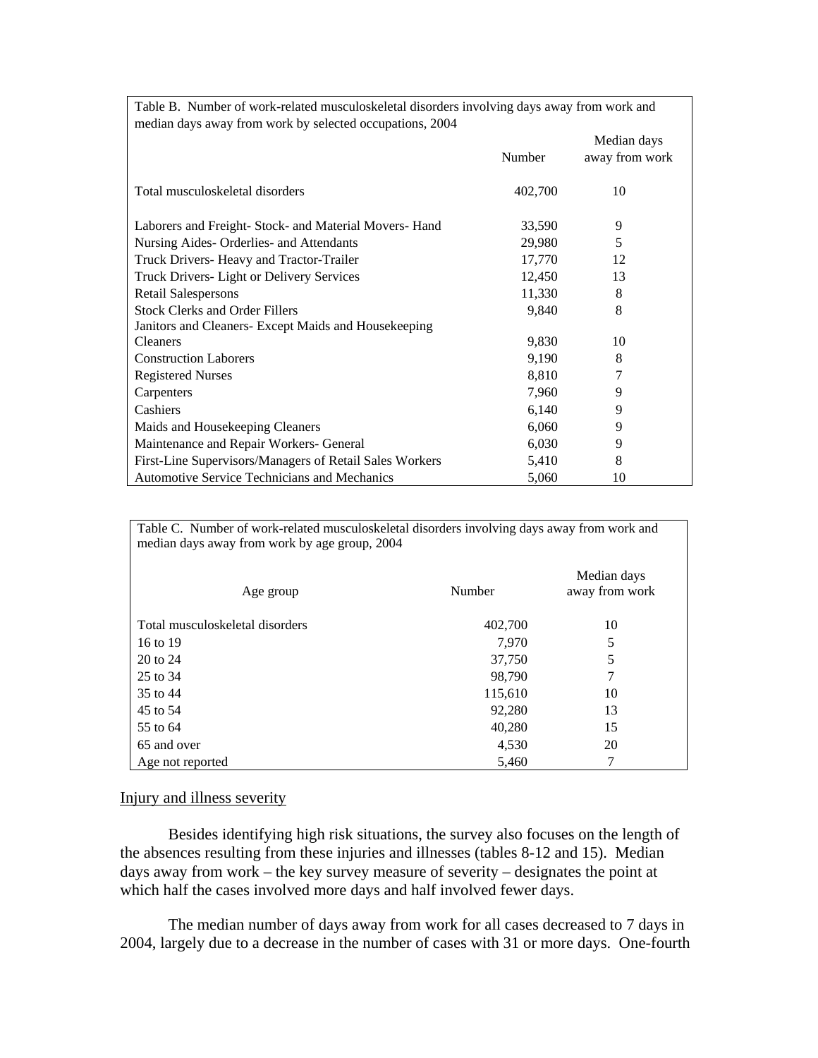Table B. Number of work-related musculoskeletal disorders involving days away from work and median days away from work by selected occupations, 2004

| | Number | Median days away from work |
|---|---|---|
| Total musculoskeletal disorders | 402,700 | 10 |
| Laborers and Freight- Stock- and Material Movers- Hand | 33,590 | 9 |
| Nursing Aides- Orderlies- and Attendants | 29,980 | 5 |
| Truck Drivers- Heavy and Tractor-Trailer | 17,770 | 12 |
| Truck Drivers- Light or Delivery Services | 12,450 | 13 |
| Retail Salespersons | 11,330 | 8 |
| Stock Clerks and Order Fillers | 9,840 | 8 |
| Janitors and Cleaners- Except Maids and Housekeeping Cleaners | 9,830 | 10 |
| Construction Laborers | 9,190 | 8 |
| Registered Nurses | 8,810 | 7 |
| Carpenters | 7,960 | 9 |
| Cashiers | 6,140 | 9 |
| Maids and Housekeeping Cleaners | 6,060 | 9 |
| Maintenance and Repair Workers- General | 6,030 | 9 |
| First-Line Supervisors/Managers of Retail Sales Workers | 5,410 | 8 |
| Automotive Service Technicians and Mechanics | 5,060 | 10 |

Table C. Number of work-related musculoskeletal disorders involving days away from work and median days away from work by age group, 2004

| Age group | Number | Median days away from work |
|---|---|---|
| Total musculoskeletal disorders | 402,700 | 10 |
| 16 to 19 | 7,970 | 5 |
| 20 to 24 | 37,750 | 5 |
| 25 to 34 | 98,790 | 7 |
| 35 to 44 | 115,610 | 10 |
| 45 to 54 | 92,280 | 13 |
| 55 to 64 | 40,280 | 15 |
| 65 and over | 4,530 | 20 |
| Age not reported | 5,460 | 7 |

## Injury and illness severity

Besides identifying high risk situations, the survey also focuses on the length of the absences resulting from these injuries and illnesses (tables 8-12 and 15). Median days away from work – the key survey measure of severity – designates the point at which half the cases involved more days and half involved fewer days.

The median number of days away from work for all cases decreased to 7 days in 2004, largely due to a decrease in the number of cases with 31 or more days. One-fourth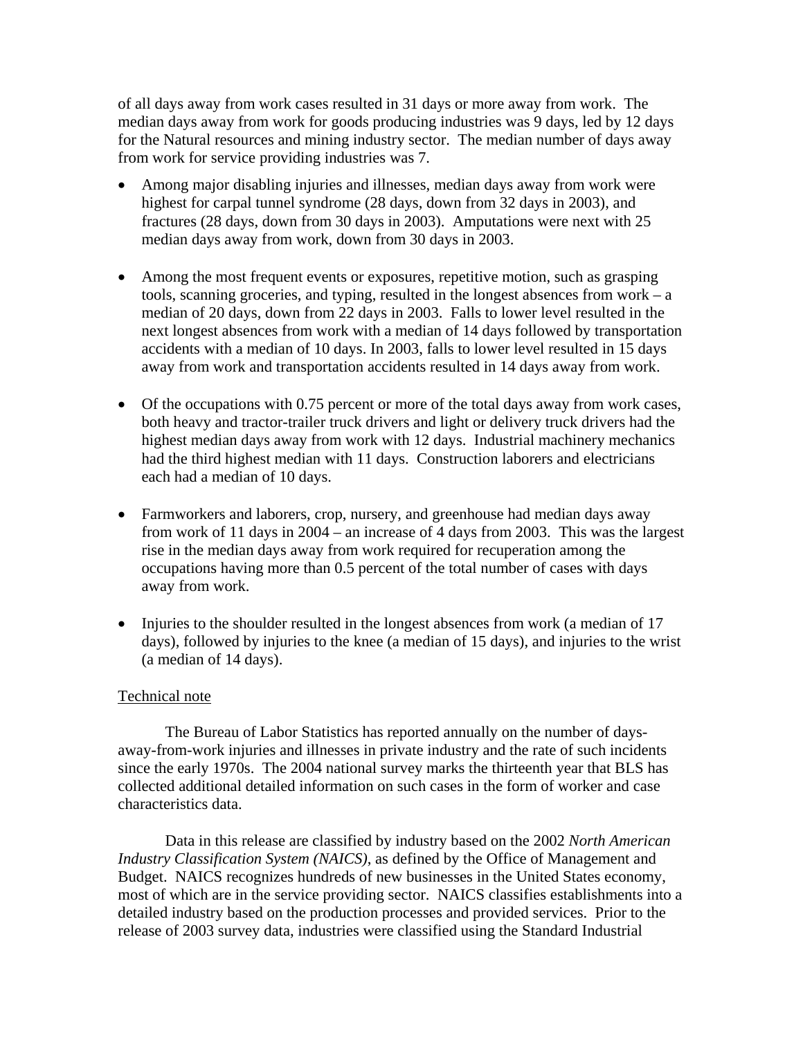of all days away from work cases resulted in 31 days or more away from work. The median days away from work for goods producing industries was 9 days, led by 12 days for the Natural resources and mining industry sector. The median number of days away from work for service providing industries was 7.

- Among major disabling injuries and illnesses, median days away from work were highest for carpal tunnel syndrome (28 days, down from 32 days in 2003), and fractures (28 days, down from 30 days in 2003). Amputations were next with 25 median days away from work, down from 30 days in 2003.

- Among the most frequent events or exposures, repetitive motion, such as grasping tools, scanning groceries, and typing, resulted in the longest absences from work – a median of 20 days, down from 22 days in 2003. Falls to lower level resulted in the next longest absences from work with a median of 14 days followed by transportation accidents with a median of 10 days. In 2003, falls to lower level resulted in 15 days away from work and transportation accidents resulted in 14 days away from work.

- Of the occupations with 0.75 percent or more of the total days away from work cases, both heavy and tractor-trailer truck drivers and light or delivery truck drivers had the highest median days away from work with 12 days. Industrial machinery mechanics had the third highest median with 11 days. Construction laborers and electricians each had a median of 10 days.

- Farmworkers and laborers, crop, nursery, and greenhouse had median days away from work of 11 days in 2004 – an increase of 4 days from 2003. This was the largest rise in the median days away from work required for recuperation among the occupations having more than 0.5 percent of the total number of cases with days away from work.

- Injuries to the shoulder resulted in the longest absences from work (a median of 17 days), followed by injuries to the knee (a median of 15 days), and injuries to the wrist (a median of 14 days).

## Technical note

The Bureau of Labor Statistics has reported annually on the number of days-away-from-work injuries and illnesses in private industry and the rate of such incidents since the early 1970s. The 2004 national survey marks the thirteenth year that BLS has collected additional detailed information on such cases in the form of worker and case characteristics data.

Data in this release are classified by industry based on the 2002 *North American Industry Classification System (NAICS)*, as defined by the Office of Management and Budget. NAICS recognizes hundreds of new businesses in the United States economy, most of which are in the service providing sector. NAICS classifies establishments into a detailed industry based on the production processes and provided services. Prior to the release of 2003 survey data, industries were classified using the Standard Industrial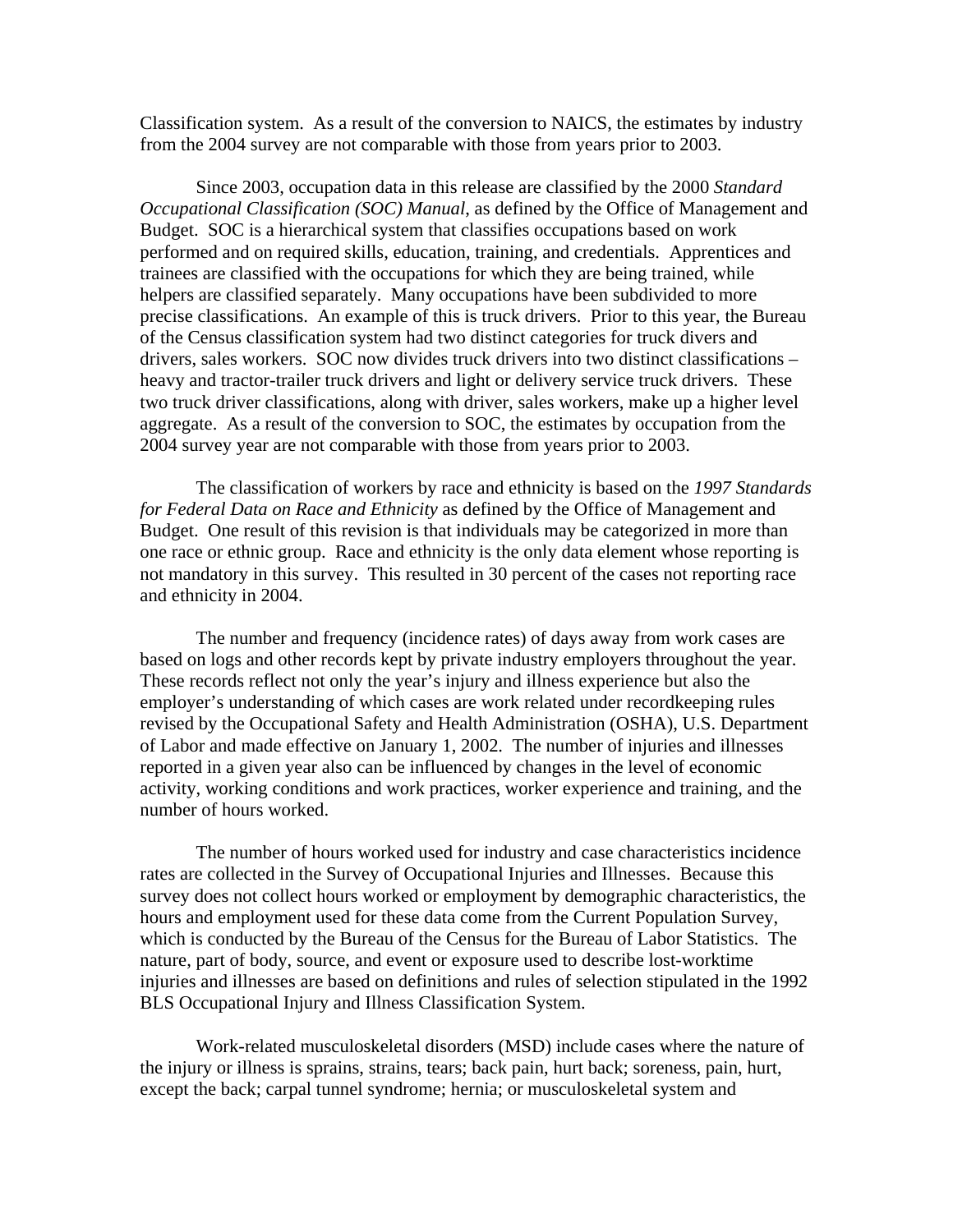Classification system. As a result of the conversion to NAICS, the estimates by industry from the 2004 survey are not comparable with those from years prior to 2003.

Since 2003, occupation data in this release are classified by the 2000 *Standard Occupational Classification (SOC) Manual*, as defined by the Office of Management and Budget. SOC is a hierarchical system that classifies occupations based on work performed and on required skills, education, training, and credentials. Apprentices and trainees are classified with the occupations for which they are being trained, while helpers are classified separately. Many occupations have been subdivided to more precise classifications. An example of this is truck drivers. Prior to this year, the Bureau of the Census classification system had two distinct categories for truck divers and drivers, sales workers. SOC now divides truck drivers into two distinct classifications – heavy and tractor-trailer truck drivers and light or delivery service truck drivers. These two truck driver classifications, along with driver, sales workers, make up a higher level aggregate. As a result of the conversion to SOC, the estimates by occupation from the 2004 survey year are not comparable with those from years prior to 2003.

The classification of workers by race and ethnicity is based on the *1997 Standards for Federal Data on Race and Ethnicity* as defined by the Office of Management and Budget. One result of this revision is that individuals may be categorized in more than one race or ethnic group. Race and ethnicity is the only data element whose reporting is not mandatory in this survey. This resulted in 30 percent of the cases not reporting race and ethnicity in 2004.

The number and frequency (incidence rates) of days away from work cases are based on logs and other records kept by private industry employers throughout the year. These records reflect not only the year's injury and illness experience but also the employer's understanding of which cases are work related under recordkeeping rules revised by the Occupational Safety and Health Administration (OSHA), U.S. Department of Labor and made effective on January 1, 2002. The number of injuries and illnesses reported in a given year also can be influenced by changes in the level of economic activity, working conditions and work practices, worker experience and training, and the number of hours worked.

The number of hours worked used for industry and case characteristics incidence rates are collected in the Survey of Occupational Injuries and Illnesses. Because this survey does not collect hours worked or employment by demographic characteristics, the hours and employment used for these data come from the Current Population Survey, which is conducted by the Bureau of the Census for the Bureau of Labor Statistics. The nature, part of body, source, and event or exposure used to describe lost-worktime injuries and illnesses are based on definitions and rules of selection stipulated in the 1992 BLS Occupational Injury and Illness Classification System.

Work-related musculoskeletal disorders (MSD) include cases where the nature of the injury or illness is sprains, strains, tears; back pain, hurt back; soreness, pain, hurt, except the back; carpal tunnel syndrome; hernia; or musculoskeletal system and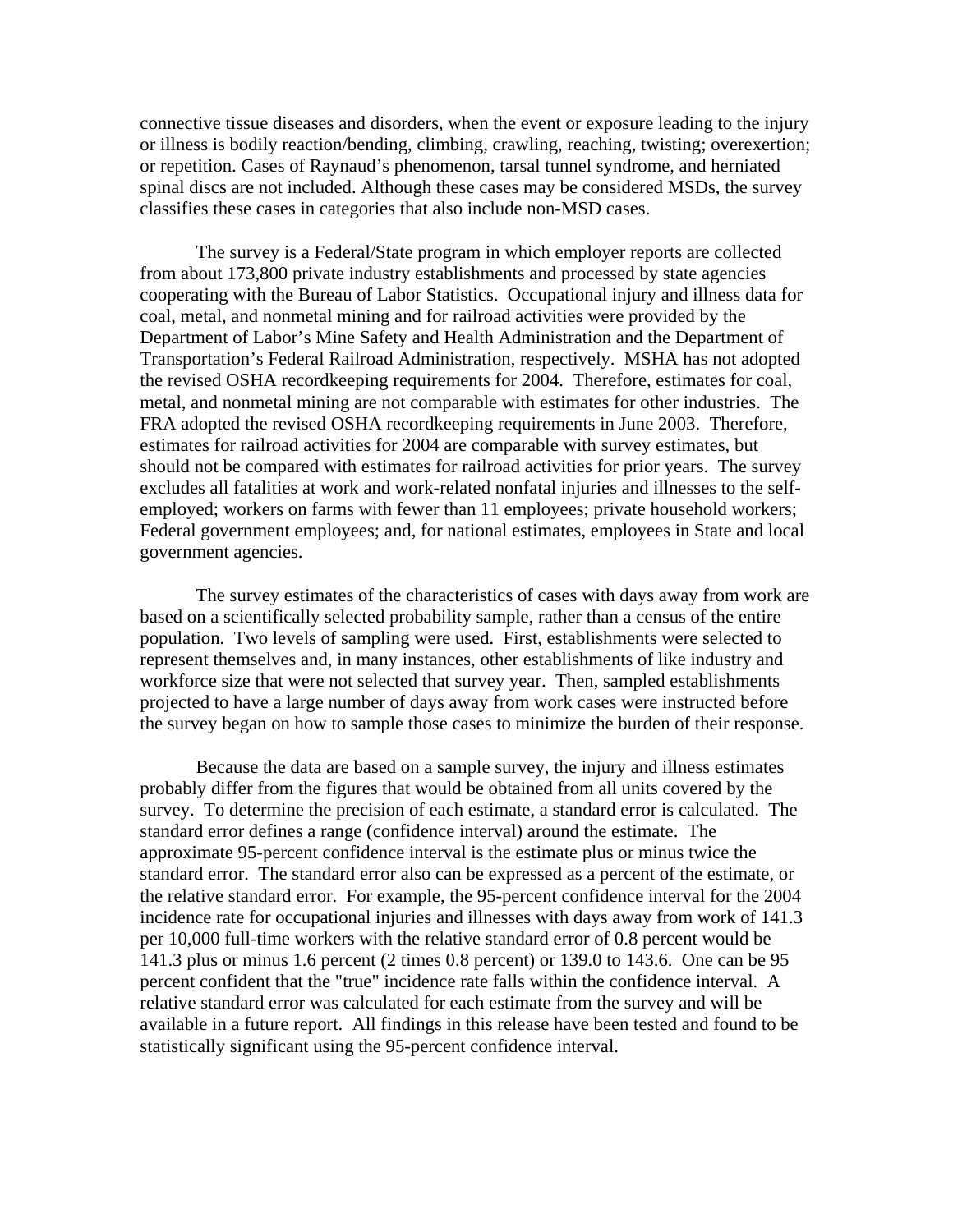connective tissue diseases and disorders, when the event or exposure leading to the injury or illness is bodily reaction/bending, climbing, crawling, reaching, twisting; overexertion; or repetition. Cases of Raynaud's phenomenon, tarsal tunnel syndrome, and herniated spinal discs are not included. Although these cases may be considered MSDs, the survey classifies these cases in categories that also include non-MSD cases.

The survey is a Federal/State program in which employer reports are collected from about 173,800 private industry establishments and processed by state agencies cooperating with the Bureau of Labor Statistics. Occupational injury and illness data for coal, metal, and nonmetal mining and for railroad activities were provided by the Department of Labor's Mine Safety and Health Administration and the Department of Transportation's Federal Railroad Administration, respectively. MSHA has not adopted the revised OSHA recordkeeping requirements for 2004. Therefore, estimates for coal, metal, and nonmetal mining are not comparable with estimates for other industries. The FRA adopted the revised OSHA recordkeeping requirements in June 2003. Therefore, estimates for railroad activities for 2004 are comparable with survey estimates, but should not be compared with estimates for railroad activities for prior years. The survey excludes all fatalities at work and work-related nonfatal injuries and illnesses to the self-employed; workers on farms with fewer than 11 employees; private household workers; Federal government employees; and, for national estimates, employees in State and local government agencies.

The survey estimates of the characteristics of cases with days away from work are based on a scientifically selected probability sample, rather than a census of the entire population. Two levels of sampling were used. First, establishments were selected to represent themselves and, in many instances, other establishments of like industry and workforce size that were not selected that survey year. Then, sampled establishments projected to have a large number of days away from work cases were instructed before the survey began on how to sample those cases to minimize the burden of their response.

Because the data are based on a sample survey, the injury and illness estimates probably differ from the figures that would be obtained from all units covered by the survey. To determine the precision of each estimate, a standard error is calculated. The standard error defines a range (confidence interval) around the estimate. The approximate 95-percent confidence interval is the estimate plus or minus twice the standard error. The standard error also can be expressed as a percent of the estimate, or the relative standard error. For example, the 95-percent confidence interval for the 2004 incidence rate for occupational injuries and illnesses with days away from work of 141.3 per 10,000 full-time workers with the relative standard error of 0.8 percent would be 141.3 plus or minus 1.6 percent (2 times 0.8 percent) or 139.0 to 143.6. One can be 95 percent confident that the "true" incidence rate falls within the confidence interval. A relative standard error was calculated for each estimate from the survey and will be available in a future report. All findings in this release have been tested and found to be statistically significant using the 95-percent confidence interval.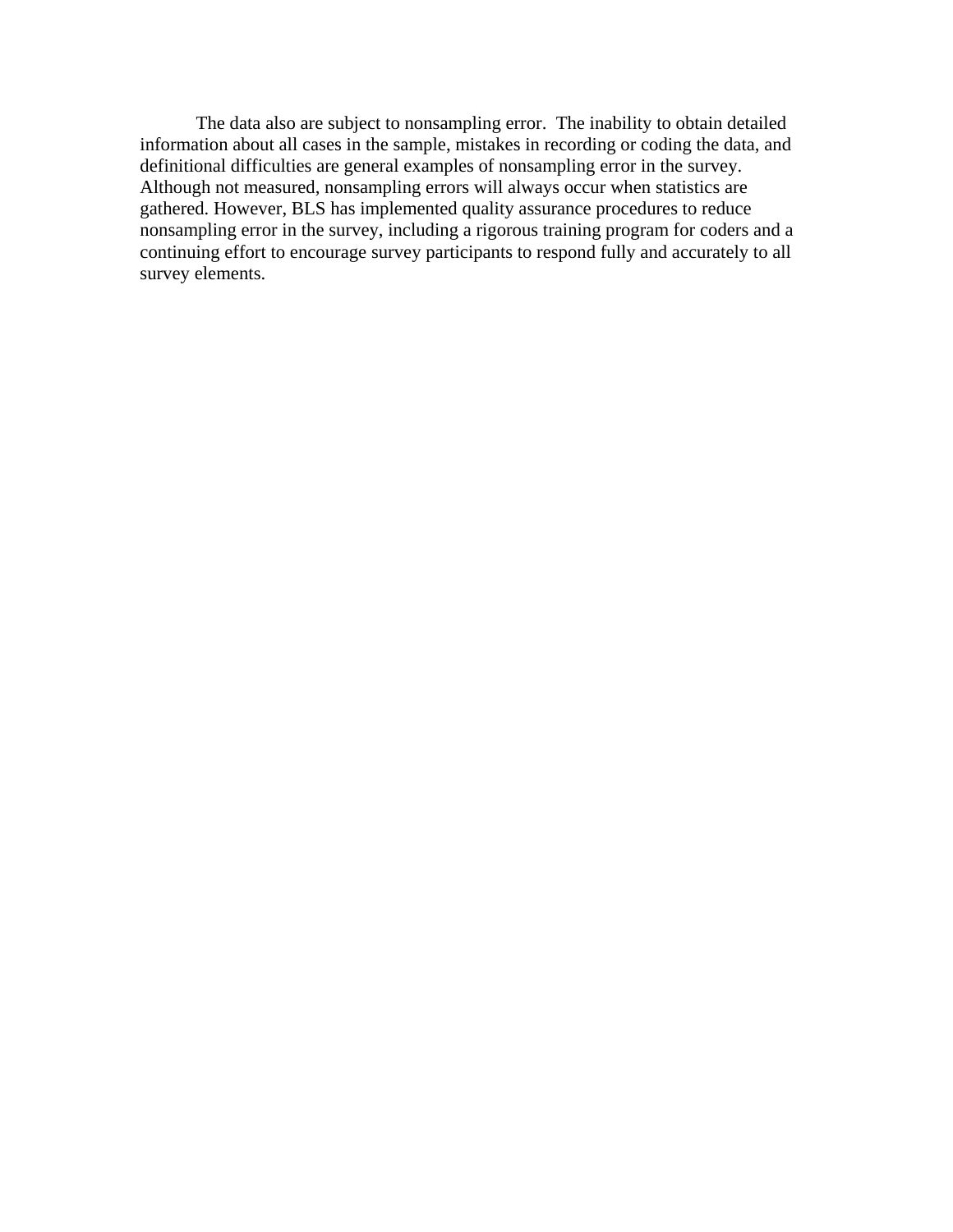The data also are subject to nonsampling error. The inability to obtain detailed information about all cases in the sample, mistakes in recording or coding the data, and definitional difficulties are general examples of nonsampling error in the survey. Although not measured, nonsampling errors will always occur when statistics are gathered. However, BLS has implemented quality assurance procedures to reduce nonsampling error in the survey, including a rigorous training program for coders and a continuing effort to encourage survey participants to respond fully and accurately to all survey elements.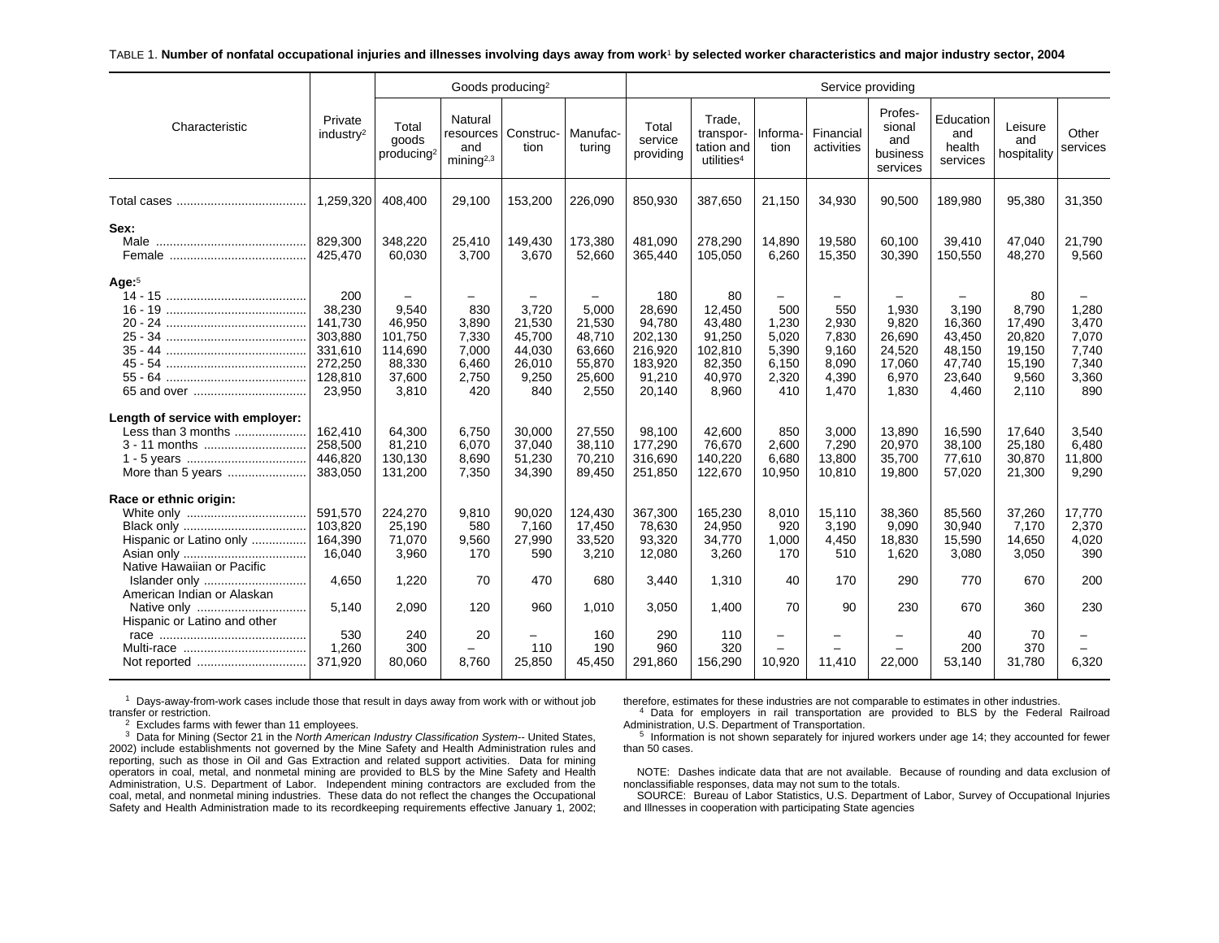TABLE 1. **Number of nonfatal occupational injuries and illnesses involving days away from work[1] by selected worker characteristics and major industry sector, 2004**

| Characteristic | Private industry[2] | Goods producing[2] | | | | Service providing | | | | | | | |
|---|---|---|---|---|---|---|---|---|---|---|---|---|---|
| | | Total goods producing[2] | Natural resources and mining[2,3] | Construction | Manufacturing | Total service providing | Trade, transportation and utilities[4] | Information | Financial activities | Professional and business services | Education and health services | Leisure and hospitality | Other services |
| Total cases | 1,259,320 | 408,400 | 29,100 | 153,200 | 226,090 | 850,930 | 387,650 | 21,150 | 34,930 | 90,500 | 189,980 | 95,380 | 31,350 |
| **Sex:** | | | | | | | | | | | | | |
| Male | 829,300 | 348,220 | 25,410 | 149,430 | 173,380 | 481,090 | 278,290 | 14,890 | 19,580 | 60,100 | 39,410 | 47,040 | 21,790 |
| Female | 425,470 | 60,030 | 3,700 | 3,670 | 52,660 | 365,440 | 105,050 | 6,260 | 15,350 | 30,390 | 150,550 | 48,270 | 9,560 |
| **Age:**[5] | | | | | | | | | | | | | |
| 14 - 15 | 200 | – | – | – | – | 180 | 80 | – | – | – | – | 80 | – |
| 16 - 19 | 38,230 | 9,540 | 830 | 3,720 | 5,000 | 28,690 | 12,450 | 500 | 550 | 1,930 | 3,190 | 8,790 | 1,280 |
| 20 - 24 | 141,730 | 46,950 | 3,890 | 21,530 | 21,530 | 94,780 | 43,480 | 1,230 | 2,930 | 9,820 | 16,360 | 17,490 | 3,470 |
| 25 - 34 | 303,880 | 101,750 | 7,330 | 45,700 | 48,710 | 202,130 | 91,250 | 5,020 | 7,830 | 26,690 | 43,450 | 20,820 | 7,070 |
| 35 - 44 | 331,610 | 114,690 | 7,000 | 44,030 | 63,660 | 216,920 | 102,810 | 5,390 | 9,160 | 24,520 | 48,150 | 19,150 | 7,740 |
| 45 - 54 | 272,250 | 88,330 | 6,460 | 26,010 | 55,870 | 183,920 | 82,350 | 6,150 | 8,090 | 17,060 | 47,740 | 15,190 | 7,340 |
| 55 - 64 | 128,810 | 37,600 | 2,750 | 9,250 | 25,600 | 91,210 | 40,970 | 2,320 | 4,390 | 6,970 | 23,640 | 9,560 | 3,360 |
| 65 and over | 23,950 | 3,810 | 420 | 840 | 2,550 | 20,140 | 8,960 | 410 | 1,470 | 1,830 | 4,460 | 2,110 | 890 |
| **Length of service with employer:** | | | | | | | | | | | | | |
| Less than 3 months | 162,410 | 64,300 | 6,750 | 30,000 | 27,550 | 98,100 | 42,600 | 850 | 3,000 | 13,890 | 16,590 | 17,640 | 3,540 |
| 3 - 11 months | 258,500 | 81,210 | 6,070 | 37,040 | 38,110 | 177,290 | 76,670 | 2,600 | 7,290 | 20,970 | 38,100 | 25,180 | 6,480 |
| 1 - 5 years | 446,820 | 130,130 | 8,690 | 51,230 | 70,210 | 316,690 | 140,220 | 6,680 | 13,800 | 35,700 | 77,610 | 30,870 | 11,800 |
| More than 5 years | 383,050 | 131,200 | 7,350 | 34,390 | 89,450 | 251,850 | 122,670 | 10,950 | 10,810 | 19,800 | 57,020 | 21,300 | 9,290 |
| **Race or ethnic origin:** | | | | | | | | | | | | | |
| White only | 591,570 | 224,270 | 9,810 | 90,020 | 124,430 | 367,300 | 165,230 | 8,010 | 15,110 | 38,360 | 85,560 | 37,260 | 17,770 |
| Black only | 103,820 | 25,190 | 580 | 7,160 | 17,450 | 78,630 | 24,950 | 920 | 3,190 | 9,090 | 30,940 | 7,170 | 2,370 |
| Hispanic or Latino only | 164,390 | 71,070 | 9,560 | 27,990 | 33,520 | 93,320 | 34,770 | 1,000 | 4,450 | 18,830 | 15,590 | 14,650 | 4,020 |
| Asian only | 16,040 | 3,960 | 170 | 590 | 3,210 | 12,080 | 3,260 | 170 | 510 | 1,620 | 3,080 | 3,050 | 390 |
| Native Hawaiian or Pacific Islander only | 4,650 | 1,220 | 70 | 470 | 680 | 3,440 | 1,310 | 40 | 170 | 290 | 770 | 670 | 200 |
| American Indian or Alaskan Native only | 5,140 | 2,090 | 120 | 960 | 1,010 | 3,050 | 1,400 | 70 | 90 | 230 | 670 | 360 | 230 |
| Hispanic or Latino and other race | 530 | 240 | 20 | – | 160 | 290 | 110 | – | – | – | 40 | 70 | – |
| Multi-race | 1,260 | 300 | – | 110 | 190 | 960 | 320 | – | – | – | 200 | 370 | – |
| Not reported | 371,920 | 80,060 | 8,760 | 25,850 | 45,450 | 291,860 | 156,290 | 10,920 | 11,410 | 22,000 | 53,140 | 31,780 | 6,320 |

[1] Days-away-from-work cases include those that result in days away from work with or without job transfer or restriction.

[2] Excludes farms with fewer than 11 employees.

[3] Data for Mining (Sector 21 in the *North American Industry Classification System*-- United States, 2002) include establishments not governed by the Mine Safety and Health Administration rules and reporting, such as those in Oil and Gas Extraction and related support activities. Data for mining operators in coal, metal, and nonmetal mining are provided to BLS by the Mine Safety and Health Administration, U.S. Department of Labor. Independent mining contractors are excluded from the coal, metal, and nonmetal mining industries. These data do not reflect the changes the Occupational Safety and Health Administration made to its recordkeeping requirements effective January 1, 2002; therefore, estimates for these industries are not comparable to estimates in other industries.

[4] Data for employers in rail transportation are provided to BLS by the Federal Railroad Administration, U.S. Department of Transportation.

[5] Information is not shown separately for injured workers under age 14; they accounted for fewer than 50 cases.

NOTE: Dashes indicate data that are not available. Because of rounding and data exclusion of nonclassifiable responses, data may not sum to the totals.

SOURCE: Bureau of Labor Statistics, U.S. Department of Labor, Survey of Occupational Injuries and Illnesses in cooperation with participating State agencies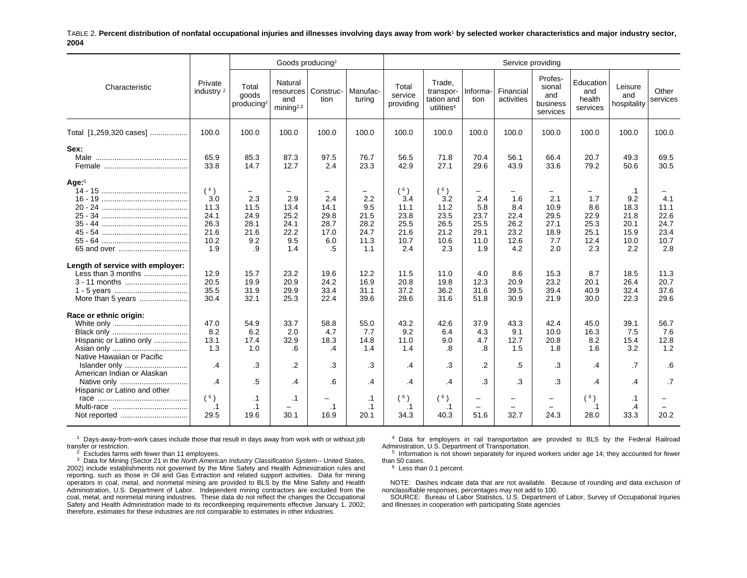TABLE 2. **Percent distribution of nonfatal occupational injuries and illnesses involving days away from work[1] by selected worker characteristics and major industry sector, 2004**

| Characteristic | Private industry [2] | Goods producing[2] | | | | Service providing | | | | | | | |
|---|---|---|---|---|---|---|---|---|---|---|---|---|---|
| | | Total goods producing[2] | Natural resources and mining[2,3] | Construction | Manufacturing | Total service providing | Trade, transportation and utilities[4] | Information | Financial activities | Professional and business services | Education and health services | Leisure and hospitality | Other services |
| Total [1,259,320 cases] | 100.0 | 100.0 | 100.0 | 100.0 | 100.0 | 100.0 | 100.0 | 100.0 | 100.0 | 100.0 | 100.0 | 100.0 | 100.0 |
| **Sex:** | | | | | | | | | | | | | |
| Male | 65.9 | 85.3 | 87.3 | 97.5 | 76.7 | 56.5 | 71.8 | 70.4 | 56.1 | 66.4 | 20.7 | 49.3 | 69.5 |
| Female | 33.8 | 14.7 | 12.7 | 2.4 | 23.3 | 42.9 | 27.1 | 29.6 | 43.9 | 33.6 | 79.2 | 50.6 | 30.5 |
| **Age:**[5] | | | | | | | | | | | | | |
| 14 - 15 | ( [6] ) | – | – | – | – | ( [6] ) | ( [6] ) | – | – | – | – | .1 | – |
| 16 - 19 | 3.0 | 2.3 | 2.9 | 2.4 | 2.2 | 3.4 | 3.2 | 2.4 | 1.6 | 2.1 | 1.7 | 9.2 | 4.1 |
| 20 - 24 | 11.3 | 11.5 | 13.4 | 14.1 | 9.5 | 11.1 | 11.2 | 5.8 | 8.4 | 10.9 | 8.6 | 18.3 | 11.1 |
| 25 - 34 | 24.1 | 24.9 | 25.2 | 29.8 | 21.5 | 23.8 | 23.5 | 23.7 | 22.4 | 29.5 | 22.9 | 21.8 | 22.6 |
| 35 - 44 | 26.3 | 28.1 | 24.1 | 28.7 | 28.2 | 25.5 | 26.5 | 25.5 | 26.2 | 27.1 | 25.3 | 20.1 | 24.7 |
| 45 - 54 | 21.6 | 21.6 | 22.2 | 17.0 | 24.7 | 21.6 | 21.2 | 29.1 | 23.2 | 18.9 | 25.1 | 15.9 | 23.4 |
| 55 - 64 | 10.2 | 9.2 | 9.5 | 6.0 | 11.3 | 10.7 | 10.6 | 11.0 | 12.6 | 7.7 | 12.4 | 10.0 | 10.7 |
| 65 and over | 1.9 | .9 | 1.4 | .5 | 1.1 | 2.4 | 2.3 | 1.9 | 4.2 | 2.0 | 2.3 | 2.2 | 2.8 |
| **Length of service with employer:** | | | | | | | | | | | | | |
| Less than 3 months | 12.9 | 15.7 | 23.2 | 19.6 | 12.2 | 11.5 | 11.0 | 4.0 | 8.6 | 15.3 | 8.7 | 18.5 | 11.3 |
| 3 - 11 months | 20.5 | 19.9 | 20.9 | 24.2 | 16.9 | 20.8 | 19.8 | 12.3 | 20.9 | 23.2 | 20.1 | 26.4 | 20.7 |
| 1 - 5 years | 35.5 | 31.9 | 29.9 | 33.4 | 31.1 | 37.2 | 36.2 | 31.6 | 39.5 | 39.4 | 40.9 | 32.4 | 37.6 |
| More than 5 years | 30.4 | 32.1 | 25.3 | 22.4 | 39.6 | 29.6 | 31.6 | 51.8 | 30.9 | 21.9 | 30.0 | 22.3 | 29.6 |
| **Race or ethnic origin:** | | | | | | | | | | | | | |
| White only | 47.0 | 54.9 | 33.7 | 58.8 | 55.0 | 43.2 | 42.6 | 37.9 | 43.3 | 42.4 | 45.0 | 39.1 | 56.7 |
| Black only | 8.2 | 6.2 | 2.0 | 4.7 | 7.7 | 9.2 | 6.4 | 4.3 | 9.1 | 10.0 | 16.3 | 7.5 | 7.6 |
| Hispanic or Latino only | 13.1 | 17.4 | 32.9 | 18.3 | 14.8 | 11.0 | 9.0 | 4.7 | 12.7 | 20.8 | 8.2 | 15.4 | 12.8 |
| Asian only | 1.3 | 1.0 | .6 | .4 | 1.4 | 1.4 | .8 | .8 | 1.5 | 1.8 | 1.6 | 3.2 | 1.2 |
| Native Hawaiian or Pacific Islander only | .4 | .3 | .2 | .3 | .3 | .4 | .3 | .2 | .5 | .3 | .4 | .7 | .6 |
| American Indian or Alaskan Native only | .4 | .5 | .4 | .6 | .4 | .4 | .4 | .3 | .3 | .3 | .4 | .4 | .7 |
| Hispanic or Latino and other race | ( [6] ) | .1 | .1 | – | .1 | ( [6] ) | ( [6] ) | – | – | – | ( [6] ) | .1 | – |
| Multi-race | .1 | .1 | – | .1 | .1 | .1 | .1 | – | – | – | .1 | .4 | – |
| Not reported | 29.5 | 19.6 | 30.1 | 16.9 | 20.1 | 34.3 | 40.3 | 51.6 | 32.7 | 24.3 | 28.0 | 33.3 | 20.2 |

[1] Days-away-from-work cases include those that result in days away from work with or without job transfer or restriction.

[2] Excludes farms with fewer than 11 employees.

[3] Data for Mining (Sector 21 in the *North American Industry Classification System*-- United States, 2002) include establishments not governed by the Mine Safety and Health Administration rules and reporting, such as those in Oil and Gas Extraction and related support activities. Data for mining operators in coal, metal, and nonmetal mining are provided to BLS by the Mine Safety and Health Administration, U.S. Department of Labor. Independent mining contractors are excluded from the coal, metal, and nonmetal mining industries. These data do not reflect the changes the Occupational Safety and Health Administration made to its recordkeeping requirements effective January 1, 2002; therefore, estimates for these industries are not comparable to estimates in other industries.

[4] Data for employers in rail transportation are provided to BLS by the Federal Railroad Administration, U.S. Department of Transportation.

[5] Information is not shown separately for injured workers under age 14; they accounted for fewer than 50 cases.

[6] Less than 0.1 percent.

NOTE: Dashes indicate data that are not available. Because of rounding and data exclusion of nonclassifiable responses, percentages may not add to 100.

SOURCE: Bureau of Labor Statistics, U.S. Department of Labor, Survey of Occupational Injuries and Illnesses in cooperation with participating State agencies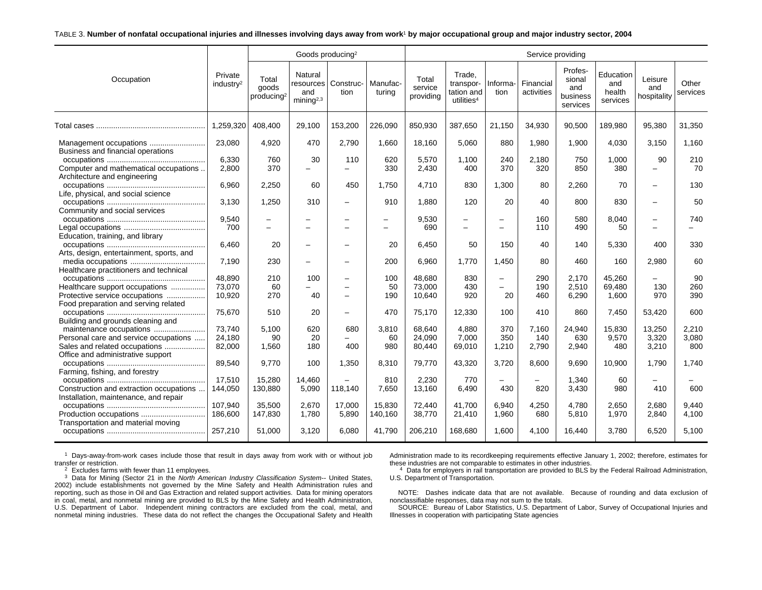TABLE 3. **Number of nonfatal occupational injuries and illnesses involving days away from work[1] by major occupational group and major industry sector, 2004**

| Occupation | Private industry[2] | Goods producing[2] | | | | Service providing | | | | | | | |
|---|---|---|---|---|---|---|---|---|---|---|---|---|---|
| | | Total goods producing[2] | Natural resources and mining[2,3] | Construction | Manufacturing | Total service providing | Trade, transportation and utilities[4] | Information | Financial activities | Professional and business services | Education and health services | Leisure and hospitality | Other services |
| Total cases | 1,259,320 | 408,400 | 29,100 | 153,200 | 226,090 | 850,930 | 387,650 | 21,150 | 34,930 | 90,500 | 189,980 | 95,380 | 31,350 |
| Management occupations | 23,080 | 4,920 | 470 | 2,790 | 1,660 | 18,160 | 5,060 | 880 | 1,980 | 1,900 | 4,030 | 3,150 | 1,160 |
| Business and financial operations occupations | 6,330 | 760 | 30 | 110 | 620 | 5,570 | 1,100 | 240 | 2,180 | 750 | 1,000 | 90 | 210 |
| Computer and mathematical occupations | 2,800 | 370 | – | – | 330 | 2,430 | 400 | 370 | 320 | 850 | 380 | – | 70 |
| Architecture and engineering occupations | 6,960 | 2,250 | 60 | 450 | 1,750 | 4,710 | 830 | 1,300 | 80 | 2,260 | 70 | – | 130 |
| Life, physical, and social science occupations | 3,130 | 1,250 | 310 | – | 910 | 1,880 | 120 | 20 | 40 | 800 | 830 | – | 50 |
| Community and social services occupations | 9,540 | – | – | – | – | 9,530 | – | – | 160 | 580 | 8,040 | – | 740 |
| Legal occupations | 700 | – | – | – | – | 690 | – | – | 110 | 490 | 50 | – | – |
| Education, training, and library occupations | 6,460 | 20 | – | – | 20 | 6,450 | 50 | 150 | 40 | 140 | 5,330 | 400 | 330 |
| Arts, design, entertainment, sports, and media occupations | 7,190 | 230 | – | – | 200 | 6,960 | 1,770 | 1,450 | 80 | 460 | 160 | 2,980 | 60 |
| Healthcare practitioners and technical occupations | 48,890 | 210 | 100 | – | 100 | 48,680 | 830 | – | 290 | 2,170 | 45,260 | – | 90 |
| Healthcare support occupations | 73,070 | 60 | – | – | 50 | 73,000 | 430 | – | 190 | 2,510 | 69,480 | 130 | 260 |
| Protective service occupations | 10,920 | 270 | 40 | – | 190 | 10,640 | 920 | 20 | 460 | 6,290 | 1,600 | 970 | 390 |
| Food preparation and serving related occupations | 75,670 | 510 | 20 | – | 470 | 75,170 | 12,330 | 100 | 410 | 860 | 7,450 | 53,420 | 600 |
| Building and grounds cleaning and maintenance occupations | 73,740 | 5,100 | 620 | 680 | 3,810 | 68,640 | 4,880 | 370 | 7,160 | 24,940 | 15,830 | 13,250 | 2,210 |
| Personal care and service occupations | 24,180 | 90 | 20 | – | 60 | 24,090 | 7,000 | 350 | 140 | 630 | 9,570 | 3,320 | 3,080 |
| Sales and related occupations | 82,000 | 1,560 | 180 | 400 | 980 | 80,440 | 69,010 | 1,210 | 2,790 | 2,940 | 480 | 3,210 | 800 |
| Office and administrative support occupations | 89,540 | 9,770 | 100 | 1,350 | 8,310 | 79,770 | 43,320 | 3,720 | 8,600 | 9,690 | 10,900 | 1,790 | 1,740 |
| Farming, fishing, and forestry occupations | 17,510 | 15,280 | 14,460 | – | 810 | 2,230 | 770 | – | – | 1,340 | 60 | – | – |
| Construction and extraction occupations | 144,050 | 130,880 | 5,090 | 118,140 | 7,650 | 13,160 | 6,490 | 430 | 820 | 3,430 | 980 | 410 | 600 |
| Installation, maintenance, and repair occupations | 107,940 | 35,500 | 2,670 | 17,000 | 15,830 | 72,440 | 41,700 | 6,940 | 4,250 | 4,780 | 2,650 | 2,680 | 9,440 |
| Production occupations | 186,600 | 147,830 | 1,780 | 5,890 | 140,160 | 38,770 | 21,410 | 1,960 | 680 | 5,810 | 1,970 | 2,840 | 4,100 |
| Transportation and material moving occupations | 257,210 | 51,000 | 3,120 | 6,080 | 41,790 | 206,210 | 168,680 | 1,600 | 4,100 | 16,440 | 3,780 | 6,520 | 5,100 |

[1] Days-away-from-work cases include those that result in days away from work with or without job transfer or restriction.

[2] Excludes farms with fewer than 11 employees.

[3] Data for Mining (Sector 21 in the *North American Industry Classification System*-- United States, 2002) include establishments not governed by the Mine Safety and Health Administration rules and reporting, such as those in Oil and Gas Extraction and related support activities. Data for mining operators in coal, metal, and nonmetal mining are provided to BLS by the Mine Safety and Health Administration, U.S. Department of Labor. Independent mining contractors are excluded from the coal, metal, and nonmetal mining industries. These data do not reflect the changes the Occupational Safety and Health Administration made to its recordkeeping requirements effective January 1, 2002; therefore, estimates for these industries are not comparable to estimates in other industries.

[4] Data for employers in rail transportation are provided to BLS by the Federal Railroad Administration, U.S. Department of Transportation.

NOTE: Dashes indicate data that are not available. Because of rounding and data exclusion of nonclassifiable responses, data may not sum to the totals.

SOURCE: Bureau of Labor Statistics, U.S. Department of Labor, Survey of Occupational Injuries and Illnesses in cooperation with participating State agencies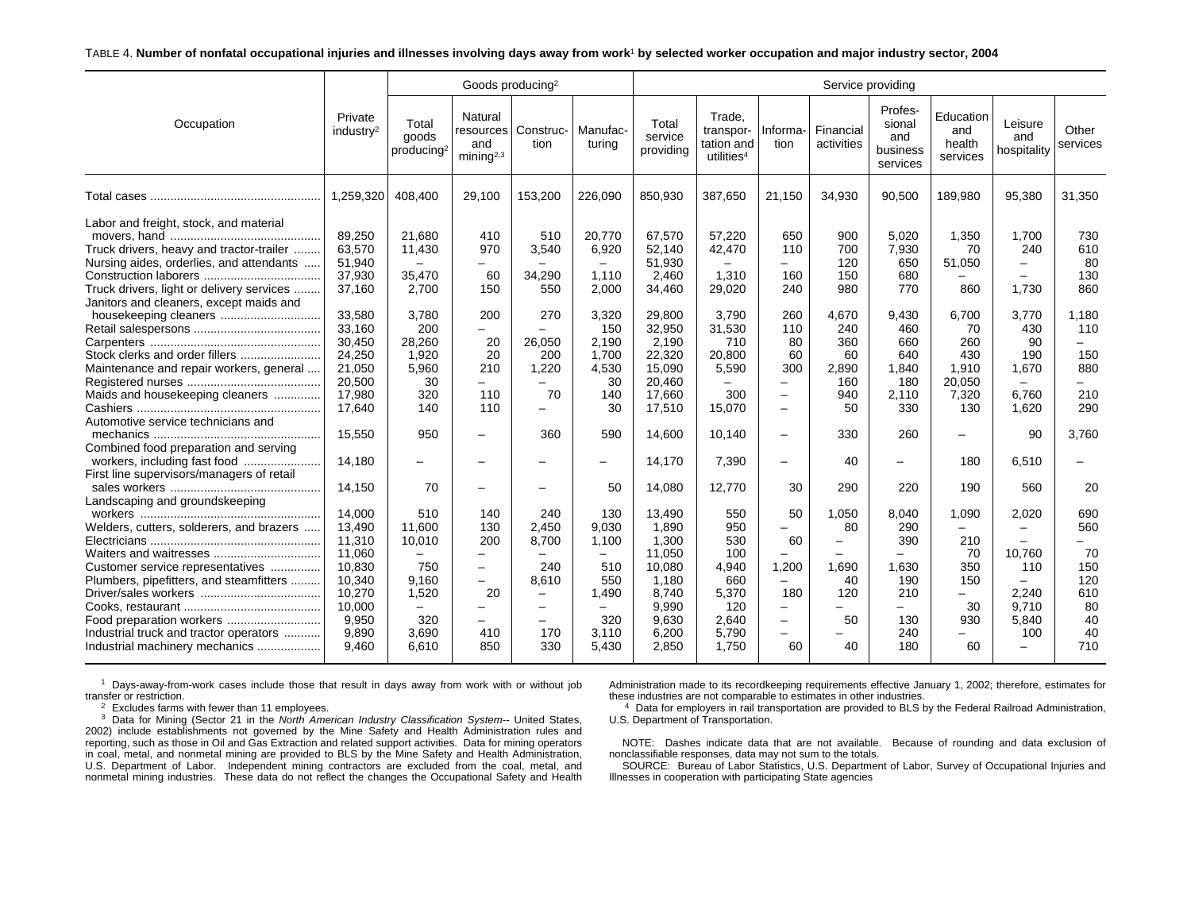TABLE 4. **Number of nonfatal occupational injuries and illnesses involving days away from work[1] by selected worker occupation and major industry sector, 2004**

| Occupation | Private industry[2] | Goods producing[2] | | | | Service providing | | | | | | | |
|---|---|---|---|---|---|---|---|---|---|---|---|---|---|
| | | Total goods producing[2] | Natural resources and mining[2,3] | Construction | Manufacturing | Total service providing | Trade, transportation and utilities[4] | Information | Financial activities | Professional and business services | Education and health services | Leisure and hospitality | Other services |
| Total cases | 1,259,320 | 408,400 | 29,100 | 153,200 | 226,090 | 850,930 | 387,650 | 21,150 | 34,930 | 90,500 | 189,980 | 95,380 | 31,350 |
| Labor and freight, stock, and material movers, hand | 89,250 | 21,680 | 410 | 510 | 20,770 | 67,570 | 57,220 | 650 | 900 | 5,020 | 1,350 | 1,700 | 730 |
| Truck drivers, heavy and tractor-trailer | 63,570 | 11,430 | 970 | 3,540 | 6,920 | 52,140 | 42,470 | 110 | 700 | 7,930 | 70 | 240 | 610 |
| Nursing aides, orderlies, and attendants | 51,940 | – | – | – | – | 51,930 | – | – | 120 | 650 | 51,050 | – | 80 |
| Construction laborers | 37,930 | 35,470 | 60 | 34,290 | 1,110 | 2,460 | 1,310 | 160 | 150 | 680 | – | – | 130 |
| Truck drivers, light or delivery services | 37,160 | 2,700 | 150 | 550 | 2,000 | 34,460 | 29,020 | 240 | 980 | 770 | 860 | 1,730 | 860 |
| Janitors and cleaners, except maids and housekeeping cleaners | 33,580 | 3,780 | 200 | 270 | 3,320 | 29,800 | 3,790 | 260 | 4,670 | 9,430 | 6,700 | 3,770 | 1,180 |
| Retail salespersons | 33,160 | 200 | – | – | 150 | 32,950 | 31,530 | 110 | 240 | 460 | 70 | 430 | 110 |
| Carpenters | 30,450 | 28,260 | 20 | 26,050 | 2,190 | 2,190 | 710 | 80 | 360 | 660 | 260 | 90 | – |
| Stock clerks and order fillers | 24,250 | 1,920 | 20 | 200 | 1,700 | 22,320 | 20,800 | 60 | 60 | 640 | 430 | 190 | 150 |
| Maintenance and repair workers, general | 21,050 | 5,960 | 210 | 1,220 | 4,530 | 15,090 | 5,590 | 300 | 2,890 | 1,840 | 1,910 | 1,670 | 880 |
| Registered nurses | 20,500 | 30 | – | – | 30 | 20,460 | – | – | 160 | 180 | 20,050 | – | – |
| Maids and housekeeping cleaners | 17,980 | 320 | 110 | 70 | 140 | 17,660 | 300 | – | 940 | 2,110 | 7,320 | 6,760 | 210 |
| Cashiers | 17,640 | 140 | 110 | – | 30 | 17,510 | 15,070 | – | 50 | 330 | 130 | 1,620 | 290 |
| Automotive service technicians and mechanics | 15,550 | 950 | – | 360 | 590 | 14,600 | 10,140 | – | 330 | 260 | – | 90 | 3,760 |
| Combined food preparation and serving workers, including fast food | 14,180 | – | – | – | – | 14,170 | 7,390 | – | 40 | – | 180 | 6,510 | – |
| First line supervisors/managers of retail sales workers | 14,150 | 70 | – | – | 50 | 14,080 | 12,770 | 30 | 290 | 220 | 190 | 560 | 20 |
| Landscaping and groundskeeping workers | 14,000 | 510 | 140 | 240 | 130 | 13,490 | 550 | 50 | 1,050 | 8,040 | 1,090 | 2,020 | 690 |
| Welders, cutters, solderers, and brazers | 13,490 | 11,600 | 130 | 2,450 | 9,030 | 1,890 | 950 | – | 80 | 290 | – | – | 560 |
| Electricians | 11,310 | 10,010 | 200 | 8,700 | 1,100 | 1,300 | 530 | 60 | – | 390 | 210 | – | – |
| Waiters and waitresses | 11,060 | – | – | – | – | 11,050 | 100 | – | – | – | 70 | 10,760 | 70 |
| Customer service representatives | 10,830 | 750 | – | 240 | 510 | 10,080 | 4,940 | 1,200 | 1,690 | 1,630 | 350 | 110 | 150 |
| Plumbers, pipefitters, and steamfitters | 10,340 | 9,160 | – | 8,610 | 550 | 1,180 | 660 | – | 40 | 190 | 150 | – | 120 |
| Driver/sales workers | 10,270 | 1,520 | 20 | – | 1,490 | 8,740 | 5,370 | 180 | 120 | 210 | – | 2,240 | 610 |
| Cooks, restaurant | 10,000 | – | – | – | – | 9,990 | 120 | – | – | – | 30 | 9,710 | 80 |
| Food preparation workers | 9,950 | 320 | – | – | 320 | 9,630 | 2,640 | – | 50 | 130 | 930 | 5,840 | 40 |
| Industrial truck and tractor operators | 9,890 | 3,690 | 410 | 170 | 3,110 | 6,200 | 5,790 | – | – | 240 | – | 100 | 40 |
| Industrial machinery mechanics | 9,460 | 6,610 | 850 | 330 | 5,430 | 2,850 | 1,750 | 60 | 40 | 180 | 60 | – | 710 |

[1] Days-away-from-work cases include those that result in days away from work with or without job transfer or restriction.

[2] Excludes farms with fewer than 11 employees.

[3] Data for Mining (Sector 21 in the *North American Industry Classification System*-- United States, 2002) include establishments not governed by the Mine Safety and Health Administration rules and reporting, such as those in Oil and Gas Extraction and related support activities. Data for mining operators in coal, metal, and nonmetal mining are provided to BLS by the Mine Safety and Health Administration, U.S. Department of Labor. Independent mining contractors are excluded from the coal, metal, and nonmetal mining industries. These data do not reflect the changes the Occupational Safety and Health Administration made to its recordkeeping requirements effective January 1, 2002; therefore, estimates for these industries are not comparable to estimates in other industries.

[4] Data for employers in rail transportation are provided to BLS by the Federal Railroad Administration, U.S. Department of Transportation.

NOTE: Dashes indicate data that are not available. Because of rounding and data exclusion of nonclassifiable responses, data may not sum to the totals.

SOURCE: Bureau of Labor Statistics, U.S. Department of Labor, Survey of Occupational Injuries and Illnesses in cooperation with participating State agencies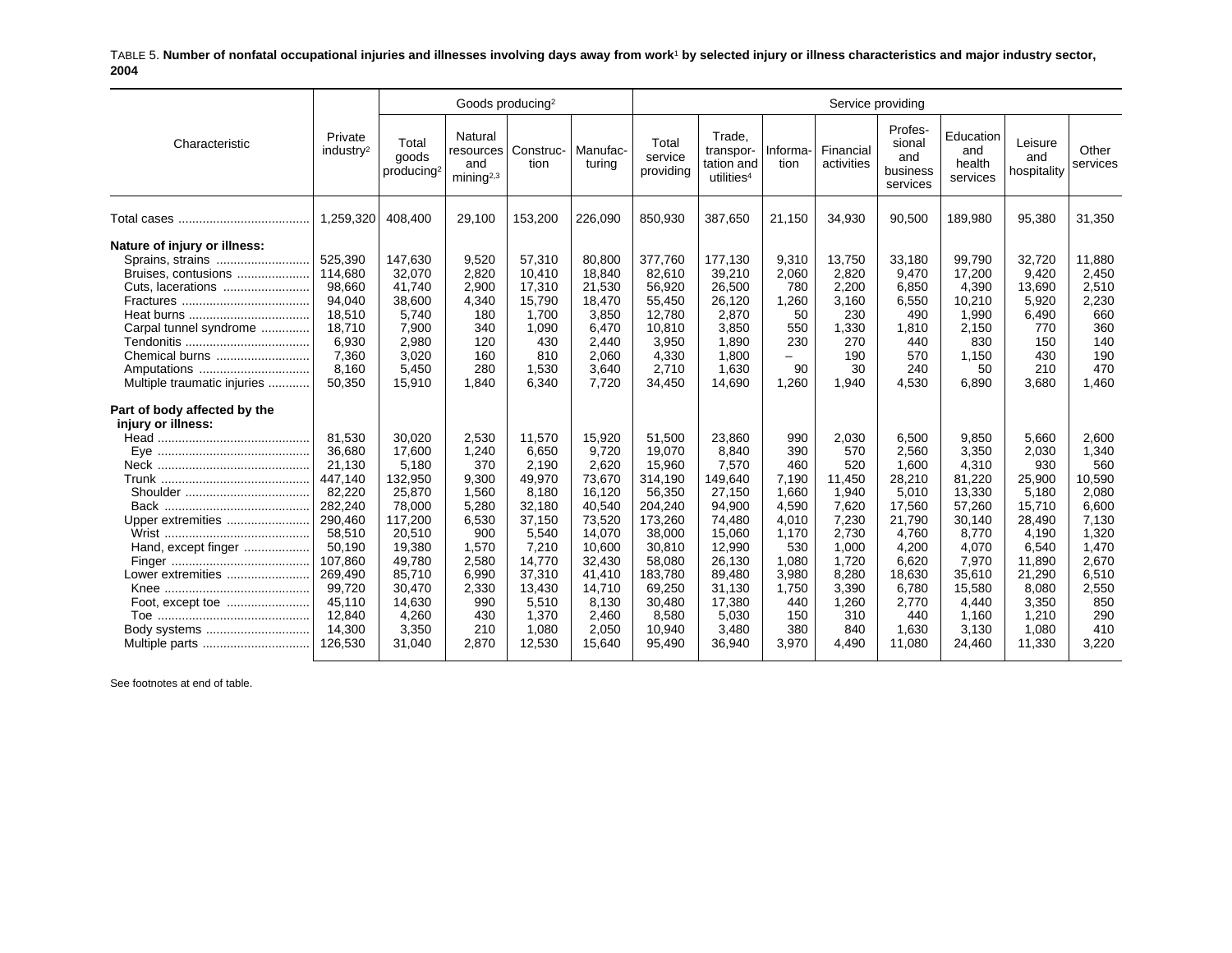TABLE 5. **Number of nonfatal occupational injuries and illnesses involving days away from work[1] by selected injury or illness characteristics and major industry sector, 2004**

| Characteristic | Private industry[2] | Goods producing[2] | | | | Service providing | | | | | | | |
|---|---|---|---|---|---|---|---|---|---|---|---|---|---|
| | | Total goods producing[2] | Natural resources and mining[2,3] | Construction | Manufacturing | Total service providing | Trade, transportation and utilities[4] | Information | Financial activities | Professional and business services | Education and health services | Leisure and hospitality | Other services |
| Total cases | 1,259,320 | 408,400 | 29,100 | 153,200 | 226,090 | 850,930 | 387,650 | 21,150 | 34,930 | 90,500 | 189,980 | 95,380 | 31,350 |
| **Nature of injury or illness:** | | | | | | | | | | | | | |
| Sprains, strains | 525,390 | 147,630 | 9,520 | 57,310 | 80,800 | 377,760 | 177,130 | 9,310 | 13,750 | 33,180 | 99,790 | 32,720 | 11,880 |
| Bruises, contusions | 114,680 | 32,070 | 2,820 | 10,410 | 18,840 | 82,610 | 39,210 | 2,060 | 2,820 | 9,470 | 17,200 | 9,420 | 2,450 |
| Cuts, lacerations | 98,660 | 41,740 | 2,900 | 17,310 | 21,530 | 56,920 | 26,500 | 780 | 2,200 | 6,850 | 4,390 | 13,690 | 2,510 |
| Fractures | 94,040 | 38,600 | 4,340 | 15,790 | 18,470 | 55,450 | 26,120 | 1,260 | 3,160 | 6,550 | 10,210 | 5,920 | 2,230 |
| Heat burns | 18,510 | 5,740 | 180 | 1,700 | 3,850 | 12,780 | 2,870 | 50 | 230 | 490 | 1,990 | 6,490 | 660 |
| Carpal tunnel syndrome | 18,710 | 7,900 | 340 | 1,090 | 6,470 | 10,810 | 3,850 | 550 | 1,330 | 1,810 | 2,150 | 770 | 360 |
| Tendonitis | 6,930 | 2,980 | 120 | 430 | 2,440 | 3,950 | 1,890 | 230 | 270 | 440 | 830 | 150 | 140 |
| Chemical burns | 7,360 | 3,020 | 160 | 810 | 2,060 | 4,330 | 1,800 | – | 190 | 570 | 1,150 | 430 | 190 |
| Amputations | 8,160 | 5,450 | 280 | 1,530 | 3,640 | 2,710 | 1,630 | 90 | 30 | 240 | 50 | 210 | 470 |
| Multiple traumatic injuries | 50,350 | 15,910 | 1,840 | 6,340 | 7,720 | 34,450 | 14,690 | 1,260 | 1,940 | 4,530 | 6,890 | 3,680 | 1,460 |
| **Part of body affected by the injury or illness:** | | | | | | | | | | | | | |
| Head | 81,530 | 30,020 | 2,530 | 11,570 | 15,920 | 51,500 | 23,860 | 990 | 2,030 | 6,500 | 9,850 | 5,660 | 2,600 |
| Eye | 36,680 | 17,600 | 1,240 | 6,650 | 9,720 | 19,070 | 8,840 | 390 | 570 | 2,560 | 3,350 | 2,030 | 1,340 |
| Neck | 21,130 | 5,180 | 370 | 2,190 | 2,620 | 15,960 | 7,570 | 460 | 520 | 1,600 | 4,310 | 930 | 560 |
| Trunk | 447,140 | 132,950 | 9,300 | 49,970 | 73,670 | 314,190 | 149,640 | 7,190 | 11,450 | 28,210 | 81,220 | 25,900 | 10,590 |
| Shoulder | 82,220 | 25,870 | 1,560 | 8,180 | 16,120 | 56,350 | 27,150 | 1,660 | 1,940 | 5,010 | 13,330 | 5,180 | 2,080 |
| Back | 282,240 | 78,000 | 5,280 | 32,180 | 40,540 | 204,240 | 94,900 | 4,590 | 7,620 | 17,560 | 57,260 | 15,710 | 6,600 |
| Upper extremities | 290,460 | 117,200 | 6,530 | 37,150 | 73,520 | 173,260 | 74,480 | 4,010 | 7,230 | 21,790 | 30,140 | 28,490 | 7,130 |
| Wrist | 58,510 | 20,510 | 900 | 5,540 | 14,070 | 38,000 | 15,060 | 1,170 | 2,730 | 4,760 | 8,770 | 4,190 | 1,320 |
| Hand, except finger | 50,190 | 19,380 | 1,570 | 7,210 | 10,600 | 30,810 | 12,990 | 530 | 1,000 | 4,200 | 4,070 | 6,540 | 1,470 |
| Finger | 107,860 | 49,780 | 2,580 | 14,770 | 32,430 | 58,080 | 26,130 | 1,080 | 1,720 | 6,620 | 7,970 | 11,890 | 2,670 |
| Lower extremities | 269,490 | 85,710 | 6,990 | 37,310 | 41,410 | 183,780 | 89,480 | 3,980 | 8,280 | 18,630 | 35,610 | 21,290 | 6,510 |
| Knee | 99,720 | 30,470 | 2,330 | 13,430 | 14,710 | 69,250 | 31,130 | 1,750 | 3,390 | 6,780 | 15,580 | 8,080 | 2,550 |
| Foot, except toe | 45,110 | 14,630 | 990 | 5,510 | 8,130 | 30,480 | 17,380 | 440 | 1,260 | 2,770 | 4,440 | 3,350 | 850 |
| Toe | 12,840 | 4,260 | 430 | 1,370 | 2,460 | 8,580 | 5,030 | 150 | 310 | 440 | 1,160 | 1,210 | 290 |
| Body systems | 14,300 | 3,350 | 210 | 1,080 | 2,050 | 10,940 | 3,480 | 380 | 840 | 1,630 | 3,130 | 1,080 | 410 |
| Multiple parts | 126,530 | 31,040 | 2,870 | 12,530 | 15,640 | 95,490 | 36,940 | 3,970 | 4,490 | 11,080 | 24,460 | 11,330 | 3,220 |

See footnotes at end of table.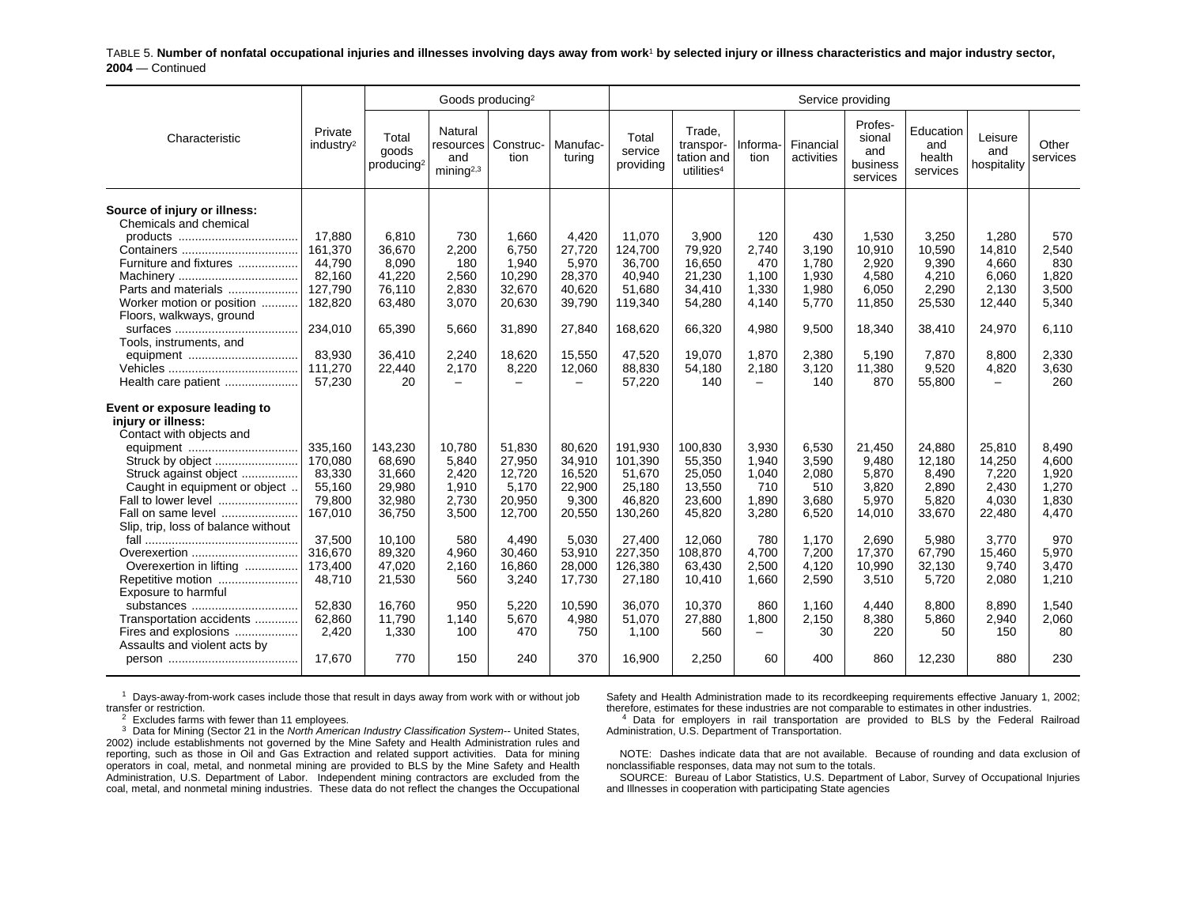TABLE 5. **Number of nonfatal occupational injuries and illnesses involving days away from work[1] by selected injury or illness characteristics and major industry sector, 2004** — Continued

| Characteristic | Private industry[2] | Goods producing[2] | | | | Service providing | | | | | | | |
|---|---|---|---|---|---|---|---|---|---|---|---|---|---|
| | | Total goods producing[2] | Natural resources and mining[2,3] | Construction | Manufacturing | Total service providing | Trade, transportation and utilities[4] | Information | Financial activities | Professional and business services | Education and health services | Leisure and hospitality | Other services |
| **Source of injury or illness:** | | | | | | | | | | | | | |
| Chemicals and chemical products | 17,880 | 6,810 | 730 | 1,660 | 4,420 | 11,070 | 3,900 | 120 | 430 | 1,530 | 3,250 | 1,280 | 570 |
| Containers | 161,370 | 36,670 | 2,200 | 6,750 | 27,720 | 124,700 | 79,920 | 2,740 | 3,190 | 10,910 | 10,590 | 14,810 | 2,540 |
| Furniture and fixtures | 44,790 | 8,090 | 180 | 1,940 | 5,970 | 36,700 | 16,650 | 470 | 1,780 | 2,920 | 9,390 | 4,660 | 830 |
| Machinery | 82,160 | 41,220 | 2,560 | 10,290 | 28,370 | 40,940 | 21,230 | 1,100 | 1,930 | 4,580 | 4,210 | 6,060 | 1,820 |
| Parts and materials | 127,790 | 76,110 | 2,830 | 32,670 | 40,620 | 51,680 | 34,410 | 1,330 | 1,980 | 6,050 | 2,290 | 2,130 | 3,500 |
| Worker motion or position | 182,820 | 63,480 | 3,070 | 20,630 | 39,790 | 119,340 | 54,280 | 4,140 | 5,770 | 11,850 | 25,530 | 12,440 | 5,340 |
| Floors, walkways, ground surfaces | 234,010 | 65,390 | 5,660 | 31,890 | 27,840 | 168,620 | 66,320 | 4,980 | 9,500 | 18,340 | 38,410 | 24,970 | 6,110 |
| Tools, instruments, and equipment | 83,930 | 36,410 | 2,240 | 18,620 | 15,550 | 47,520 | 19,070 | 1,870 | 2,380 | 5,190 | 7,870 | 8,800 | 2,330 |
| Vehicles | 111,270 | 22,440 | 2,170 | 8,220 | 12,060 | 88,830 | 54,180 | 2,180 | 3,120 | 11,380 | 9,520 | 4,820 | 3,630 |
| Health care patient | 57,230 | 20 | – | – | – | 57,220 | 140 | – | 140 | 870 | 55,800 | – | 260 |
| **Event or exposure leading to injury or illness:** | | | | | | | | | | | | | |
| Contact with objects and equipment | 335,160 | 143,230 | 10,780 | 51,830 | 80,620 | 191,930 | 100,830 | 3,930 | 6,530 | 21,450 | 24,880 | 25,810 | 8,490 |
| Struck by object | 170,080 | 68,690 | 5,840 | 27,950 | 34,910 | 101,390 | 55,350 | 1,940 | 3,590 | 9,480 | 12,180 | 14,250 | 4,600 |
| Struck against object | 83,330 | 31,660 | 2,420 | 12,720 | 16,520 | 51,670 | 25,050 | 1,040 | 2,080 | 5,870 | 8,490 | 7,220 | 1,920 |
| Caught in equipment or object | 55,160 | 29,980 | 1,910 | 5,170 | 22,900 | 25,180 | 13,550 | 710 | 510 | 3,820 | 2,890 | 2,430 | 1,270 |
| Fall to lower level | 79,800 | 32,980 | 2,730 | 20,950 | 9,300 | 46,820 | 23,600 | 1,890 | 3,680 | 5,970 | 5,820 | 4,030 | 1,830 |
| Fall on same level | 167,010 | 36,750 | 3,500 | 12,700 | 20,550 | 130,260 | 45,820 | 3,280 | 6,520 | 14,010 | 33,670 | 22,480 | 4,470 |
| Slip, trip, loss of balance without fall | 37,500 | 10,100 | 580 | 4,490 | 5,030 | 27,400 | 12,060 | 780 | 1,170 | 2,690 | 5,980 | 3,770 | 970 |
| Overexertion | 316,670 | 89,320 | 4,960 | 30,460 | 53,910 | 227,350 | 108,870 | 4,700 | 7,200 | 17,370 | 67,790 | 15,460 | 5,970 |
| Overexertion in lifting | 173,400 | 47,020 | 2,160 | 16,860 | 28,000 | 126,380 | 63,430 | 2,500 | 4,120 | 10,990 | 32,130 | 9,740 | 3,470 |
| Repetitive motion | 48,710 | 21,530 | 560 | 3,240 | 17,730 | 27,180 | 10,410 | 1,660 | 2,590 | 3,510 | 5,720 | 2,080 | 1,210 |
| Exposure to harmful substances | 52,830 | 16,760 | 950 | 5,220 | 10,590 | 36,070 | 10,370 | 860 | 1,160 | 4,440 | 8,800 | 8,890 | 1,540 |
| Transportation accidents | 62,860 | 11,790 | 1,140 | 5,670 | 4,980 | 51,070 | 27,880 | 1,800 | 2,150 | 8,380 | 5,860 | 2,940 | 2,060 |
| Fires and explosions | 2,420 | 1,330 | 100 | 470 | 750 | 1,100 | 560 | – | 30 | 220 | 50 | 150 | 80 |
| Assaults and violent acts by person | 17,670 | 770 | 150 | 240 | 370 | 16,900 | 2,250 | 60 | 400 | 860 | 12,230 | 880 | 230 |

[1] Days-away-from-work cases include those that result in days away from work with or without job transfer or restriction.

[2] Excludes farms with fewer than 11 employees.

[3] Data for Mining (Sector 21 in the *North American Industry Classification System*-- United States, 2002) include establishments not governed by the Mine Safety and Health Administration rules and reporting, such as those in Oil and Gas Extraction and related support activities. Data for mining operators in coal, metal, and nonmetal mining are provided to BLS by the Mine Safety and Health Administration, U.S. Department of Labor. Independent mining contractors are excluded from the coal, metal, and nonmetal mining industries. These data do not reflect the changes the Occupational Safety and Health Administration made to its recordkeeping requirements effective January 1, 2002; therefore, estimates for these industries are not comparable to estimates in other industries.

[4] Data for employers in rail transportation are provided to BLS by the Federal Railroad Administration, U.S. Department of Transportation.

NOTE: Dashes indicate data that are not available. Because of rounding and data exclusion of nonclassifiable responses, data may not sum to the totals.

SOURCE: Bureau of Labor Statistics, U.S. Department of Labor, Survey of Occupational Injuries and Illnesses in cooperation with participating State agencies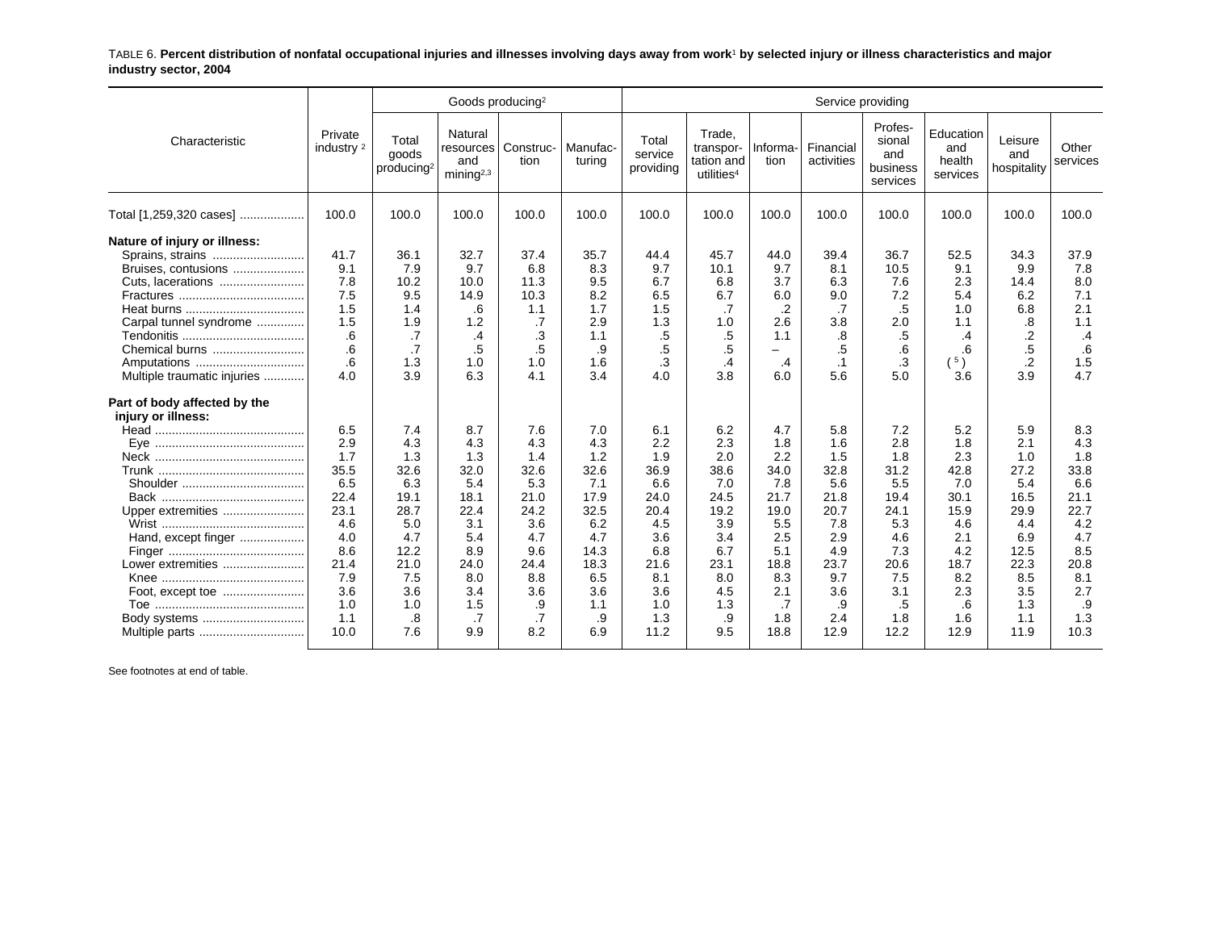TABLE 6. **Percent distribution of nonfatal occupational injuries and illnesses involving days away from work[1] by selected injury or illness characteristics and major industry sector, 2004**

| Characteristic | Private industry [2] | Goods producing[2] | | | | Service providing | | | | | | | |
|---|---|---|---|---|---|---|---|---|---|---|---|---|---|
| | | Total goods producing[2] | Natural resources and mining[2,3] | Construction | Manufacturing | Total service providing | Trade, transportation and utilities[4] | Information | Financial activities | Professional and business services | Education and health services | Leisure and hospitality | Other services |
| Total [1,259,320 cases] | 100.0 | 100.0 | 100.0 | 100.0 | 100.0 | 100.0 | 100.0 | 100.0 | 100.0 | 100.0 | 100.0 | 100.0 | 100.0 |
| **Nature of injury or illness:** | | | | | | | | | | | | | |
| Sprains, strains | 41.7 | 36.1 | 32.7 | 37.4 | 35.7 | 44.4 | 45.7 | 44.0 | 39.4 | 36.7 | 52.5 | 34.3 | 37.9 |
| Bruises, contusions | 9.1 | 7.9 | 9.7 | 6.8 | 8.3 | 9.7 | 10.1 | 9.7 | 8.1 | 10.5 | 9.1 | 9.9 | 7.8 |
| Cuts, lacerations | 7.8 | 10.2 | 10.0 | 11.3 | 9.5 | 6.7 | 6.8 | 3.7 | 6.3 | 7.6 | 2.3 | 14.4 | 8.0 |
| Fractures | 7.5 | 9.5 | 14.9 | 10.3 | 8.2 | 6.5 | 6.7 | 6.0 | 9.0 | 7.2 | 5.4 | 6.2 | 7.1 |
| Heat burns | 1.5 | 1.4 | .6 | 1.1 | 1.7 | 1.5 | .7 | .2 | .7 | .5 | 1.0 | 6.8 | 2.1 |
| Carpal tunnel syndrome | 1.5 | 1.9 | 1.2 | .7 | 2.9 | 1.3 | 1.0 | 2.6 | 3.8 | 2.0 | 1.1 | .8 | 1.1 |
| Tendonitis | .6 | .7 | .4 | .3 | 1.1 | .5 | .5 | 1.1 | .8 | .5 | .4 | .2 | .4 |
| Chemical burns | .6 | .7 | .5 | .5 | .9 | .5 | .5 | – | .5 | .6 | .6 | .5 | .6 |
| Amputations | .6 | 1.3 | 1.0 | 1.0 | 1.6 | .3 | .4 | .4 | .1 | .3 | ( [5] ) | .2 | 1.5 |
| Multiple traumatic injuries | 4.0 | 3.9 | 6.3 | 4.1 | 3.4 | 4.0 | 3.8 | 6.0 | 5.6 | 5.0 | 3.6 | 3.9 | 4.7 |
| **Part of body affected by the injury or illness:** | | | | | | | | | | | | | |
| Head | 6.5 | 7.4 | 8.7 | 7.6 | 7.0 | 6.1 | 6.2 | 4.7 | 5.8 | 7.2 | 5.2 | 5.9 | 8.3 |
| Eye | 2.9 | 4.3 | 4.3 | 4.3 | 4.3 | 2.2 | 2.3 | 1.8 | 1.6 | 2.8 | 1.8 | 2.1 | 4.3 |
| Neck | 1.7 | 1.3 | 1.3 | 1.4 | 1.2 | 1.9 | 2.0 | 2.2 | 1.5 | 1.8 | 2.3 | 1.0 | 1.8 |
| Trunk | 35.5 | 32.6 | 32.0 | 32.6 | 32.6 | 36.9 | 38.6 | 34.0 | 32.8 | 31.2 | 42.8 | 27.2 | 33.8 |
| Shoulder | 6.5 | 6.3 | 5.4 | 5.3 | 7.1 | 6.6 | 7.0 | 7.8 | 5.6 | 5.5 | 7.0 | 5.4 | 6.6 |
| Back | 22.4 | 19.1 | 18.1 | 21.0 | 17.9 | 24.0 | 24.5 | 21.7 | 21.8 | 19.4 | 30.1 | 16.5 | 21.1 |
| Upper extremities | 23.1 | 28.7 | 22.4 | 24.2 | 32.5 | 20.4 | 19.2 | 19.0 | 20.7 | 24.1 | 15.9 | 29.9 | 22.7 |
| Wrist | 4.6 | 5.0 | 3.1 | 3.6 | 6.2 | 4.5 | 3.9 | 5.5 | 7.8 | 5.3 | 4.6 | 4.4 | 4.2 |
| Hand, except finger | 4.0 | 4.7 | 5.4 | 4.7 | 4.7 | 3.6 | 3.4 | 2.5 | 2.9 | 4.6 | 2.1 | 6.9 | 4.7 |
| Finger | 8.6 | 12.2 | 8.9 | 9.6 | 14.3 | 6.8 | 6.7 | 5.1 | 4.9 | 7.3 | 4.2 | 12.5 | 8.5 |
| Lower extremities | 21.4 | 21.0 | 24.0 | 24.4 | 18.3 | 21.6 | 23.1 | 18.8 | 23.7 | 20.6 | 18.7 | 22.3 | 20.8 |
| Knee | 7.9 | 7.5 | 8.0 | 8.8 | 6.5 | 8.1 | 8.0 | 8.3 | 9.7 | 7.5 | 8.2 | 8.5 | 8.1 |
| Foot, except toe | 3.6 | 3.6 | 3.4 | 3.6 | 3.6 | 3.6 | 4.5 | 2.1 | 3.6 | 3.1 | 2.3 | 3.5 | 2.7 |
| Toe | 1.0 | 1.0 | 1.5 | .9 | 1.1 | 1.0 | 1.3 | .7 | .9 | .5 | .6 | 1.3 | .9 |
| Body systems | 1.1 | .8 | .7 | .7 | .9 | 1.3 | .9 | 1.8 | 2.4 | 1.8 | 1.6 | 1.1 | 1.3 |
| Multiple parts | 10.0 | 7.6 | 9.9 | 8.2 | 6.9 | 11.2 | 9.5 | 18.8 | 12.9 | 12.2 | 12.9 | 11.9 | 10.3 |

See footnotes at end of table.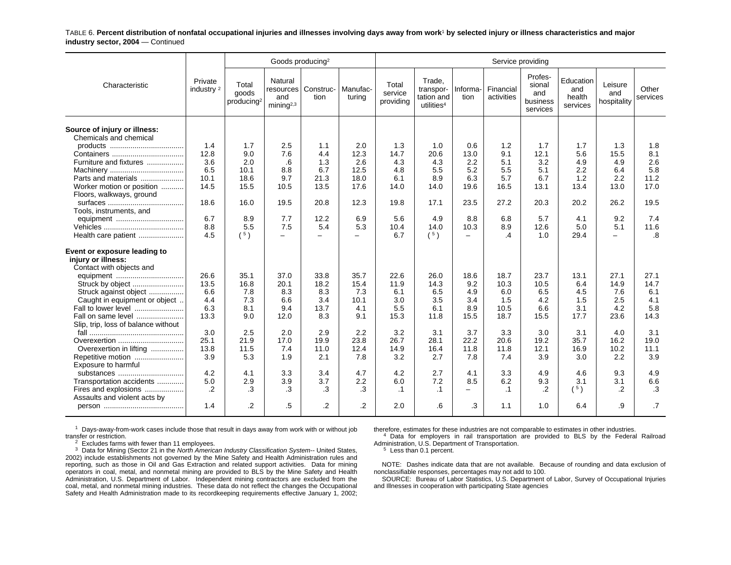TABLE 6. **Percent distribution of nonfatal occupational injuries and illnesses involving days away from work[1] by selected injury or illness characteristics and major industry sector, 2004** — Continued

| Characteristic | Private industry [2] | Goods producing[2] | | | | Service providing | | | | | | | |
|---|---|---|---|---|---|---|---|---|---|---|---|---|---|
| | | Total goods producing[2] | Natural resources and mining[2,3] | Construction | Manufacturing | Total service providing | Trade, transportation and utilities[4] | Information | Financial activities | Professional and business services | Education and health services | Leisure and hospitality | Other services |
| **Source of injury or illness:** | | | | | | | | | | | | | |
| Chemicals and chemical products | 1.4 | 1.7 | 2.5 | 1.1 | 2.0 | 1.3 | 1.0 | 0.6 | 1.2 | 1.7 | 1.7 | 1.3 | 1.8 |
| Containers | 12.8 | 9.0 | 7.6 | 4.4 | 12.3 | 14.7 | 20.6 | 13.0 | 9.1 | 12.1 | 5.6 | 15.5 | 8.1 |
| Furniture and fixtures | 3.6 | 2.0 | .6 | 1.3 | 2.6 | 4.3 | 4.3 | 2.2 | 5.1 | 3.2 | 4.9 | 4.9 | 2.6 |
| Machinery | 6.5 | 10.1 | 8.8 | 6.7 | 12.5 | 4.8 | 5.5 | 5.2 | 5.5 | 5.1 | 2.2 | 6.4 | 5.8 |
| Parts and materials | 10.1 | 18.6 | 9.7 | 21.3 | 18.0 | 6.1 | 8.9 | 6.3 | 5.7 | 6.7 | 1.2 | 2.2 | 11.2 |
| Worker motion or position | 14.5 | 15.5 | 10.5 | 13.5 | 17.6 | 14.0 | 14.0 | 19.6 | 16.5 | 13.1 | 13.4 | 13.0 | 17.0 |
| Floors, walkways, ground surfaces | 18.6 | 16.0 | 19.5 | 20.8 | 12.3 | 19.8 | 17.1 | 23.5 | 27.2 | 20.3 | 20.2 | 26.2 | 19.5 |
| Tools, instruments, and equipment | 6.7 | 8.9 | 7.7 | 12.2 | 6.9 | 5.6 | 4.9 | 8.8 | 6.8 | 5.7 | 4.1 | 9.2 | 7.4 |
| Vehicles | 8.8 | 5.5 | 7.5 | 5.4 | 5.3 | 10.4 | 14.0 | 10.3 | 8.9 | 12.6 | 5.0 | 5.1 | 11.6 |
| Health care patient | 4.5 | ([5]) | – | – | – | 6.7 | ([5]) | – | .4 | 1.0 | 29.4 | – | .8 |
| **Event or exposure leading to injury or illness:** | | | | | | | | | | | | | |
| Contact with objects and equipment | 26.6 | 35.1 | 37.0 | 33.8 | 35.7 | 22.6 | 26.0 | 18.6 | 18.7 | 23.7 | 13.1 | 27.1 | 27.1 |
| Struck by object | 13.5 | 16.8 | 20.1 | 18.2 | 15.4 | 11.9 | 14.3 | 9.2 | 10.3 | 10.5 | 6.4 | 14.9 | 14.7 |
| Struck against object | 6.6 | 7.8 | 8.3 | 8.3 | 7.3 | 6.1 | 6.5 | 4.9 | 6.0 | 6.5 | 4.5 | 7.6 | 6.1 |
| Caught in equipment or object | 4.4 | 7.3 | 6.6 | 3.4 | 10.1 | 3.0 | 3.5 | 3.4 | 1.5 | 4.2 | 1.5 | 2.5 | 4.1 |
| Fall to lower level | 6.3 | 8.1 | 9.4 | 13.7 | 4.1 | 5.5 | 6.1 | 8.9 | 10.5 | 6.6 | 3.1 | 4.2 | 5.8 |
| Fall on same level | 13.3 | 9.0 | 12.0 | 8.3 | 9.1 | 15.3 | 11.8 | 15.5 | 18.7 | 15.5 | 17.7 | 23.6 | 14.3 |
| Slip, trip, loss of balance without fall | 3.0 | 2.5 | 2.0 | 2.9 | 2.2 | 3.2 | 3.1 | 3.7 | 3.3 | 3.0 | 3.1 | 4.0 | 3.1 |
| Overexertion | 25.1 | 21.9 | 17.0 | 19.9 | 23.8 | 26.7 | 28.1 | 22.2 | 20.6 | 19.2 | 35.7 | 16.2 | 19.0 |
| Overexertion in lifting | 13.8 | 11.5 | 7.4 | 11.0 | 12.4 | 14.9 | 16.4 | 11.8 | 11.8 | 12.1 | 16.9 | 10.2 | 11.1 |
| Repetitive motion | 3.9 | 5.3 | 1.9 | 2.1 | 7.8 | 3.2 | 2.7 | 7.8 | 7.4 | 3.9 | 3.0 | 2.2 | 3.9 |
| Exposure to harmful substances | 4.2 | 4.1 | 3.3 | 3.4 | 4.7 | 4.2 | 2.7 | 4.1 | 3.3 | 4.9 | 4.6 | 9.3 | 4.9 |
| Transportation accidents | 5.0 | 2.9 | 3.9 | 3.7 | 2.2 | 6.0 | 7.2 | 8.5 | 6.2 | 9.3 | 3.1 | 3.1 | 6.6 |
| Fires and explosions | .2 | .3 | .3 | .3 | .3 | .1 | .1 | – | .1 | .2 | ([5]) | .2 | .3 |
| Assaults and violent acts by person | 1.4 | .2 | .5 | .2 | .2 | 2.0 | .6 | .3 | 1.1 | 1.0 | 6.4 | .9 | .7 |

[1] Days-away-from-work cases include those that result in days away from work with or without job transfer or restriction.

[2] Excludes farms with fewer than 11 employees.

[3] Data for Mining (Sector 21 in the *North American Industry Classification System*-- United States, 2002) include establishments not governed by the Mine Safety and Health Administration rules and reporting, such as those in Oil and Gas Extraction and related support activities. Data for mining operators in coal, metal, and nonmetal mining are provided to BLS by the Mine Safety and Health Administration, U.S. Department of Labor. Independent mining contractors are excluded from the coal, metal, and nonmetal mining industries. These data do not reflect the changes the Occupational Safety and Health Administration made to its recordkeeping requirements effective January 1, 2002; therefore, estimates for these industries are not comparable to estimates in other industries.

[4] Data for employers in rail transportation are provided to BLS by the Federal Railroad Administration, U.S. Department of Transportation.

[5] Less than 0.1 percent.

NOTE: Dashes indicate data that are not available. Because of rounding and data exclusion of nonclassifiable responses, percentages may not add to 100.

SOURCE: Bureau of Labor Statistics, U.S. Department of Labor, Survey of Occupational Injuries and Illnesses in cooperation with participating State agencies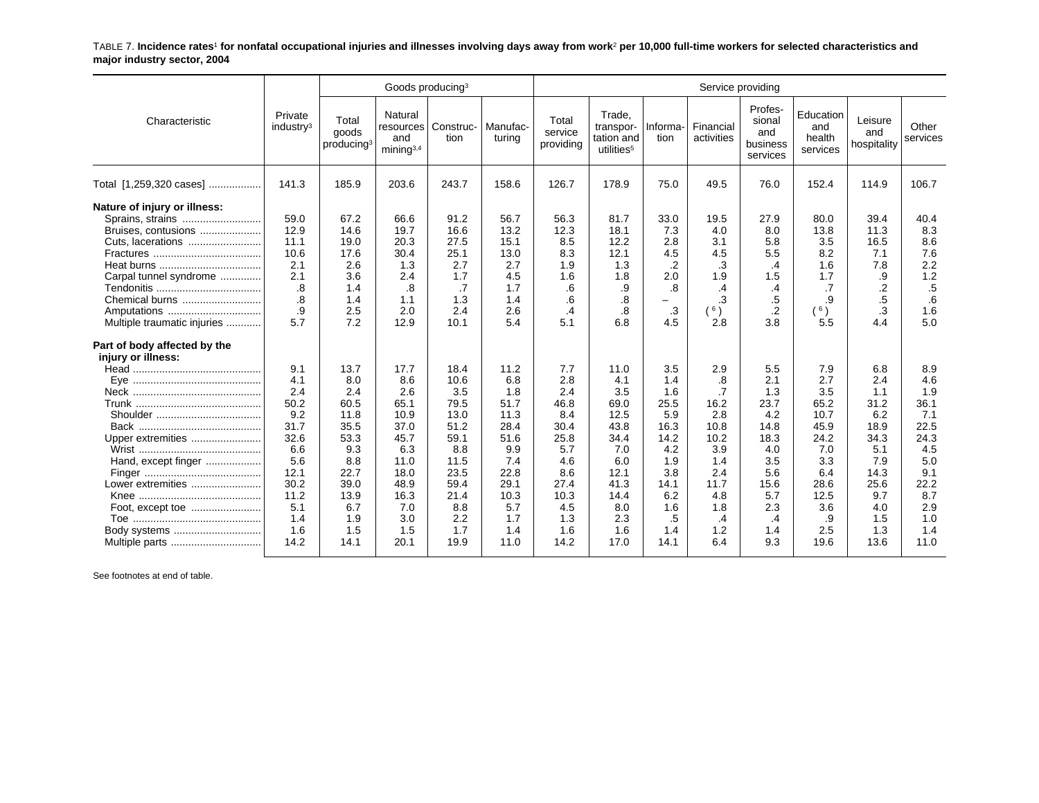TABLE 7. **Incidence rates[1] for nonfatal occupational injuries and illnesses involving days away from work[2] per 10,000 full-time workers for selected characteristics and major industry sector, 2004**

| Characteristic | Private industry[3] | Goods producing[3] | | | | Service providing | | | | | | | |
|---|---|---|---|---|---|---|---|---|---|---|---|---|---|
| | | Total goods producing[3] | Natural resources and mining[3,4] | Construction | Manufacturing | Total service providing | Trade, transportation and utilities[5] | Information | Financial activities | Professional and business services | Education and health services | Leisure and hospitality | Other services |
| Total [1,259,320 cases] | 141.3 | 185.9 | 203.6 | 243.7 | 158.6 | 126.7 | 178.9 | 75.0 | 49.5 | 76.0 | 152.4 | 114.9 | 106.7 |
| **Nature of injury or illness:** | | | | | | | | | | | | | |
| Sprains, strains | 59.0 | 67.2 | 66.6 | 91.2 | 56.7 | 56.3 | 81.7 | 33.0 | 19.5 | 27.9 | 80.0 | 39.4 | 40.4 |
| Bruises, contusions | 12.9 | 14.6 | 19.7 | 16.6 | 13.2 | 12.3 | 18.1 | 7.3 | 4.0 | 8.0 | 13.8 | 11.3 | 8.3 |
| Cuts, lacerations | 11.1 | 19.0 | 20.3 | 27.5 | 15.1 | 8.5 | 12.2 | 2.8 | 3.1 | 5.8 | 3.5 | 16.5 | 8.6 |
| Fractures | 10.6 | 17.6 | 30.4 | 25.1 | 13.0 | 8.3 | 12.1 | 4.5 | 4.5 | 5.5 | 8.2 | 7.1 | 7.6 |
| Heat burns | 2.1 | 2.6 | 1.3 | 2.7 | 2.7 | 1.9 | 1.3 | .2 | .3 | .4 | 1.6 | 7.8 | 2.2 |
| Carpal tunnel syndrome | 2.1 | 3.6 | 2.4 | 1.7 | 4.5 | 1.6 | 1.8 | 2.0 | 1.9 | 1.5 | 1.7 | .9 | 1.2 |
| Tendonitis | .8 | 1.4 | .8 | .7 | 1.7 | .6 | .9 | .8 | .4 | .4 | .7 | .2 | .5 |
| Chemical burns | .8 | 1.4 | 1.1 | 1.3 | 1.4 | .6 | .8 | – | .3 | .5 | .9 | .5 | .6 |
| Amputations | .9 | 2.5 | 2.0 | 2.4 | 2.6 | .4 | .8 | .3 | ([6]) | .2 | ([6]) | .3 | 1.6 |
| Multiple traumatic injuries | 5.7 | 7.2 | 12.9 | 10.1 | 5.4 | 5.1 | 6.8 | 4.5 | 2.8 | 3.8 | 5.5 | 4.4 | 5.0 |
| **Part of body affected by the injury or illness:** | | | | | | | | | | | | | |
| Head | 9.1 | 13.7 | 17.7 | 18.4 | 11.2 | 7.7 | 11.0 | 3.5 | 2.9 | 5.5 | 7.9 | 6.8 | 8.9 |
| Eye | 4.1 | 8.0 | 8.6 | 10.6 | 6.8 | 2.8 | 4.1 | 1.4 | .8 | 2.1 | 2.7 | 2.4 | 4.6 |
| Neck | 2.4 | 2.4 | 2.6 | 3.5 | 1.8 | 2.4 | 3.5 | 1.6 | .7 | 1.3 | 3.5 | 1.1 | 1.9 |
| Trunk | 50.2 | 60.5 | 65.1 | 79.5 | 51.7 | 46.8 | 69.0 | 25.5 | 16.2 | 23.7 | 65.2 | 31.2 | 36.1 |
| Shoulder | 9.2 | 11.8 | 10.9 | 13.0 | 11.3 | 8.4 | 12.5 | 5.9 | 2.8 | 4.2 | 10.7 | 6.2 | 7.1 |
| Back | 31.7 | 35.5 | 37.0 | 51.2 | 28.4 | 30.4 | 43.8 | 16.3 | 10.8 | 14.8 | 45.9 | 18.9 | 22.5 |
| Upper extremities | 32.6 | 53.3 | 45.7 | 59.1 | 51.6 | 25.8 | 34.4 | 14.2 | 10.2 | 18.3 | 24.2 | 34.3 | 24.3 |
| Wrist | 6.6 | 9.3 | 6.3 | 8.8 | 9.9 | 5.7 | 7.0 | 4.2 | 3.9 | 4.0 | 7.0 | 5.1 | 4.5 |
| Hand, except finger | 5.6 | 8.8 | 11.0 | 11.5 | 7.4 | 4.6 | 6.0 | 1.9 | 1.4 | 3.5 | 3.3 | 7.9 | 5.0 |
| Finger | 12.1 | 22.7 | 18.0 | 23.5 | 22.8 | 8.6 | 12.1 | 3.8 | 2.4 | 5.6 | 6.4 | 14.3 | 9.1 |
| Lower extremities | 30.2 | 39.0 | 48.9 | 59.4 | 29.1 | 27.4 | 41.3 | 14.1 | 11.7 | 15.6 | 28.6 | 25.6 | 22.2 |
| Knee | 11.2 | 13.9 | 16.3 | 21.4 | 10.3 | 10.3 | 14.4 | 6.2 | 4.8 | 5.7 | 12.5 | 9.7 | 8.7 |
| Foot, except toe | 5.1 | 6.7 | 7.0 | 8.8 | 5.7 | 4.5 | 8.0 | 1.6 | 1.8 | 2.3 | 3.6 | 4.0 | 2.9 |
| Toe | 1.4 | 1.9 | 3.0 | 2.2 | 1.7 | 1.3 | 2.3 | .5 | .4 | .4 | .9 | 1.5 | 1.0 |
| Body systems | 1.6 | 1.5 | 1.5 | 1.7 | 1.4 | 1.6 | 1.6 | 1.4 | 1.2 | 1.4 | 2.5 | 1.3 | 1.4 |
| Multiple parts | 14.2 | 14.1 | 20.1 | 19.9 | 11.0 | 14.2 | 17.0 | 14.1 | 6.4 | 9.3 | 19.6 | 13.6 | 11.0 |

See footnotes at end of table.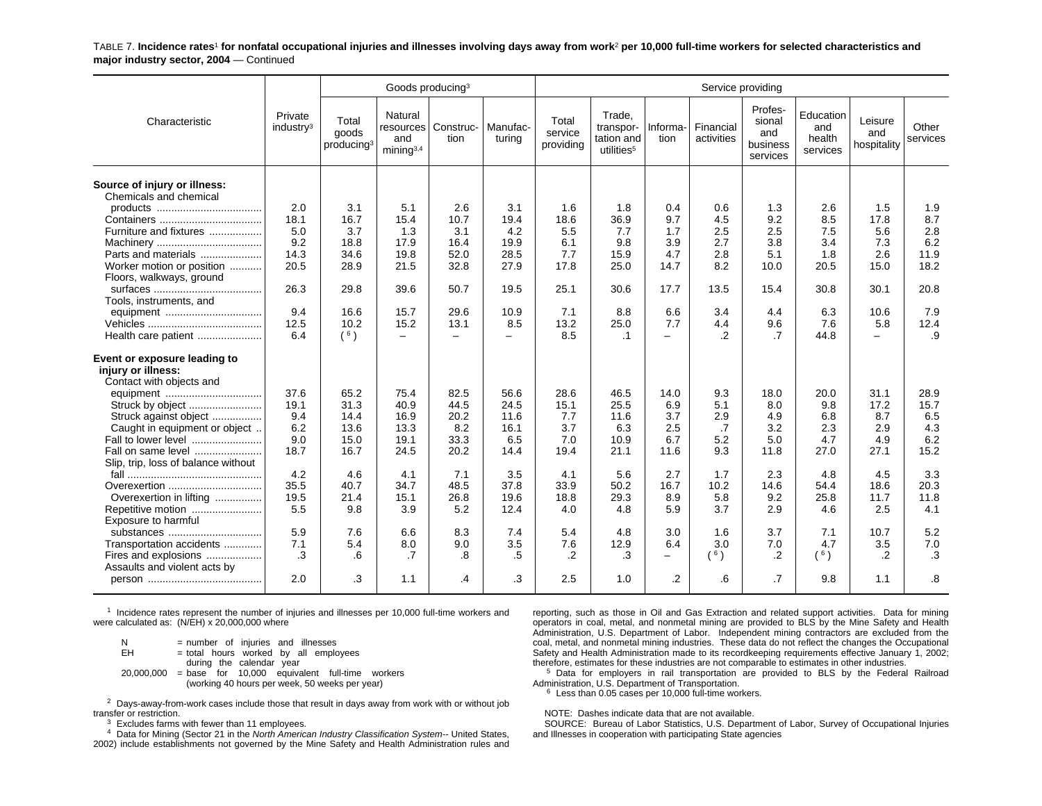TABLE 7. **Incidence rates[1] for nonfatal occupational injuries and illnesses involving days away from work[2] per 10,000 full-time workers for selected characteristics and major industry sector, 2004** — Continued

| Characteristic | Private industry[3] | Goods producing[3] | | | | Service providing | | | | | | | |
|---|---|---|---|---|---|---|---|---|---|---|---|---|---|
| | | Total goods producing[3] | Natural resources and mining[3,4] | Construction | Manufacturing | Total service providing | Trade, transportation and utilities[5] | Information | Financial activities | Professional and business services | Education and health services | Leisure and hospitality | Other services |
| **Source of injury or illness:** | | | | | | | | | | | | | |
| Chemicals and chemical products | 2.0 | 3.1 | 5.1 | 2.6 | 3.1 | 1.6 | 1.8 | 0.4 | 0.6 | 1.3 | 2.6 | 1.5 | 1.9 |
| Containers | 18.1 | 16.7 | 15.4 | 10.7 | 19.4 | 18.6 | 36.9 | 9.7 | 4.5 | 9.2 | 8.5 | 17.8 | 8.7 |
| Furniture and fixtures | 5.0 | 3.7 | 1.3 | 3.1 | 4.2 | 5.5 | 7.7 | 1.7 | 2.5 | 2.5 | 7.5 | 5.6 | 2.8 |
| Machinery | 9.2 | 18.8 | 17.9 | 16.4 | 19.9 | 6.1 | 9.8 | 3.9 | 2.7 | 3.8 | 3.4 | 7.3 | 6.2 |
| Parts and materials | 14.3 | 34.6 | 19.8 | 52.0 | 28.5 | 7.7 | 15.9 | 4.7 | 2.8 | 5.1 | 1.8 | 2.6 | 11.9 |
| Worker motion or position | 20.5 | 28.9 | 21.5 | 32.8 | 27.9 | 17.8 | 25.0 | 14.7 | 8.2 | 10.0 | 20.5 | 15.0 | 18.2 |
| Floors, walkways, ground surfaces | 26.3 | 29.8 | 39.6 | 50.7 | 19.5 | 25.1 | 30.6 | 17.7 | 13.5 | 15.4 | 30.8 | 30.1 | 20.8 |
| Tools, instruments, and equipment | 9.4 | 16.6 | 15.7 | 29.6 | 10.9 | 7.1 | 8.8 | 6.6 | 3.4 | 4.4 | 6.3 | 10.6 | 7.9 |
| Vehicles | 12.5 | 10.2 | 15.2 | 13.1 | 8.5 | 13.2 | 25.0 | 7.7 | 4.4 | 9.6 | 7.6 | 5.8 | 12.4 |
| Health care patient | 6.4 | (6) | – | – | – | 8.5 | .1 | – | .2 | .7 | 44.8 | – | .9 |
| **Event or exposure leading to injury or illness:** | | | | | | | | | | | | | |
| Contact with objects and equipment | 37.6 | 65.2 | 75.4 | 82.5 | 56.6 | 28.6 | 46.5 | 14.0 | 9.3 | 18.0 | 20.0 | 31.1 | 28.9 |
| Struck by object | 19.1 | 31.3 | 40.9 | 44.5 | 24.5 | 15.1 | 25.5 | 6.9 | 5.1 | 8.0 | 9.8 | 17.2 | 15.7 |
| Struck against object | 9.4 | 14.4 | 16.9 | 20.2 | 11.6 | 7.7 | 11.6 | 3.7 | 2.9 | 4.9 | 6.8 | 8.7 | 6.5 |
| Caught in equipment or object | 6.2 | 13.6 | 13.3 | 8.2 | 16.1 | 3.7 | 6.3 | 2.5 | .7 | 3.2 | 2.3 | 2.9 | 4.3 |
| Fall to lower level | 9.0 | 15.0 | 19.1 | 33.3 | 6.5 | 7.0 | 10.9 | 6.7 | 5.2 | 5.0 | 4.7 | 4.9 | 6.2 |
| Fall on same level | 18.7 | 16.7 | 24.5 | 20.2 | 14.4 | 19.4 | 21.1 | 11.6 | 9.3 | 11.8 | 27.0 | 27.1 | 15.2 |
| Slip, trip, loss of balance without fall | 4.2 | 4.6 | 4.1 | 7.1 | 3.5 | 4.1 | 5.6 | 2.7 | 1.7 | 2.3 | 4.8 | 4.5 | 3.3 |
| Overexertion | 35.5 | 40.7 | 34.7 | 48.5 | 37.8 | 33.9 | 50.2 | 16.7 | 10.2 | 14.6 | 54.4 | 18.6 | 20.3 |
| Overexertion in lifting | 19.5 | 21.4 | 15.1 | 26.8 | 19.6 | 18.8 | 29.3 | 8.9 | 5.8 | 9.2 | 25.8 | 11.7 | 11.8 |
| Repetitive motion | 5.5 | 9.8 | 3.9 | 5.2 | 12.4 | 4.0 | 4.8 | 5.9 | 3.7 | 2.9 | 4.6 | 2.5 | 4.1 |
| Exposure to harmful substances | 5.9 | 7.6 | 6.6 | 8.3 | 7.4 | 5.4 | 4.8 | 3.0 | 1.6 | 3.7 | 7.1 | 10.7 | 5.2 |
| Transportation accidents | 7.1 | 5.4 | 8.0 | 9.0 | 3.5 | 7.6 | 12.9 | 6.4 | 3.0 | 7.0 | 4.7 | 3.5 | 7.0 |
| Fires and explosions | .3 | .6 | .7 | .8 | .5 | .2 | .3 | – | (6) | .2 | (6) | .2 | .3 |
| Assaults and violent acts by person | 2.0 | .3 | 1.1 | .4 | .3 | 2.5 | 1.0 | .2 | .6 | .7 | 9.8 | 1.1 | .8 |

[1] Incidence rates represent the number of injuries and illnesses per 10,000 full-time workers and were calculated as: (N/EH) x 20,000,000 where

N = number of injuries and illnesses
EH = total hours worked by all employees during the calendar year
20,000,000 = base for 10,000 equivalent full-time workers (working 40 hours per week, 50 weeks per year)

[2] Days-away-from-work cases include those that result in days away from work with or without job transfer or restriction.

[3] Excludes farms with fewer than 11 employees.

[4] Data for Mining (Sector 21 in the *North American Industry Classification System*-- United States, 2002) include establishments not governed by the Mine Safety and Health Administration rules and reporting, such as those in Oil and Gas Extraction and related support activities. Data for mining operators in coal, metal, and nonmetal mining are provided to BLS by the Mine Safety and Health Administration, U.S. Department of Labor. Independent mining contractors are excluded from the coal, metal, and nonmetal mining industries. These data do not reflect the changes the Occupational Safety and Health Administration made to its recordkeeping requirements effective January 1, 2002; therefore, estimates for these industries are not comparable to estimates in other industries.

[5] Data for employers in rail transportation are provided to BLS by the Federal Railroad Administration, U.S. Department of Transportation.

[6] Less than 0.05 cases per 10,000 full-time workers.

NOTE: Dashes indicate data that are not available.

SOURCE: Bureau of Labor Statistics, U.S. Department of Labor, Survey of Occupational Injuries and Illnesses in cooperation with participating State agencies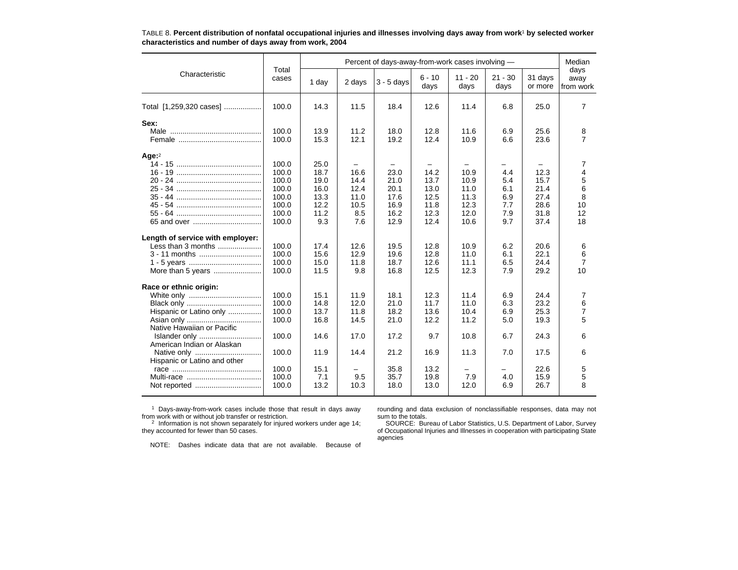TABLE 8. **Percent distribution of nonfatal occupational injuries and illnesses involving days away from work[1] by selected worker characteristics and number of days away from work, 2004**

| Characteristic | Total cases | Percent of days-away-from-work cases involving — | | | | | | | Median days away from work |
|---|---|---|---|---|---|---|---|---|---|
| | | 1 day | 2 days | 3 - 5 days | 6 - 10 days | 11 - 20 days | 21 - 30 days | 31 days or more | |
| Total [1,259,320 cases] | 100.0 | 14.3 | 11.5 | 18.4 | 12.6 | 11.4 | 6.8 | 25.0 | 7 |
| **Sex:** | | | | | | | | | |
| Male | 100.0 | 13.9 | 11.2 | 18.0 | 12.8 | 11.6 | 6.9 | 25.6 | 8 |
| Female | 100.0 | 15.3 | 12.1 | 19.2 | 12.4 | 10.9 | 6.6 | 23.6 | 7 |
| **Age:**[2] | | | | | | | | | |
| 14 - 15 | 100.0 | 25.0 | – | – | – | – | – | – | 7 |
| 16 - 19 | 100.0 | 18.7 | 16.6 | 23.0 | 14.2 | 10.9 | 4.4 | 12.3 | 4 |
| 20 - 24 | 100.0 | 19.0 | 14.4 | 21.0 | 13.7 | 10.9 | 5.4 | 15.7 | 5 |
| 25 - 34 | 100.0 | 16.0 | 12.4 | 20.1 | 13.0 | 11.0 | 6.1 | 21.4 | 6 |
| 35 - 44 | 100.0 | 13.3 | 11.0 | 17.6 | 12.5 | 11.3 | 6.9 | 27.4 | 8 |
| 45 - 54 | 100.0 | 12.2 | 10.5 | 16.9 | 11.8 | 12.3 | 7.7 | 28.6 | 10 |
| 55 - 64 | 100.0 | 11.2 | 8.5 | 16.2 | 12.3 | 12.0 | 7.9 | 31.8 | 12 |
| 65 and over | 100.0 | 9.3 | 7.6 | 12.9 | 12.4 | 10.6 | 9.7 | 37.4 | 18 |
| **Length of service with employer:** | | | | | | | | | |
| Less than 3 months | 100.0 | 17.4 | 12.6 | 19.5 | 12.8 | 10.9 | 6.2 | 20.6 | 6 |
| 3 - 11 months | 100.0 | 15.6 | 12.9 | 19.6 | 12.8 | 11.0 | 6.1 | 22.1 | 6 |
| 1 - 5 years | 100.0 | 15.0 | 11.8 | 18.7 | 12.6 | 11.1 | 6.5 | 24.4 | 7 |
| More than 5 years | 100.0 | 11.5 | 9.8 | 16.8 | 12.5 | 12.3 | 7.9 | 29.2 | 10 |
| **Race or ethnic origin:** | | | | | | | | | |
| White only | 100.0 | 15.1 | 11.9 | 18.1 | 12.3 | 11.4 | 6.9 | 24.4 | 7 |
| Black only | 100.0 | 14.8 | 12.0 | 21.0 | 11.7 | 11.0 | 6.3 | 23.2 | 6 |
| Hispanic or Latino only | 100.0 | 13.7 | 11.8 | 18.2 | 13.6 | 10.4 | 6.9 | 25.3 | 7 |
| Asian only | 100.0 | 16.8 | 14.5 | 21.0 | 12.2 | 11.2 | 5.0 | 19.3 | 5 |
| Native Hawaiian or Pacific Islander only | 100.0 | 14.6 | 17.0 | 17.2 | 9.7 | 10.8 | 6.7 | 24.3 | 6 |
| American Indian or Alaskan Native only | 100.0 | 11.9 | 14.4 | 21.2 | 16.9 | 11.3 | 7.0 | 17.5 | 6 |
| Hispanic or Latino and other race | 100.0 | 15.1 | – | 35.8 | 13.2 | – | – | 22.6 | 5 |
| Multi-race | 100.0 | 7.1 | 9.5 | 35.7 | 19.8 | 7.9 | 4.0 | 15.9 | 5 |
| Not reported | 100.0 | 13.2 | 10.3 | 18.0 | 13.0 | 12.0 | 6.9 | 26.7 | 8 |

[1] Days-away-from-work cases include those that result in days away from work with or without job transfer or restriction.

[2] Information is not shown separately for injured workers under age 14; they accounted for fewer than 50 cases.

NOTE: Dashes indicate data that are not available. Because of rounding and data exclusion of nonclassifiable responses, data may not sum to the totals.

SOURCE: Bureau of Labor Statistics, U.S. Department of Labor, Survey of Occupational Injuries and Illnesses in cooperation with participating State agencies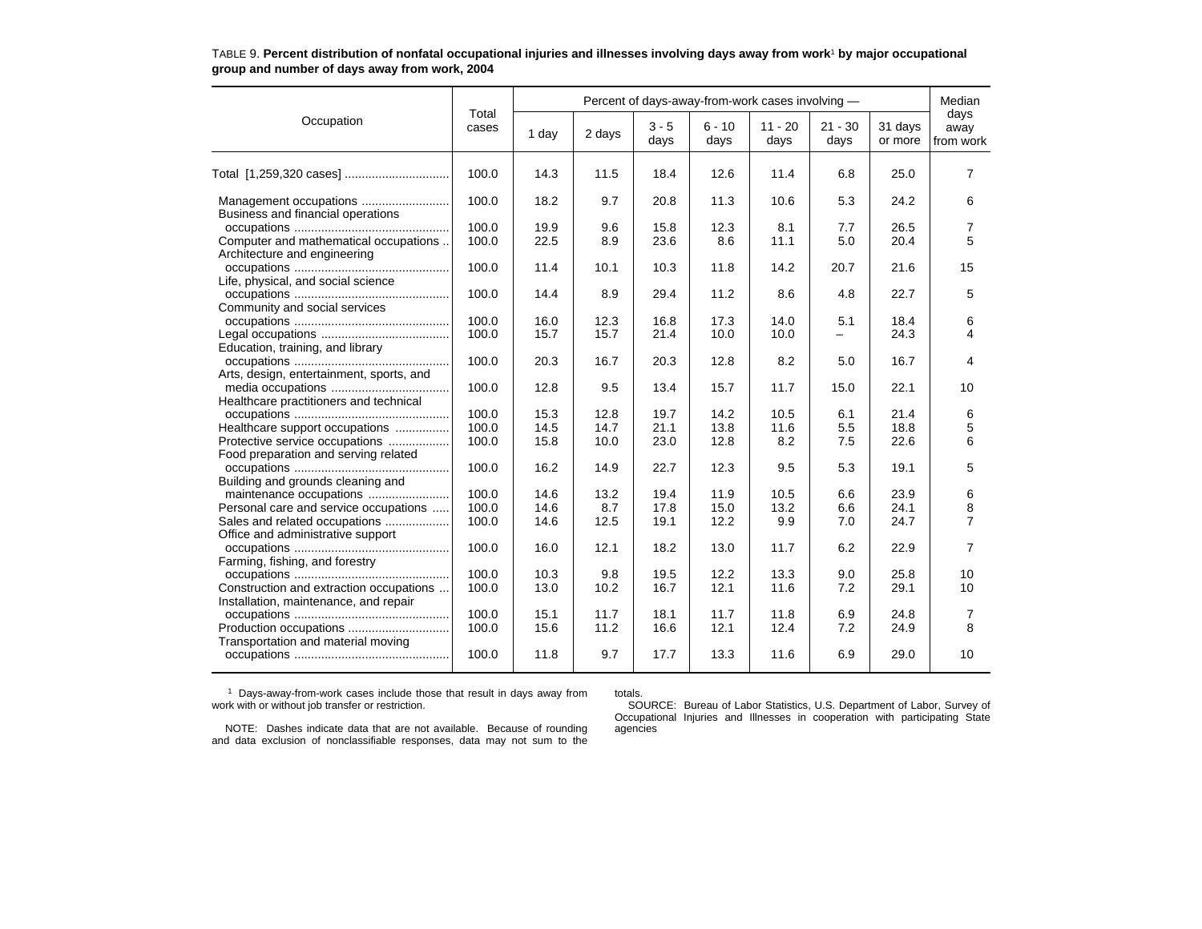TABLE 9. **Percent distribution of nonfatal occupational injuries and illnesses involving days away from work[1] by major occupational group and number of days away from work, 2004**

| Occupation | Total cases | Percent of days-away-from-work cases involving — | | | | | | | Median days away from work |
|---|---|---|---|---|---|---|---|---|---|
| | | 1 day | 2 days | 3 - 5 days | 6 - 10 days | 11 - 20 days | 21 - 30 days | 31 days or more | |
| Total [1,259,320 cases] | 100.0 | 14.3 | 11.5 | 18.4 | 12.6 | 11.4 | 6.8 | 25.0 | 7 |
| Management occupations | 100.0 | 18.2 | 9.7 | 20.8 | 11.3 | 10.6 | 5.3 | 24.2 | 6 |
| Business and financial operations occupations | 100.0 | 19.9 | 9.6 | 15.8 | 12.3 | 8.1 | 7.7 | 26.5 | 7 |
| Computer and mathematical occupations | 100.0 | 22.5 | 8.9 | 23.6 | 8.6 | 11.1 | 5.0 | 20.4 | 5 |
| Architecture and engineering occupations | 100.0 | 11.4 | 10.1 | 10.3 | 11.8 | 14.2 | 20.7 | 21.6 | 15 |
| Life, physical, and social science occupations | 100.0 | 14.4 | 8.9 | 29.4 | 11.2 | 8.6 | 4.8 | 22.7 | 5 |
| Community and social services occupations | 100.0 | 16.0 | 12.3 | 16.8 | 17.3 | 14.0 | 5.1 | 18.4 | 6 |
| Legal occupations | 100.0 | 15.7 | 15.7 | 21.4 | 10.0 | 10.0 | – | 24.3 | 4 |
| Education, training, and library occupations | 100.0 | 20.3 | 16.7 | 20.3 | 12.8 | 8.2 | 5.0 | 16.7 | 4 |
| Arts, design, entertainment, sports, and media occupations | 100.0 | 12.8 | 9.5 | 13.4 | 15.7 | 11.7 | 15.0 | 22.1 | 10 |
| Healthcare practitioners and technical occupations | 100.0 | 15.3 | 12.8 | 19.7 | 14.2 | 10.5 | 6.1 | 21.4 | 6 |
| Healthcare support occupations | 100.0 | 14.5 | 14.7 | 21.1 | 13.8 | 11.6 | 5.5 | 18.8 | 5 |
| Protective service occupations | 100.0 | 15.8 | 10.0 | 23.0 | 12.8 | 8.2 | 7.5 | 22.6 | 6 |
| Food preparation and serving related occupations | 100.0 | 16.2 | 14.9 | 22.7 | 12.3 | 9.5 | 5.3 | 19.1 | 5 |
| Building and grounds cleaning and maintenance occupations | 100.0 | 14.6 | 13.2 | 19.4 | 11.9 | 10.5 | 6.6 | 23.9 | 6 |
| Personal care and service occupations | 100.0 | 14.6 | 8.7 | 17.8 | 15.0 | 13.2 | 6.6 | 24.1 | 8 |
| Sales and related occupations | 100.0 | 14.6 | 12.5 | 19.1 | 12.2 | 9.9 | 7.0 | 24.7 | 7 |
| Office and administrative support occupations | 100.0 | 16.0 | 12.1 | 18.2 | 13.0 | 11.7 | 6.2 | 22.9 | 7 |
| Farming, fishing, and forestry occupations | 100.0 | 10.3 | 9.8 | 19.5 | 12.2 | 13.3 | 9.0 | 25.8 | 10 |
| Construction and extraction occupations | 100.0 | 13.0 | 10.2 | 16.7 | 12.1 | 11.6 | 7.2 | 29.1 | 10 |
| Installation, maintenance, and repair occupations | 100.0 | 15.1 | 11.7 | 18.1 | 11.7 | 11.8 | 6.9 | 24.8 | 7 |
| Production occupations | 100.0 | 15.6 | 11.2 | 16.6 | 12.1 | 12.4 | 7.2 | 24.9 | 8 |
| Transportation and material moving occupations | 100.0 | 11.8 | 9.7 | 17.7 | 13.3 | 11.6 | 6.9 | 29.0 | 10 |

[1] Days-away-from-work cases include those that result in days away from work with or without job transfer or restriction.

NOTE: Dashes indicate data that are not available. Because of rounding and data exclusion of nonclassifiable responses, data may not sum to the totals.

SOURCE: Bureau of Labor Statistics, U.S. Department of Labor, Survey of Occupational Injuries and Illnesses in cooperation with participating State agencies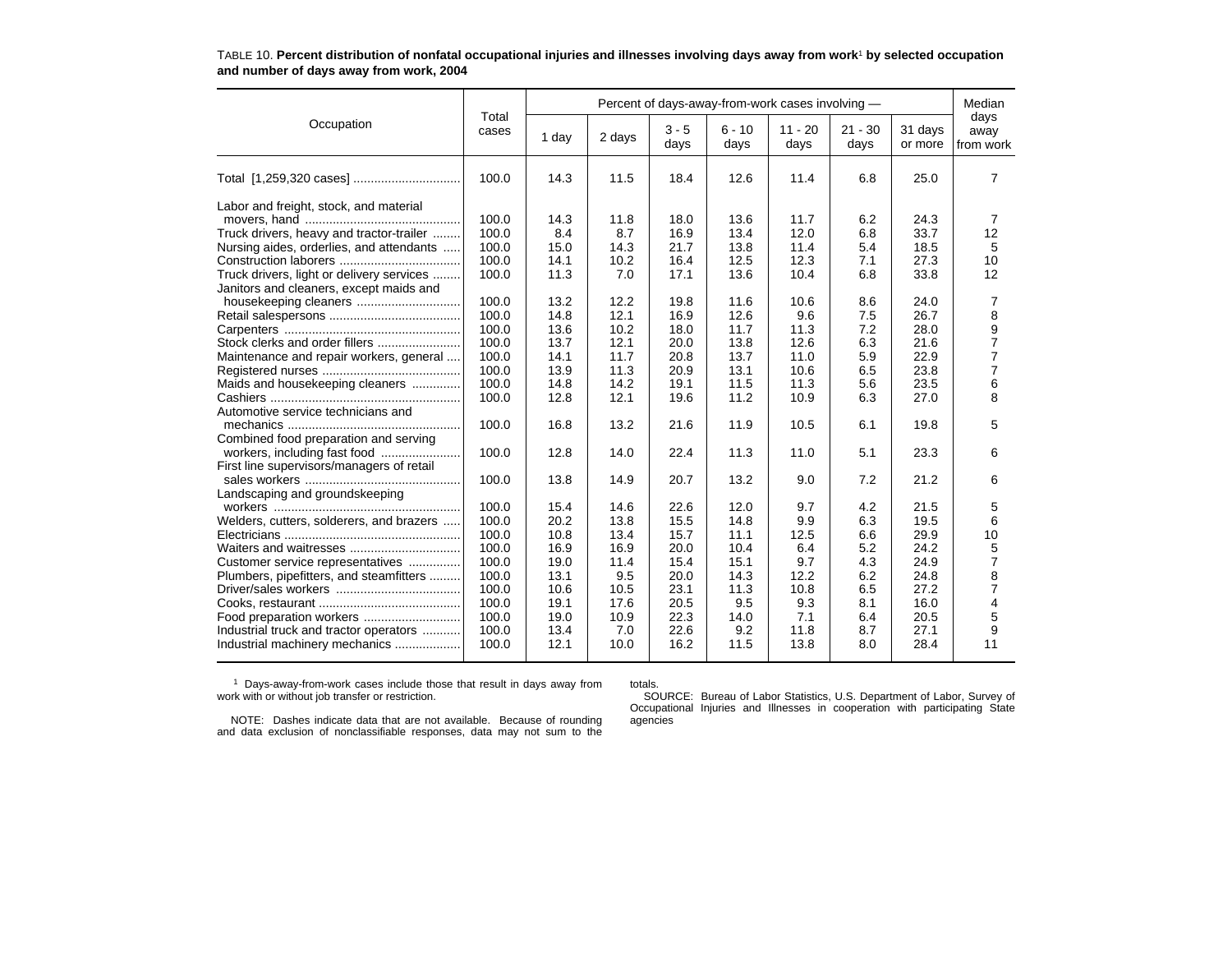TABLE 10. **Percent distribution of nonfatal occupational injuries and illnesses involving days away from work[1] by selected occupation and number of days away from work, 2004**

| Occupation | Total cases | Percent of days-away-from-work cases involving — | | | | | | | Median days away from work |
|---|---|---|---|---|---|---|---|---|---|
| | | 1 day | 2 days | 3 - 5 days | 6 - 10 days | 11 - 20 days | 21 - 30 days | 31 days or more | |
| Total [1,259,320 cases] | 100.0 | 14.3 | 11.5 | 18.4 | 12.6 | 11.4 | 6.8 | 25.0 | 7 |
| Labor and freight, stock, and material movers, hand | 100.0 | 14.3 | 11.8 | 18.0 | 13.6 | 11.7 | 6.2 | 24.3 | 7 |
| Truck drivers, heavy and tractor-trailer | 100.0 | 8.4 | 8.7 | 16.9 | 13.4 | 12.0 | 6.8 | 33.7 | 12 |
| Nursing aides, orderlies, and attendants | 100.0 | 15.0 | 14.3 | 21.7 | 13.8 | 11.4 | 5.4 | 18.5 | 5 |
| Construction laborers | 100.0 | 14.1 | 10.2 | 16.4 | 12.5 | 12.3 | 7.1 | 27.3 | 10 |
| Truck drivers, light or delivery services | 100.0 | 11.3 | 7.0 | 17.1 | 13.6 | 10.4 | 6.8 | 33.8 | 12 |
| Janitors and cleaners, except maids and housekeeping cleaners | 100.0 | 13.2 | 12.2 | 19.8 | 11.6 | 10.6 | 8.6 | 24.0 | 7 |
| Retail salespersons | 100.0 | 14.8 | 12.1 | 16.9 | 12.6 | 9.6 | 7.5 | 26.7 | 8 |
| Carpenters | 100.0 | 13.6 | 10.2 | 18.0 | 11.7 | 11.3 | 7.2 | 28.0 | 9 |
| Stock clerks and order fillers | 100.0 | 13.7 | 12.1 | 20.0 | 13.8 | 12.6 | 6.3 | 21.6 | 7 |
| Maintenance and repair workers, general | 100.0 | 14.1 | 11.7 | 20.8 | 13.7 | 11.0 | 5.9 | 22.9 | 7 |
| Registered nurses | 100.0 | 13.9 | 11.3 | 20.9 | 13.1 | 10.6 | 6.5 | 23.8 | 7 |
| Maids and housekeeping cleaners | 100.0 | 14.8 | 14.2 | 19.1 | 11.5 | 11.3 | 5.6 | 23.5 | 6 |
| Cashiers | 100.0 | 12.8 | 12.1 | 19.6 | 11.2 | 10.9 | 6.3 | 27.0 | 8 |
| Automotive service technicians and mechanics | 100.0 | 16.8 | 13.2 | 21.6 | 11.9 | 10.5 | 6.1 | 19.8 | 5 |
| Combined food preparation and serving workers, including fast food | 100.0 | 12.8 | 14.0 | 22.4 | 11.3 | 11.0 | 5.1 | 23.3 | 6 |
| First line supervisors/managers of retail sales workers | 100.0 | 13.8 | 14.9 | 20.7 | 13.2 | 9.0 | 7.2 | 21.2 | 6 |
| Landscaping and groundskeeping workers | 100.0 | 15.4 | 14.6 | 22.6 | 12.0 | 9.7 | 4.2 | 21.5 | 5 |
| Welders, cutters, solderers, and brazers | 100.0 | 20.2 | 13.8 | 15.5 | 14.8 | 9.9 | 6.3 | 19.5 | 6 |
| Electricians | 100.0 | 10.8 | 13.4 | 15.7 | 11.1 | 12.5 | 6.6 | 29.9 | 10 |
| Waiters and waitresses | 100.0 | 16.9 | 16.9 | 20.0 | 10.4 | 6.4 | 5.2 | 24.2 | 5 |
| Customer service representatives | 100.0 | 19.0 | 11.4 | 15.4 | 15.1 | 9.7 | 4.3 | 24.9 | 7 |
| Plumbers, pipefitters, and steamfitters | 100.0 | 13.1 | 9.5 | 20.0 | 14.3 | 12.2 | 6.2 | 24.8 | 8 |
| Driver/sales workers | 100.0 | 10.6 | 10.5 | 23.1 | 11.3 | 10.8 | 6.5 | 27.2 | 7 |
| Cooks, restaurant | 100.0 | 19.1 | 17.6 | 20.5 | 9.5 | 9.3 | 8.1 | 16.0 | 4 |
| Food preparation workers | 100.0 | 19.0 | 10.9 | 22.3 | 14.0 | 7.1 | 6.4 | 20.5 | 5 |
| Industrial truck and tractor operators | 100.0 | 13.4 | 7.0 | 22.6 | 9.2 | 11.8 | 8.7 | 27.1 | 9 |
| Industrial machinery mechanics | 100.0 | 12.1 | 10.0 | 16.2 | 11.5 | 13.8 | 8.0 | 28.4 | 11 |

[1] Days-away-from-work cases include those that result in days away from work with or without job transfer or restriction.

NOTE: Dashes indicate data that are not available. Because of rounding and data exclusion of nonclassifiable responses, data may not sum to the totals.

SOURCE: Bureau of Labor Statistics, U.S. Department of Labor, Survey of Occupational Injuries and Illnesses in cooperation with participating State agencies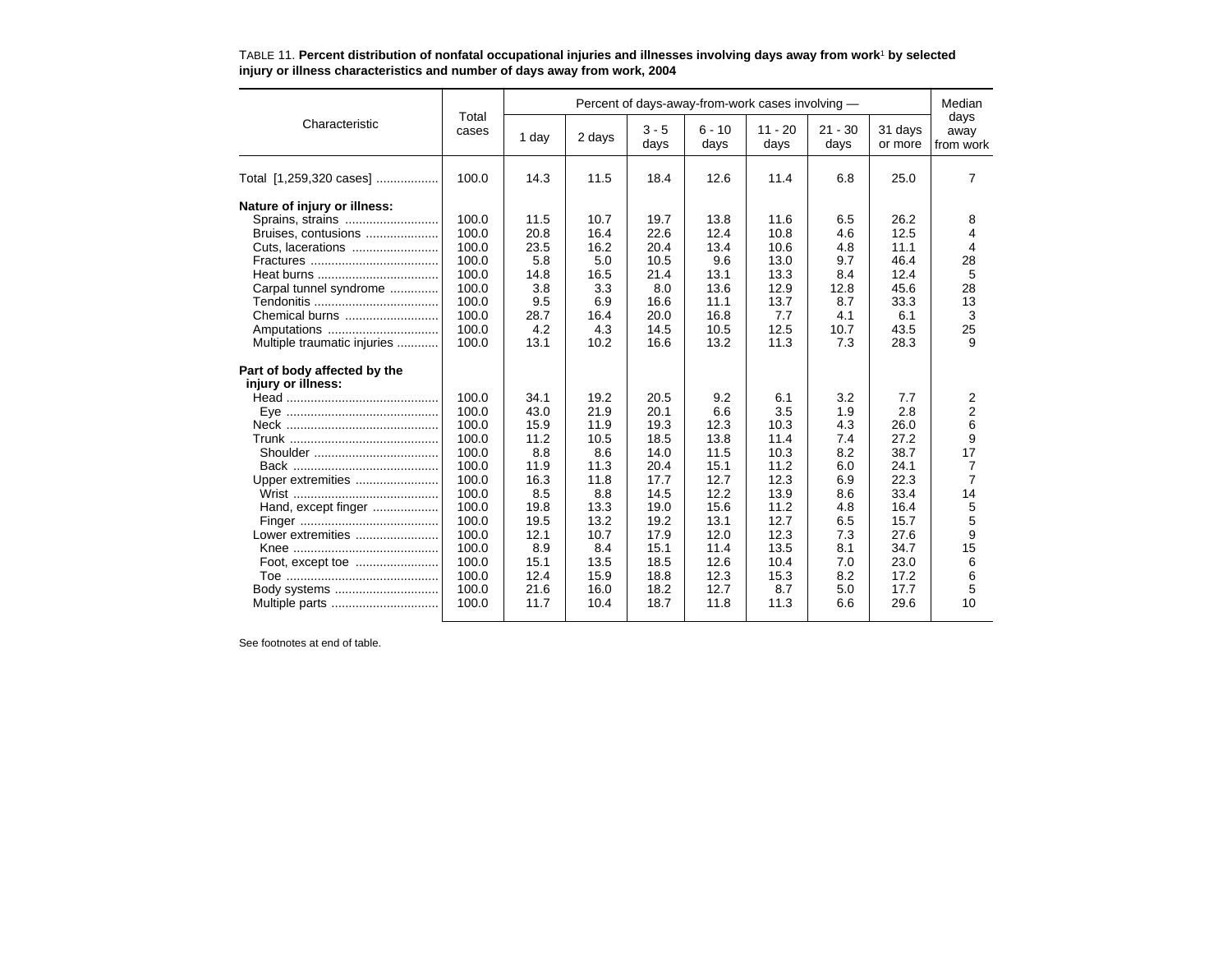TABLE 11. **Percent distribution of nonfatal occupational injuries and illnesses involving days away from work[1] by selected injury or illness characteristics and number of days away from work, 2004**

| Characteristic | Total cases | Percent of days-away-from-work cases involving — | | | | | | | Median days away from work |
|---|---|---|---|---|---|---|---|---|---|
| | | 1 day | 2 days | 3 - 5 days | 6 - 10 days | 11 - 20 days | 21 - 30 days | 31 days or more | |
| Total [1,259,320 cases] | 100.0 | 14.3 | 11.5 | 18.4 | 12.6 | 11.4 | 6.8 | 25.0 | 7 |
| **Nature of injury or illness:** | | | | | | | | | |
| Sprains, strains | 100.0 | 11.5 | 10.7 | 19.7 | 13.8 | 11.6 | 6.5 | 26.2 | 8 |
| Bruises, contusions | 100.0 | 20.8 | 16.4 | 22.6 | 12.4 | 10.8 | 4.6 | 12.5 | 4 |
| Cuts, lacerations | 100.0 | 23.5 | 16.2 | 20.4 | 13.4 | 10.6 | 4.8 | 11.1 | 4 |
| Fractures | 100.0 | 5.8 | 5.0 | 10.5 | 9.6 | 13.0 | 9.7 | 46.4 | 28 |
| Heat burns | 100.0 | 14.8 | 16.5 | 21.4 | 13.1 | 13.3 | 8.4 | 12.4 | 5 |
| Carpal tunnel syndrome | 100.0 | 3.8 | 3.3 | 8.0 | 13.6 | 12.9 | 12.8 | 45.6 | 28 |
| Tendonitis | 100.0 | 9.5 | 6.9 | 16.6 | 11.1 | 13.7 | 8.7 | 33.3 | 13 |
| Chemical burns | 100.0 | 28.7 | 16.4 | 20.0 | 16.8 | 7.7 | 4.1 | 6.1 | 3 |
| Amputations | 100.0 | 4.2 | 4.3 | 14.5 | 10.5 | 12.5 | 10.7 | 43.5 | 25 |
| Multiple traumatic injuries | 100.0 | 13.1 | 10.2 | 16.6 | 13.2 | 11.3 | 7.3 | 28.3 | 9 |
| **Part of body affected by the injury or illness:** | | | | | | | | | |
| Head | 100.0 | 34.1 | 19.2 | 20.5 | 9.2 | 6.1 | 3.2 | 7.7 | 2 |
| Eye | 100.0 | 43.0 | 21.9 | 20.1 | 6.6 | 3.5 | 1.9 | 2.8 | 2 |
| Neck | 100.0 | 15.9 | 11.9 | 19.3 | 12.3 | 10.3 | 4.3 | 26.0 | 6 |
| Trunk | 100.0 | 11.2 | 10.5 | 18.5 | 13.8 | 11.4 | 7.4 | 27.2 | 9 |
| Shoulder | 100.0 | 8.8 | 8.6 | 14.0 | 11.5 | 10.3 | 8.2 | 38.7 | 17 |
| Back | 100.0 | 11.9 | 11.3 | 20.4 | 15.1 | 11.2 | 6.0 | 24.1 | 7 |
| Upper extremities | 100.0 | 16.3 | 11.8 | 17.7 | 12.7 | 12.3 | 6.9 | 22.3 | 7 |
| Wrist | 100.0 | 8.5 | 8.8 | 14.5 | 12.2 | 13.9 | 8.6 | 33.4 | 14 |
| Hand, except finger | 100.0 | 19.8 | 13.3 | 19.0 | 15.6 | 11.2 | 4.8 | 16.4 | 5 |
| Finger | 100.0 | 19.5 | 13.2 | 19.2 | 13.1 | 12.7 | 6.5 | 15.7 | 5 |
| Lower extremities | 100.0 | 12.1 | 10.7 | 17.9 | 12.0 | 12.3 | 7.3 | 27.6 | 9 |
| Knee | 100.0 | 8.9 | 8.4 | 15.1 | 11.4 | 13.5 | 8.1 | 34.7 | 15 |
| Foot, except toe | 100.0 | 15.1 | 13.5 | 18.5 | 12.6 | 10.4 | 7.0 | 23.0 | 6 |
| Toe | 100.0 | 12.4 | 15.9 | 18.8 | 12.3 | 15.3 | 8.2 | 17.2 | 6 |
| Body systems | 100.0 | 21.6 | 16.0 | 18.2 | 12.7 | 8.7 | 5.0 | 17.7 | 5 |
| Multiple parts | 100.0 | 11.7 | 10.4 | 18.7 | 11.8 | 11.3 | 6.6 | 29.6 | 10 |

See footnotes at end of table.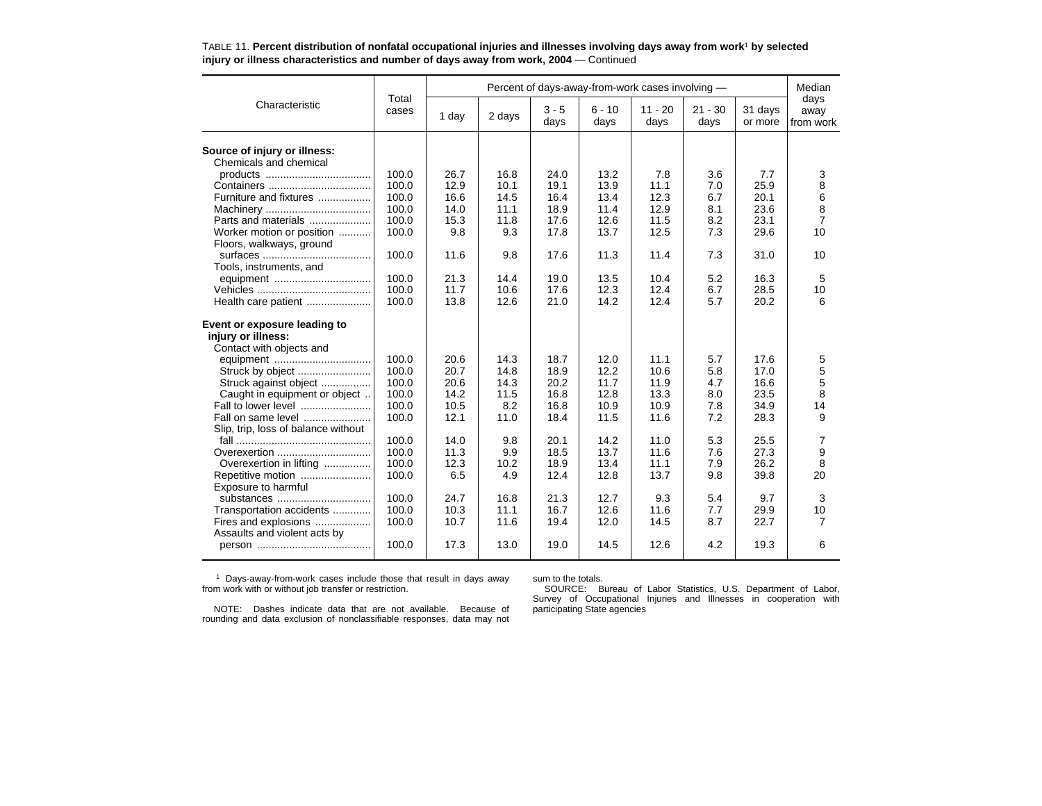TABLE 11. **Percent distribution of nonfatal occupational injuries and illnesses involving days away from work[1] by selected injury or illness characteristics and number of days away from work, 2004** — Continued

| Characteristic | Total cases | Percent of days-away-from-work cases involving — | | | | | | | Median days away from work |
|---|---|---|---|---|---|---|---|---|---|
| | | 1 day | 2 days | 3 - 5 days | 6 - 10 days | 11 - 20 days | 21 - 30 days | 31 days or more | |
| **Source of injury or illness:** | | | | | | | | | |
| Chemicals and chemical products | 100.0 | 26.7 | 16.8 | 24.0 | 13.2 | 7.8 | 3.6 | 7.7 | 3 |
| Containers | 100.0 | 12.9 | 10.1 | 19.1 | 13.9 | 11.1 | 7.0 | 25.9 | 8 |
| Furniture and fixtures | 100.0 | 16.6 | 14.5 | 16.4 | 13.4 | 12.3 | 6.7 | 20.1 | 6 |
| Machinery | 100.0 | 14.0 | 11.1 | 18.9 | 11.4 | 12.9 | 8.1 | 23.6 | 8 |
| Parts and materials | 100.0 | 15.3 | 11.8 | 17.6 | 12.6 | 11.5 | 8.2 | 23.1 | 7 |
| Worker motion or position | 100.0 | 9.8 | 9.3 | 17.8 | 13.7 | 12.5 | 7.3 | 29.6 | 10 |
| Floors, walkways, ground surfaces | 100.0 | 11.6 | 9.8 | 17.6 | 11.3 | 11.4 | 7.3 | 31.0 | 10 |
| Tools, instruments, and equipment | 100.0 | 21.3 | 14.4 | 19.0 | 13.5 | 10.4 | 5.2 | 16.3 | 5 |
| Vehicles | 100.0 | 11.7 | 10.6 | 17.6 | 12.3 | 12.4 | 6.7 | 28.5 | 10 |
| Health care patient | 100.0 | 13.8 | 12.6 | 21.0 | 14.2 | 12.4 | 5.7 | 20.2 | 6 |
| **Event or exposure leading to injury or illness:** | | | | | | | | | |
| Contact with objects and equipment | 100.0 | 20.6 | 14.3 | 18.7 | 12.0 | 11.1 | 5.7 | 17.6 | 5 |
| Struck by object | 100.0 | 20.7 | 14.8 | 18.9 | 12.2 | 10.6 | 5.8 | 17.0 | 5 |
| Struck against object | 100.0 | 20.6 | 14.3 | 20.2 | 11.7 | 11.9 | 4.7 | 16.6 | 5 |
| Caught in equipment or object | 100.0 | 14.2 | 11.5 | 16.8 | 12.8 | 13.3 | 8.0 | 23.5 | 8 |
| Fall to lower level | 100.0 | 10.5 | 8.2 | 16.8 | 10.9 | 10.9 | 7.8 | 34.9 | 14 |
| Fall on same level | 100.0 | 12.1 | 11.0 | 18.4 | 11.5 | 11.6 | 7.2 | 28.3 | 9 |
| Slip, trip, loss of balance without fall | 100.0 | 14.0 | 9.8 | 20.1 | 14.2 | 11.0 | 5.3 | 25.5 | 7 |
| Overexertion | 100.0 | 11.3 | 9.9 | 18.5 | 13.7 | 11.6 | 7.6 | 27.3 | 9 |
| Overexertion in lifting | 100.0 | 12.3 | 10.2 | 18.9 | 13.4 | 11.1 | 7.9 | 26.2 | 8 |
| Repetitive motion | 100.0 | 6.5 | 4.9 | 12.4 | 12.8 | 13.7 | 9.8 | 39.8 | 20 |
| Exposure to harmful substances | 100.0 | 24.7 | 16.8 | 21.3 | 12.7 | 9.3 | 5.4 | 9.7 | 3 |
| Transportation accidents | 100.0 | 10.3 | 11.1 | 16.7 | 12.6 | 11.6 | 7.7 | 29.9 | 10 |
| Fires and explosions | 100.0 | 10.7 | 11.6 | 19.4 | 12.0 | 14.5 | 8.7 | 22.7 | 7 |
| Assaults and violent acts by person | 100.0 | 17.3 | 13.0 | 19.0 | 14.5 | 12.6 | 4.2 | 19.3 | 6 |

[1] Days-away-from-work cases include those that result in days away from work with or without job transfer or restriction.

NOTE: Dashes indicate data that are not available. Because of rounding and data exclusion of nonclassifiable responses, data may not sum to the totals.

SOURCE: Bureau of Labor Statistics, U.S. Department of Labor, Survey of Occupational Injuries and Illnesses in cooperation with participating State agencies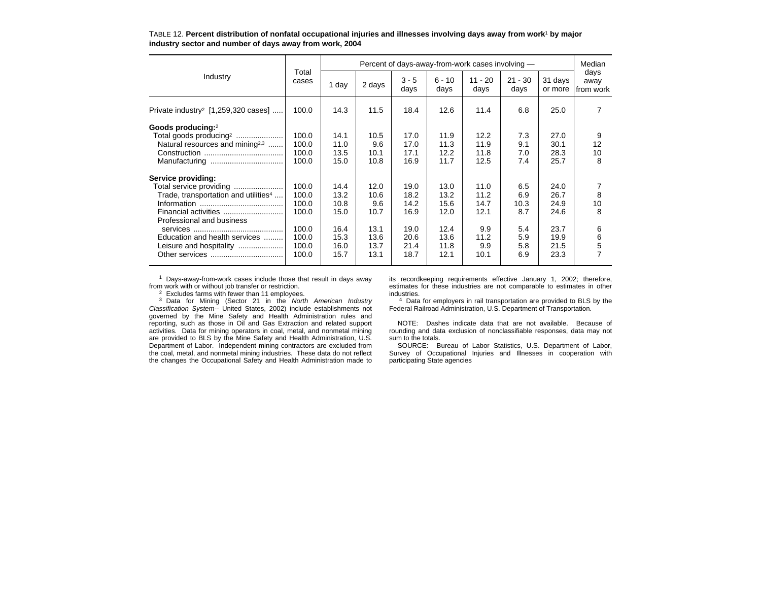TABLE 12. **Percent distribution of nonfatal occupational injuries and illnesses involving days away from work[1] by major industry sector and number of days away from work, 2004**

| Industry | Total cases | Percent of days-away-from-work cases involving — | | | | | | | Median days away from work |
|---|---|---|---|---|---|---|---|---|---|
| | | 1 day | 2 days | 3 - 5 days | 6 - 10 days | 11 - 20 days | 21 - 30 days | 31 days or more | |
| Private industry[2] [1,259,320 cases] | 100.0 | 14.3 | 11.5 | 18.4 | 12.6 | 11.4 | 6.8 | 25.0 | 7 |
| **Goods producing:**[2] | | | | | | | | | |
| Total goods producing[2] | 100.0 | 14.1 | 10.5 | 17.0 | 11.9 | 12.2 | 7.3 | 27.0 | 9 |
| Natural resources and mining[2,3] | 100.0 | 11.0 | 9.6 | 17.0 | 11.3 | 11.9 | 9.1 | 30.1 | 12 |
| Construction | 100.0 | 13.5 | 10.1 | 17.1 | 12.2 | 11.8 | 7.0 | 28.3 | 10 |
| Manufacturing | 100.0 | 15.0 | 10.8 | 16.9 | 11.7 | 12.5 | 7.4 | 25.7 | 8 |
| **Service providing:** | | | | | | | | | |
| Total service providing | 100.0 | 14.4 | 12.0 | 19.0 | 13.0 | 11.0 | 6.5 | 24.0 | 7 |
| Trade, transportation and utilities[4] | 100.0 | 13.2 | 10.6 | 18.2 | 13.2 | 11.2 | 6.9 | 26.7 | 8 |
| Information | 100.0 | 10.8 | 9.6 | 14.2 | 15.6 | 14.7 | 10.3 | 24.9 | 10 |
| Financial activities | 100.0 | 15.0 | 10.7 | 16.9 | 12.0 | 12.1 | 8.7 | 24.6 | 8 |
| Professional and business services | 100.0 | 16.4 | 13.1 | 19.0 | 12.4 | 9.9 | 5.4 | 23.7 | 6 |
| Education and health services | 100.0 | 15.3 | 13.6 | 20.6 | 13.6 | 11.2 | 5.9 | 19.9 | 6 |
| Leisure and hospitality | 100.0 | 16.0 | 13.7 | 21.4 | 11.8 | 9.9 | 5.8 | 21.5 | 5 |
| Other services | 100.0 | 15.7 | 13.1 | 18.7 | 12.1 | 10.1 | 6.9 | 23.3 | 7 |

[1] Days-away-from-work cases include those that result in days away from work with or without job transfer or restriction.

[2] Excludes farms with fewer than 11 employees.

[3] Data for Mining (Sector 21 in the *North American Industry Classification System*-- United States, 2002) include establishments not governed by the Mine Safety and Health Administration rules and reporting, such as those in Oil and Gas Extraction and related support activities. Data for mining operators in coal, metal, and nonmetal mining are provided to BLS by the Mine Safety and Health Administration, U.S. Department of Labor. Independent mining contractors are excluded from the coal, metal, and nonmetal mining industries. These data do not reflect the changes the Occupational Safety and Health Administration made to its recordkeeping requirements effective January 1, 2002; therefore, estimates for these industries are not comparable to estimates in other industries.

[4] Data for employers in rail transportation are provided to BLS by the Federal Railroad Administration, U.S. Department of Transportation.

NOTE: Dashes indicate data that are not available. Because of rounding and data exclusion of nonclassifiable responses, data may not sum to the totals.

SOURCE: Bureau of Labor Statistics, U.S. Department of Labor, Survey of Occupational Injuries and Illnesses in cooperation with participating State agencies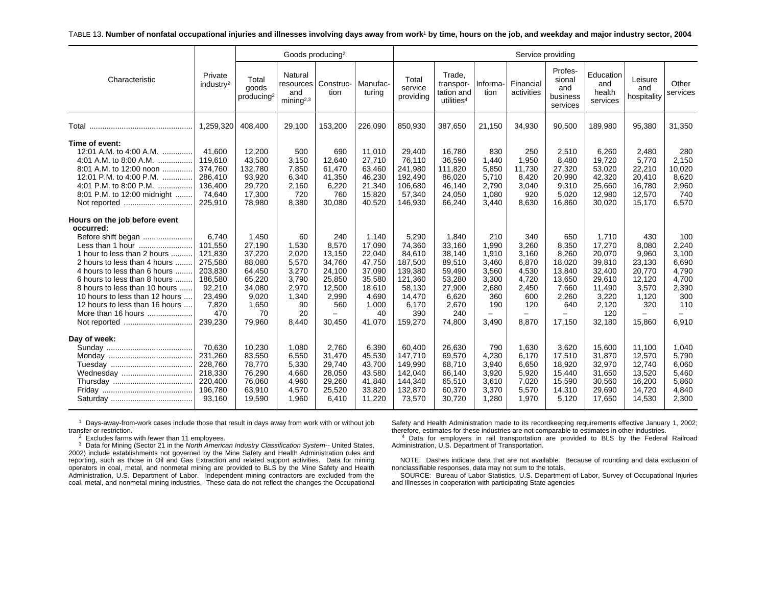TABLE 13. **Number of nonfatal occupational injuries and illnesses involving days away from work[1] by time, hours on the job, and weekday and major industry sector, 2004**

| Characteristic | Private industry[2] | Goods producing[2] | | | | Service providing | | | | | | | |
|---|---|---|---|---|---|---|---|---|---|---|---|---|---|
| | | Total goods producing[2] | Natural resources and mining[2,3] | Construction | Manufacturing | Total service providing | Trade, transportation and utilities[4] | Information | Financial activities | Professional and business services | Education and health services | Leisure and hospitality | Other services |
| Total | 1,259,320 | 408,400 | 29,100 | 153,200 | 226,090 | 850,930 | 387,650 | 21,150 | 34,930 | 90,500 | 189,980 | 95,380 | 31,350 |
| **Time of event:** | | | | | | | | | | | | | |
| 12:01 A.M. to 4:00 A.M. | 41,600 | 12,200 | 500 | 690 | 11,010 | 29,400 | 16,780 | 830 | 250 | 2,510 | 6,260 | 2,480 | 280 |
| 4:01 A.M. to 8:00 A.M. | 119,610 | 43,500 | 3,150 | 12,640 | 27,710 | 76,110 | 36,590 | 1,440 | 1,950 | 8,480 | 19,720 | 5,770 | 2,150 |
| 8:01 A.M. to 12:00 noon | 374,760 | 132,780 | 7,850 | 61,470 | 63,460 | 241,980 | 111,820 | 5,850 | 11,730 | 27,320 | 53,020 | 22,210 | 10,020 |
| 12:01 P.M. to 4:00 P.M. | 286,410 | 93,920 | 6,340 | 41,350 | 46,230 | 192,490 | 86,020 | 5,710 | 8,420 | 20,990 | 42,320 | 20,410 | 8,620 |
| 4:01 P.M. to 8:00 P.M. | 136,400 | 29,720 | 2,160 | 6,220 | 21,340 | 106,680 | 46,140 | 2,790 | 3,040 | 9,310 | 25,660 | 16,780 | 2,960 |
| 8:01 P.M. to 12:00 midnight | 74,640 | 17,300 | 720 | 760 | 15,820 | 57,340 | 24,050 | 1,080 | 920 | 5,020 | 12,980 | 12,570 | 740 |
| Not reported | 225,910 | 78,980 | 8,380 | 30,080 | 40,520 | 146,930 | 66,240 | 3,440 | 8,630 | 16,860 | 30,020 | 15,170 | 6,570 |
| **Hours on the job before event occurred:** | | | | | | | | | | | | | |
| Before shift began | 6,740 | 1,450 | 60 | 240 | 1,140 | 5,290 | 1,840 | 210 | 340 | 650 | 1,710 | 430 | 100 |
| Less than 1 hour | 101,550 | 27,190 | 1,530 | 8,570 | 17,090 | 74,360 | 33,160 | 1,990 | 3,260 | 8,350 | 17,270 | 8,080 | 2,240 |
| 1 hour to less than 2 hours | 121,830 | 37,220 | 2,020 | 13,150 | 22,040 | 84,610 | 38,140 | 1,910 | 3,160 | 8,260 | 20,070 | 9,960 | 3,100 |
| 2 hours to less than 4 hours | 275,580 | 88,080 | 5,570 | 34,760 | 47,750 | 187,500 | 89,510 | 3,460 | 6,870 | 18,020 | 39,810 | 23,130 | 6,690 |
| 4 hours to less than 6 hours | 203,830 | 64,450 | 3,270 | 24,100 | 37,090 | 139,380 | 59,490 | 3,560 | 4,530 | 13,840 | 32,400 | 20,770 | 4,790 |
| 6 hours to less than 8 hours | 186,580 | 65,220 | 3,790 | 25,850 | 35,580 | 121,360 | 53,280 | 3,300 | 4,720 | 13,650 | 29,610 | 12,120 | 4,700 |
| 8 hours to less than 10 hours | 92,210 | 34,080 | 2,970 | 12,500 | 18,610 | 58,130 | 27,900 | 2,680 | 2,450 | 7,660 | 11,490 | 3,570 | 2,390 |
| 10 hours to less than 12 hours | 23,490 | 9,020 | 1,340 | 2,990 | 4,690 | 14,470 | 6,620 | 360 | 600 | 2,260 | 3,220 | 1,120 | 300 |
| 12 hours to less than 16 hours | 7,820 | 1,650 | 90 | 560 | 1,000 | 6,170 | 2,670 | 190 | 120 | 640 | 2,120 | 320 | 110 |
| More than 16 hours | 470 | 70 | 20 | – | 40 | 390 | 240 | – | – | – | 120 | – | – |
| Not reported | 239,230 | 79,960 | 8,440 | 30,450 | 41,070 | 159,270 | 74,800 | 3,490 | 8,870 | 17,150 | 32,180 | 15,860 | 6,910 |
| **Day of week:** | | | | | | | | | | | | | |
| Sunday | 70,630 | 10,230 | 1,080 | 2,760 | 6,390 | 60,400 | 26,630 | 790 | 1,630 | 3,620 | 15,600 | 11,100 | 1,040 |
| Monday | 231,260 | 83,550 | 6,550 | 31,470 | 45,530 | 147,710 | 69,570 | 4,230 | 6,170 | 17,510 | 31,870 | 12,570 | 5,790 |
| Tuesday | 228,760 | 78,770 | 5,330 | 29,740 | 43,700 | 149,990 | 68,710 | 3,940 | 6,650 | 18,920 | 32,970 | 12,740 | 6,060 |
| Wednesday | 218,330 | 76,290 | 4,660 | 28,050 | 43,580 | 142,040 | 66,140 | 3,920 | 5,920 | 15,440 | 31,650 | 13,520 | 5,460 |
| Thursday | 220,400 | 76,060 | 4,960 | 29,260 | 41,840 | 144,340 | 65,510 | 3,610 | 7,020 | 15,590 | 30,560 | 16,200 | 5,860 |
| Friday | 196,780 | 63,910 | 4,570 | 25,520 | 33,820 | 132,870 | 60,370 | 3,370 | 5,570 | 14,310 | 29,690 | 14,720 | 4,840 |
| Saturday | 93,160 | 19,590 | 1,960 | 6,410 | 11,220 | 73,570 | 30,720 | 1,280 | 1,970 | 5,120 | 17,650 | 14,530 | 2,300 |

[1] Days-away-from-work cases include those that result in days away from work with or without job transfer or restriction.

[2] Excludes farms with fewer than 11 employees.

[3] Data for Mining (Sector 21 in the *North American Industry Classification System*-- United States, 2002) include establishments not governed by the Mine Safety and Health Administration rules and reporting, such as those in Oil and Gas Extraction and related support activities. Data for mining operators in coal, metal, and nonmetal mining are provided to BLS by the Mine Safety and Health Administration, U.S. Department of Labor. Independent mining contractors are excluded from the coal, metal, and nonmetal mining industries. These data do not reflect the changes the Occupational Safety and Health Administration made to its recordkeeping requirements effective January 1, 2002; therefore, estimates for these industries are not comparable to estimates in other industries.

[4] Data for employers in rail transportation are provided to BLS by the Federal Railroad Administration, U.S. Department of Transportation.

NOTE: Dashes indicate data that are not available. Because of rounding and data exclusion of nonclassifiable responses, data may not sum to the totals.

SOURCE: Bureau of Labor Statistics, U.S. Department of Labor, Survey of Occupational Injuries and Illnesses in cooperation with participating State agencies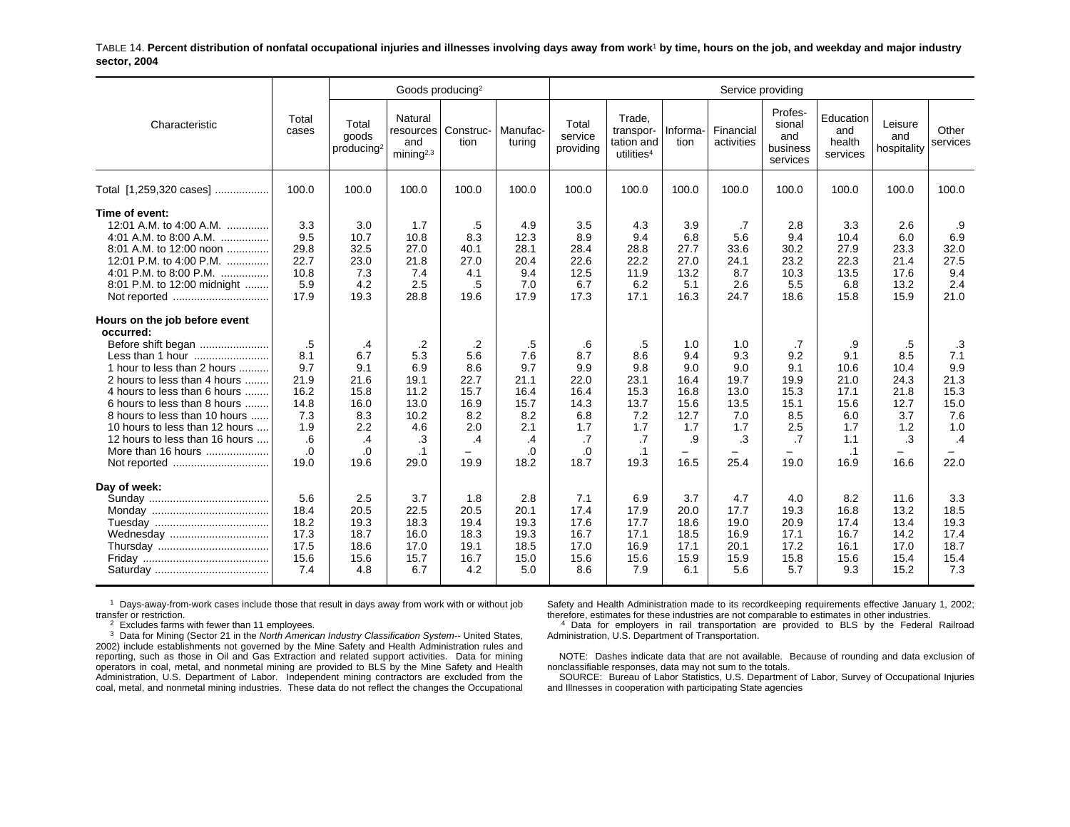TABLE 14. **Percent distribution of nonfatal occupational injuries and illnesses involving days away from work[1] by time, hours on the job, and weekday and major industry sector, 2004**

| Characteristic | Total cases | Goods producing[2] | | | | Service providing | | | | | | | |
|---|---|---|---|---|---|---|---|---|---|---|---|---|---|
| | | Total goods producing[2] | Natural resources and mining[2,3] | Construction | Manufacturing | Total service providing | Trade, transportation and utilities[4] | Information | Financial activities | Professional and business services | Education and health services | Leisure and hospitality | Other services |
| Total [1,259,320 cases] | 100.0 | 100.0 | 100.0 | 100.0 | 100.0 | 100.0 | 100.0 | 100.0 | 100.0 | 100.0 | 100.0 | 100.0 | 100.0 |
| **Time of event:** | | | | | | | | | | | | | |
| 12:01 A.M. to 4:00 A.M. | 3.3 | 3.0 | 1.7 | .5 | 4.9 | 3.5 | 4.3 | 3.9 | .7 | 2.8 | 3.3 | 2.6 | .9 |
| 4:01 A.M. to 8:00 A.M. | 9.5 | 10.7 | 10.8 | 8.3 | 12.3 | 8.9 | 9.4 | 6.8 | 5.6 | 9.4 | 10.4 | 6.0 | 6.9 |
| 8:01 A.M. to 12:00 noon | 29.8 | 32.5 | 27.0 | 40.1 | 28.1 | 28.4 | 28.8 | 27.7 | 33.6 | 30.2 | 27.9 | 23.3 | 32.0 |
| 12:01 P.M. to 4:00 P.M. | 22.7 | 23.0 | 21.8 | 27.0 | 20.4 | 22.6 | 22.2 | 27.0 | 24.1 | 23.2 | 22.3 | 21.4 | 27.5 |
| 4:01 P.M. to 8:00 P.M. | 10.8 | 7.3 | 7.4 | 4.1 | 9.4 | 12.5 | 11.9 | 13.2 | 8.7 | 10.3 | 13.5 | 17.6 | 9.4 |
| 8:01 P.M. to 12:00 midnight | 5.9 | 4.2 | 2.5 | .5 | 7.0 | 6.7 | 6.2 | 5.1 | 2.6 | 5.5 | 6.8 | 13.2 | 2.4 |
| Not reported | 17.9 | 19.3 | 28.8 | 19.6 | 17.9 | 17.3 | 17.1 | 16.3 | 24.7 | 18.6 | 15.8 | 15.9 | 21.0 |
| **Hours on the job before event occurred:** | | | | | | | | | | | | | |
| Before shift began | .5 | .4 | .2 | .2 | .5 | .6 | .5 | 1.0 | 1.0 | .7 | .9 | .5 | .3 |
| Less than 1 hour | 8.1 | 6.7 | 5.3 | 5.6 | 7.6 | 8.7 | 8.6 | 9.4 | 9.3 | 9.2 | 9.1 | 8.5 | 7.1 |
| 1 hour to less than 2 hours | 9.7 | 9.1 | 6.9 | 8.6 | 9.7 | 9.9 | 9.8 | 9.0 | 9.0 | 9.1 | 10.6 | 10.4 | 9.9 |
| 2 hours to less than 4 hours | 21.9 | 21.6 | 19.1 | 22.7 | 21.1 | 22.0 | 23.1 | 16.4 | 19.7 | 19.9 | 21.0 | 24.3 | 21.3 |
| 4 hours to less than 6 hours | 16.2 | 15.8 | 11.2 | 15.7 | 16.4 | 16.4 | 15.3 | 16.8 | 13.0 | 15.3 | 17.1 | 21.8 | 15.3 |
| 6 hours to less than 8 hours | 14.8 | 16.0 | 13.0 | 16.9 | 15.7 | 14.3 | 13.7 | 15.6 | 13.5 | 15.1 | 15.6 | 12.7 | 15.0 |
| 8 hours to less than 10 hours | 7.3 | 8.3 | 10.2 | 8.2 | 8.2 | 6.8 | 7.2 | 12.7 | 7.0 | 8.5 | 6.0 | 3.7 | 7.6 |
| 10 hours to less than 12 hours | 1.9 | 2.2 | 4.6 | 2.0 | 2.1 | 1.7 | 1.7 | 1.7 | 1.7 | 2.5 | 1.7 | 1.2 | 1.0 |
| 12 hours to less than 16 hours | .6 | .4 | .3 | .4 | .4 | .7 | .7 | .9 | .3 | .7 | 1.1 | .3 | .4 |
| More than 16 hours | .0 | .0 | .1 | – | .0 | .0 | .1 | – | – | – | .1 | – | – |
| Not reported | 19.0 | 19.6 | 29.0 | 19.9 | 18.2 | 18.7 | 19.3 | 16.5 | 25.4 | 19.0 | 16.9 | 16.6 | 22.0 |
| **Day of week:** | | | | | | | | | | | | | |
| Sunday | 5.6 | 2.5 | 3.7 | 1.8 | 2.8 | 7.1 | 6.9 | 3.7 | 4.7 | 4.0 | 8.2 | 11.6 | 3.3 |
| Monday | 18.4 | 20.5 | 22.5 | 20.5 | 20.1 | 17.4 | 17.9 | 20.0 | 17.7 | 19.3 | 16.8 | 13.2 | 18.5 |
| Tuesday | 18.2 | 19.3 | 18.3 | 19.4 | 19.3 | 17.6 | 17.7 | 18.6 | 19.0 | 20.9 | 17.4 | 13.4 | 19.3 |
| Wednesday | 17.3 | 18.7 | 16.0 | 18.3 | 19.3 | 16.7 | 17.1 | 18.5 | 16.9 | 17.1 | 16.7 | 14.2 | 17.4 |
| Thursday | 17.5 | 18.6 | 17.0 | 19.1 | 18.5 | 17.0 | 16.9 | 17.1 | 20.1 | 17.2 | 16.1 | 17.0 | 18.7 |
| Friday | 15.6 | 15.6 | 15.7 | 16.7 | 15.0 | 15.6 | 15.6 | 15.9 | 15.9 | 15.8 | 15.6 | 15.4 | 15.4 |
| Saturday | 7.4 | 4.8 | 6.7 | 4.2 | 5.0 | 8.6 | 7.9 | 6.1 | 5.6 | 5.7 | 9.3 | 15.2 | 7.3 |

[1] Days-away-from-work cases include those that result in days away from work with or without job transfer or restriction.

[2] Excludes farms with fewer than 11 employees.

[3] Data for Mining (Sector 21 in the *North American Industry Classification System*-- United States, 2002) include establishments not governed by the Mine Safety and Health Administration rules and reporting, such as those in Oil and Gas Extraction and related support activities. Data for mining operators in coal, metal, and nonmetal mining are provided to BLS by the Mine Safety and Health Administration, U.S. Department of Labor. Independent mining contractors are excluded from the coal, metal, and nonmetal mining industries. These data do not reflect the changes the Occupational Safety and Health Administration made to its recordkeeping requirements effective January 1, 2002; therefore, estimates for these industries are not comparable to estimates in other industries.

[4] Data for employers in rail transportation are provided to BLS by the Federal Railroad Administration, U.S. Department of Transportation.

NOTE: Dashes indicate data that are not available. Because of rounding and data exclusion of nonclassifiable responses, data may not sum to the totals.

SOURCE: Bureau of Labor Statistics, U.S. Department of Labor, Survey of Occupational Injuries and Illnesses in cooperation with participating State agencies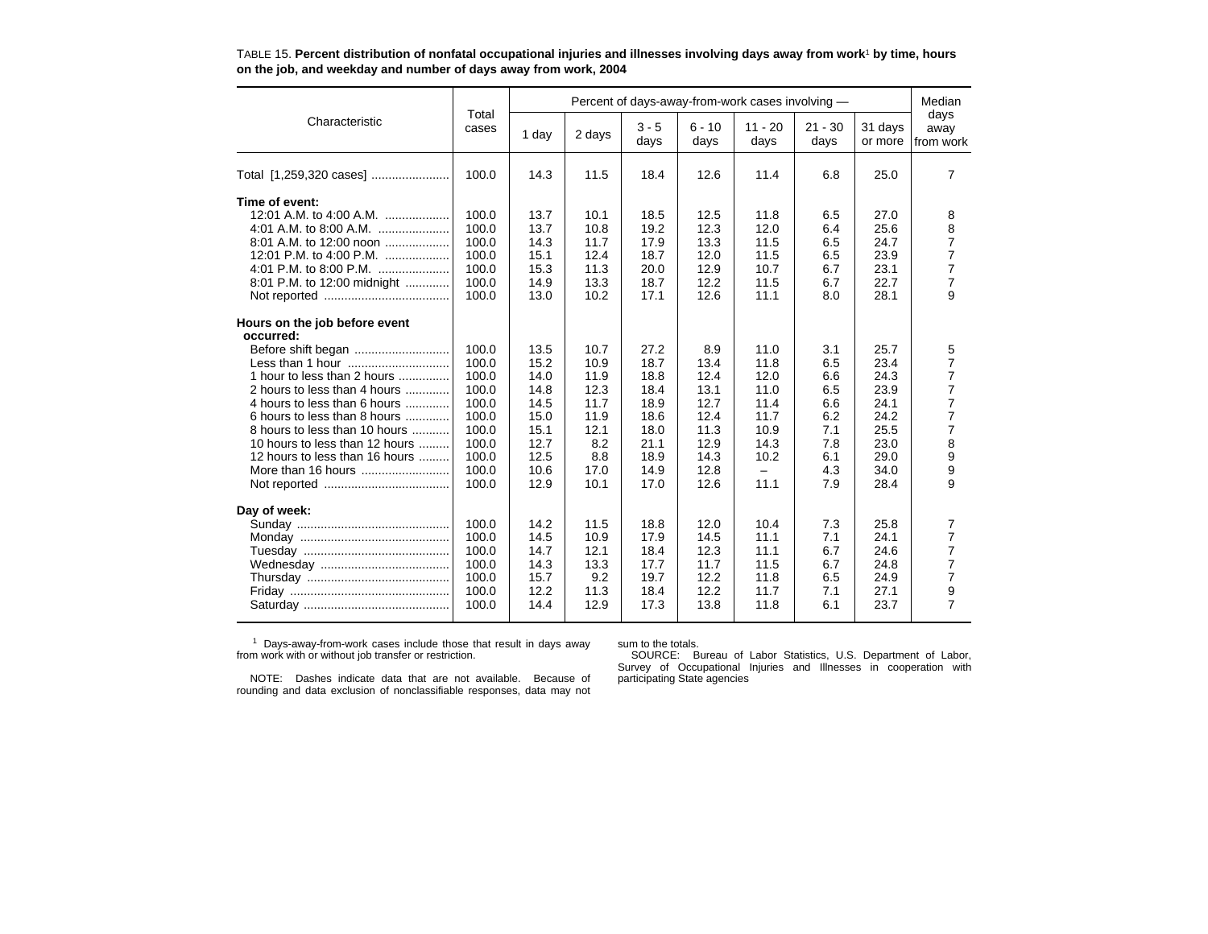TABLE 15. **Percent distribution of nonfatal occupational injuries and illnesses involving days away from work[1] by time, hours on the job, and weekday and number of days away from work, 2004**

| Characteristic | Total cases | Percent of days-away-from-work cases involving — | | | | | | | Median days away from work |
|---|---|---|---|---|---|---|---|---|---|
| | | 1 day | 2 days | 3 - 5 days | 6 - 10 days | 11 - 20 days | 21 - 30 days | 31 days or more | |
| Total [1,259,320 cases] | 100.0 | 14.3 | 11.5 | 18.4 | 12.6 | 11.4 | 6.8 | 25.0 | 7 |
| **Time of event:** | | | | | | | | | |
| 12:01 A.M. to 4:00 A.M. | 100.0 | 13.7 | 10.1 | 18.5 | 12.5 | 11.8 | 6.5 | 27.0 | 8 |
| 4:01 A.M. to 8:00 A.M. | 100.0 | 13.7 | 10.8 | 19.2 | 12.3 | 12.0 | 6.4 | 25.6 | 8 |
| 8:01 A.M. to 12:00 noon | 100.0 | 14.3 | 11.7 | 17.9 | 13.3 | 11.5 | 6.5 | 24.7 | 7 |
| 12:01 P.M. to 4:00 P.M. | 100.0 | 15.1 | 12.4 | 18.7 | 12.0 | 11.5 | 6.5 | 23.9 | 7 |
| 4:01 P.M. to 8:00 P.M. | 100.0 | 15.3 | 11.3 | 20.0 | 12.9 | 10.7 | 6.7 | 23.1 | 7 |
| 8:01 P.M. to 12:00 midnight | 100.0 | 14.9 | 13.3 | 18.7 | 12.2 | 11.5 | 6.7 | 22.7 | 7 |
| Not reported | 100.0 | 13.0 | 10.2 | 17.1 | 12.6 | 11.1 | 8.0 | 28.1 | 9 |
| **Hours on the job before event occurred:** | | | | | | | | | |
| Before shift began | 100.0 | 13.5 | 10.7 | 27.2 | 8.9 | 11.0 | 3.1 | 25.7 | 5 |
| Less than 1 hour | 100.0 | 15.2 | 10.9 | 18.7 | 13.4 | 11.8 | 6.5 | 23.4 | 7 |
| 1 hour to less than 2 hours | 100.0 | 14.0 | 11.9 | 18.8 | 12.4 | 12.0 | 6.6 | 24.3 | 7 |
| 2 hours to less than 4 hours | 100.0 | 14.8 | 12.3 | 18.4 | 13.1 | 11.0 | 6.5 | 23.9 | 7 |
| 4 hours to less than 6 hours | 100.0 | 14.5 | 11.7 | 18.9 | 12.7 | 11.4 | 6.6 | 24.1 | 7 |
| 6 hours to less than 8 hours | 100.0 | 15.0 | 11.9 | 18.6 | 12.4 | 11.7 | 6.2 | 24.2 | 7 |
| 8 hours to less than 10 hours | 100.0 | 15.1 | 12.1 | 18.0 | 11.3 | 10.9 | 7.1 | 25.5 | 7 |
| 10 hours to less than 12 hours | 100.0 | 12.7 | 8.2 | 21.1 | 12.9 | 14.3 | 7.8 | 23.0 | 8 |
| 12 hours to less than 16 hours | 100.0 | 12.5 | 8.8 | 18.9 | 14.3 | 10.2 | 6.1 | 29.0 | 9 |
| More than 16 hours | 100.0 | 10.6 | 17.0 | 14.9 | 12.8 | – | 4.3 | 34.0 | 9 |
| Not reported | 100.0 | 12.9 | 10.1 | 17.0 | 12.6 | 11.1 | 7.9 | 28.4 | 9 |
| **Day of week:** | | | | | | | | | |
| Sunday | 100.0 | 14.2 | 11.5 | 18.8 | 12.0 | 10.4 | 7.3 | 25.8 | 7 |
| Monday | 100.0 | 14.5 | 10.9 | 17.9 | 14.5 | 11.1 | 7.1 | 24.1 | 7 |
| Tuesday | 100.0 | 14.7 | 12.1 | 18.4 | 12.3 | 11.1 | 6.7 | 24.6 | 7 |
| Wednesday | 100.0 | 14.3 | 13.3 | 17.7 | 11.7 | 11.5 | 6.7 | 24.8 | 7 |
| Thursday | 100.0 | 15.7 | 9.2 | 19.7 | 12.2 | 11.8 | 6.5 | 24.9 | 7 |
| Friday | 100.0 | 12.2 | 11.3 | 18.4 | 12.2 | 11.7 | 7.1 | 27.1 | 9 |
| Saturday | 100.0 | 14.4 | 12.9 | 17.3 | 13.8 | 11.8 | 6.1 | 23.7 | 7 |

[1] Days-away-from-work cases include those that result in days away from work with or without job transfer or restriction.

NOTE: Dashes indicate data that are not available. Because of rounding and data exclusion of nonclassifiable responses, data may not sum to the totals.

SOURCE: Bureau of Labor Statistics, U.S. Department of Labor, Survey of Occupational Injuries and Illnesses in cooperation with participating State agencies